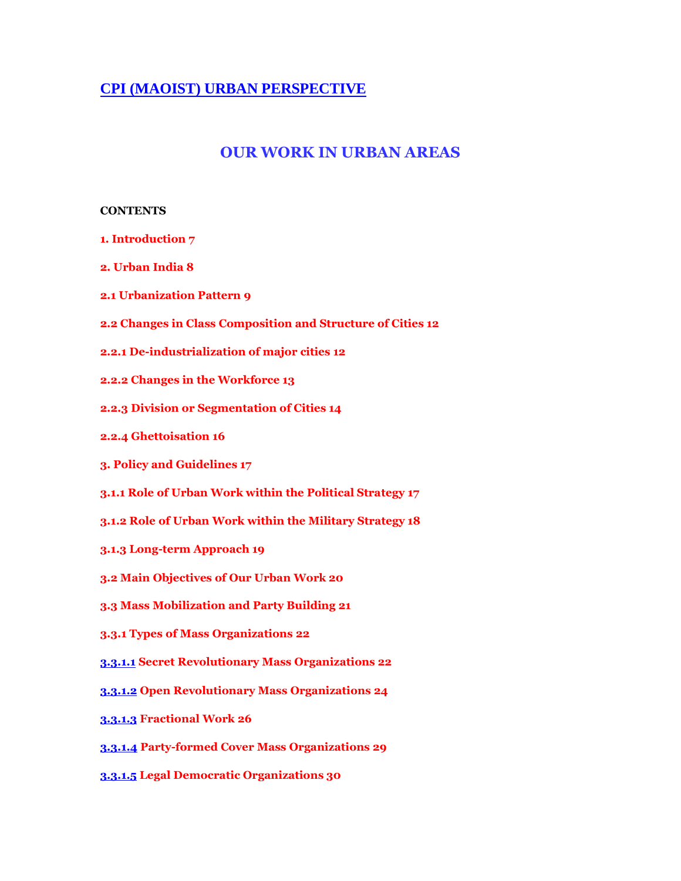# CPI (MAOIST) URBAN PERSPECTIVE

## OUR WORK IN URBAN AREAS

**CONTENTS**

**1. Introduction 7**

**2. Urban India 8**

**2.1 Urbanization Pattern 9**

**2.2 Changes in Class Composition and Structure of Cities 12**

**2.2.1 De-industrialization of major cities 12**

**2.2.2 Changes in the Workforce 13**

**2.2.3 Division or Segmentation of Cities 14**

**2.2.4 Ghettoisation 16**

**3. Policy and Guidelines 17**

**3.1.1 Role of Urban Work within the Political Strategy 17**

**3.1.2 Role of Urban Work within the Military Strategy 18**

**3.1.3 Long-term Approach 19**

**3.2 Main Objectives of Our Urban Work 20**

**3.3 Mass Mobilization and Party Building 21**

**3.3.1 Types of Mass Organizations 22**

**3.3.1.1 Secret Revolutionary Mass Organizations 22**

**3.3.1.2 Open Revolutionary Mass Organizations 24**

**3.3.1.3 Fractional Work 26**

**3.3.1.4 Party-formed Cover Mass Organizations 29**

**3.3.1.5 Legal Democratic Organizations 30**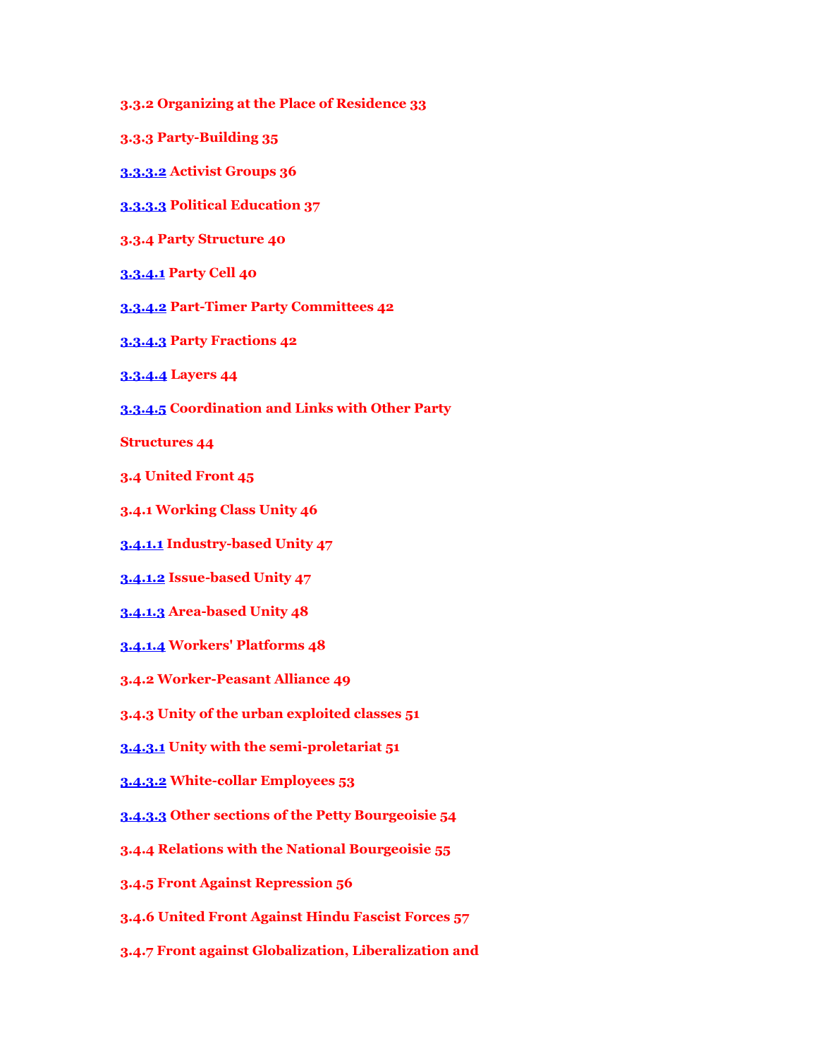3.3.2 Organizing at the Place of Residence 33

3.3.3 Party-Building 35

3.3.3.2 Activist Groups 36

3.3.3.3 Political Education 37

3.3.4 Party Structure 40

3.3.4.1 Party Cell 40

3.3.4.2 Part-Timer Party Committees 42

3.3.4.3 Party Fractions 42

3.3.4.4 Layers 44

3.3.4.5 Coordination and Links with Other Party

Structures 44

3.4 United Front 45

3.4.1 Working Class Unity 46

3.4.1.1 Industry-based Unity 47

3.4.1.2 Issue-based Unity 47

3.4.1.3 Area-based Unity 48

3.4.1.4 Workers' Platforms 48

3.4.2 Worker-Peasant Alliance 49

3.4.3 Unity of the urban exploited classes 51

3.4.3.1 Unity with the semi-proletariat 51

3.4.3.2 White-collar Employees 53

3.4.3.3 Other sections of the Petty Bourgeoisie 54

3.4.4 Relations with the National Bourgeoisie 55

3.4.5 Front Against Repression 56

3.4.6 United Front Against Hindu Fascist Forces 57

3.4.7 Front against Globalization, Liberalization and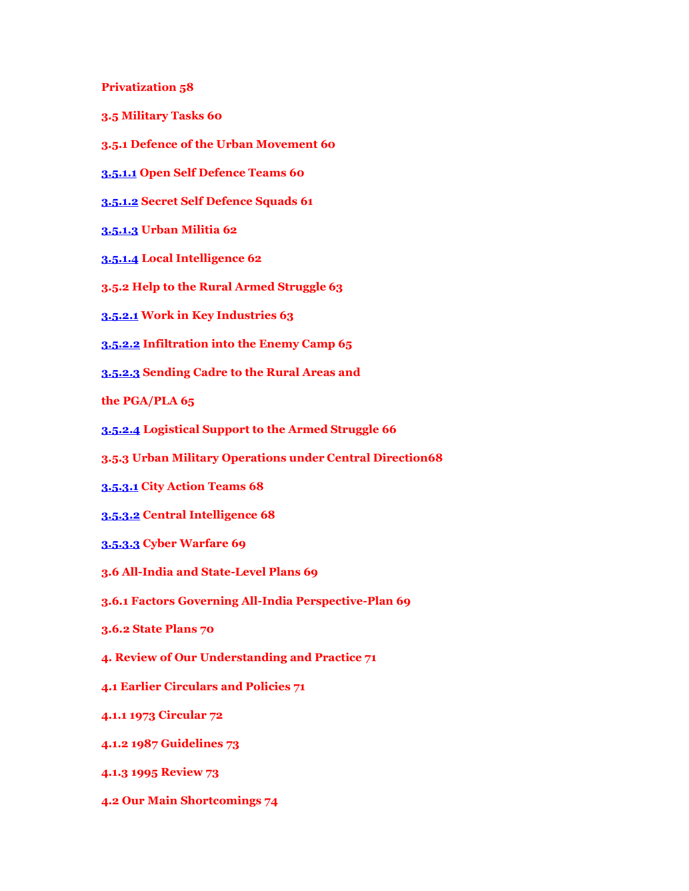**Privatization 58**

**3.5 Military Tasks 60**

**3.5.1 Defence of the Urban Movement 60**

**3.5.1.1 Open Self Defence Teams 60**

**3.5.1.2 Secret Self Defence Squads 61**

**3.5.1.3 Urban Militia 62**

**3.5.1.4 Local Intelligence 62**

**3.5.2 Help to the Rural Armed Struggle 63**

**3.5.2.1 Work in Key Industries 63**

**3.5.2.2 Infiltration into the Enemy Camp 65**

**3.5.2.3 Sending Cadre to the Rural Areas and**

**the PGA/PLA 65**

**3.5.2.4 Logistical Support to the Armed Struggle 66**

**3.5.3 Urban Military Operations under Central Direction68**

**3.5.3.1 City Action Teams 68**

**3.5.3.2 Central Intelligence 68**

**3.5.3.3 Cyber Warfare 69**

**3.6 All-India and State-Level Plans 69**

**3.6.1 Factors Governing All-India Perspective-Plan 69**

**3.6.2 State Plans 70**

**4. Review of Our Understanding and Practice 71**

**4.1 Earlier Circulars and Policies 71**

**4.1.1 1973 Circular 72**

**4.1.2 1987 Guidelines 73**

**4.1.3 1995 Review 73**

**4.2 Our Main Shortcomings 74**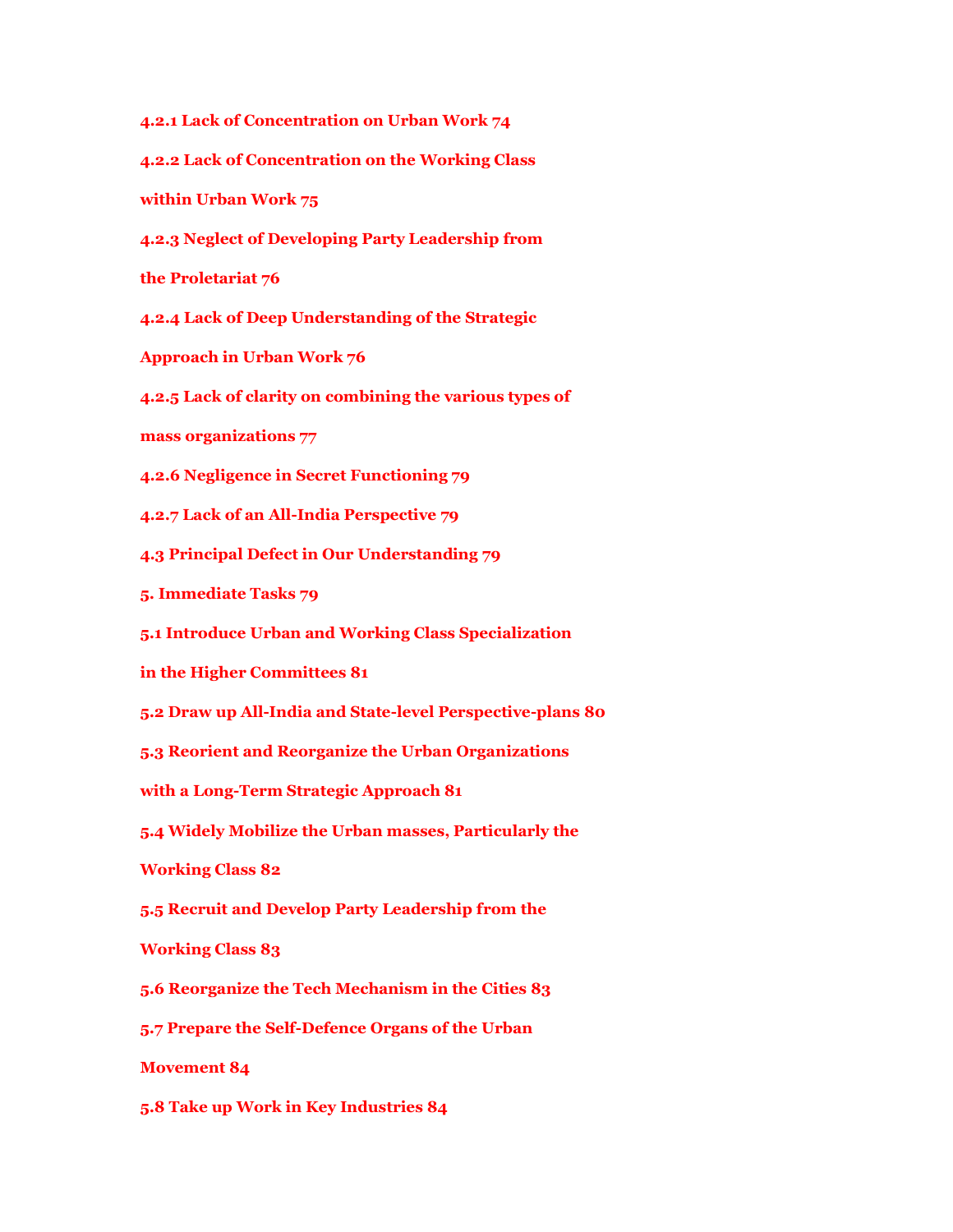4.2.1 Lack of Concentration on Urban Work 74

4.2.2 Lack of Concentration on the Working Class within Urban Work 75

4.2.3 Neglect of Developing Party Leadership from the Proletariat 76

4.2.4 Lack of Deep Understanding of the Strategic Approach in Urban Work 76

4.2.5 Lack of clarity on combining the various types of mass organizations 77

4.2.6 Negligence in Secret Functioning 79

4.2.7 Lack of an All-India Perspective 79

4.3 Principal Defect in Our Understanding 79

5. Immediate Tasks 79

5.1 Introduce Urban and Working Class Specialization in the Higher Committees 81

5.2 Draw up All-India and State-level Perspective-plans 80

5.3 Reorient and Reorganize the Urban Organizations with a Long-Term Strategic Approach 81

5.4 Widely Mobilize the Urban masses, Particularly the Working Class 82

5.5 Recruit and Develop Party Leadership from the Working Class 83

5.6 Reorganize the Tech Mechanism in the Cities 83

5.7 Prepare the Self-Defence Organs of the Urban Movement 84

5.8 Take up Work in Key Industries 84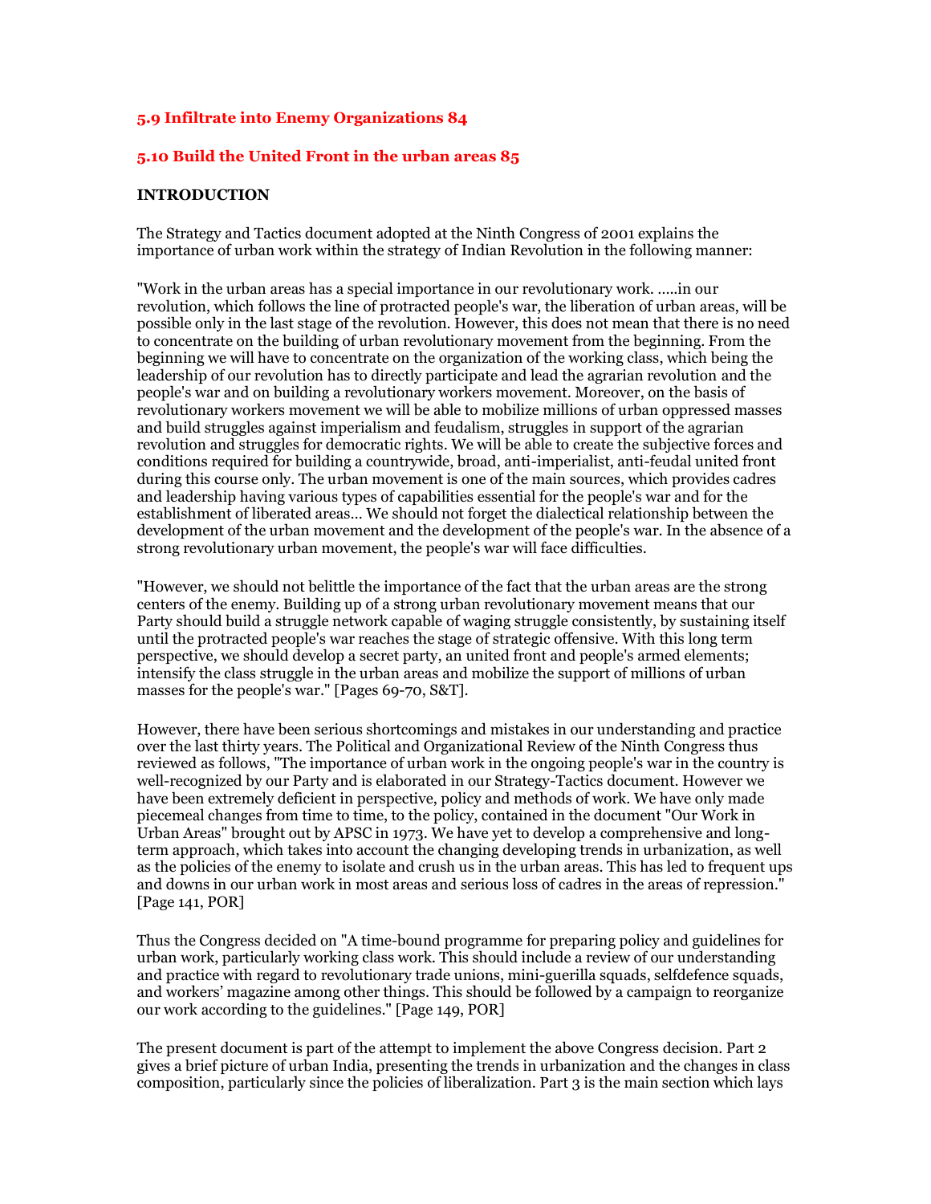**5.9 Infiltrate into Enemy Organizations 84**

**5.10 Build the United Front in the urban areas 85**

**INTRODUCTION**

The Strategy and Tactics document adopted at the Ninth Congress of 2001 explains the importance of urban work within the strategy of Indian Revolution in the following manner:

"Work in the urban areas has a special importance in our revolutionary work. .....in our revolution, which follows the line of protracted people's war, the liberation of urban areas, will be possible only in the last stage of the revolution. However, this does not mean that there is no need to concentrate on the building of urban revolutionary movement from the beginning. From the beginning we will have to concentrate on the organization of the working class, which being the leadership of our revolution has to directly participate and lead the agrarian revolution and the people's war and on building a revolutionary workers movement. Moreover, on the basis of revolutionary workers movement we will be able to mobilize millions of urban oppressed masses and build struggles against imperialism and feudalism, struggles in support of the agrarian revolution and struggles for democratic rights. We will be able to create the subjective forces and conditions required for building a countrywide, broad, anti-imperialist, anti-feudal united front during this course only. The urban movement is one of the main sources, which provides cadres and leadership having various types of capabilities essential for the people's war and for the establishment of liberated areas... We should not forget the dialectical relationship between the development of the urban movement and the development of the people's war. In the absence of a strong revolutionary urban movement, the people's war will face difficulties.

"However, we should not belittle the importance of the fact that the urban areas are the strong centers of the enemy. Building up of a strong urban revolutionary movement means that our Party should build a struggle network capable of waging struggle consistently, by sustaining itself until the protracted people's war reaches the stage of strategic offensive. With this long term perspective, we should develop a secret party, an united front and people's armed elements; intensify the class struggle in the urban areas and mobilize the support of millions of urban masses for the people's war." [Pages 69-70, S&T].

However, there have been serious shortcomings and mistakes in our understanding and practice over the last thirty years. The Political and Organizational Review of the Ninth Congress thus reviewed as follows, "The importance of urban work in the ongoing people's war in the country is well-recognized by our Party and is elaborated in our Strategy-Tactics document. However we have been extremely deficient in perspective, policy and methods of work. We have only made piecemeal changes from time to time, to the policy, contained in the document "Our Work in Urban Areas" brought out by APSC in 1973. We have yet to develop a comprehensive and long-term approach, which takes into account the changing developing trends in urbanization, as well as the policies of the enemy to isolate and crush us in the urban areas. This has led to frequent ups and downs in our urban work in most areas and serious loss of cadres in the areas of repression." [Page 141, POR]

Thus the Congress decided on "A time-bound programme for preparing policy and guidelines for urban work, particularly working class work. This should include a review of our understanding and practice with regard to revolutionary trade unions, mini-guerilla squads, selfdefence squads, and workers' magazine among other things. This should be followed by a campaign to reorganize our work according to the guidelines." [Page 149, POR]

The present document is part of the attempt to implement the above Congress decision. Part 2 gives a brief picture of urban India, presenting the trends in urbanization and the changes in class composition, particularly since the policies of liberalization. Part 3 is the main section which lays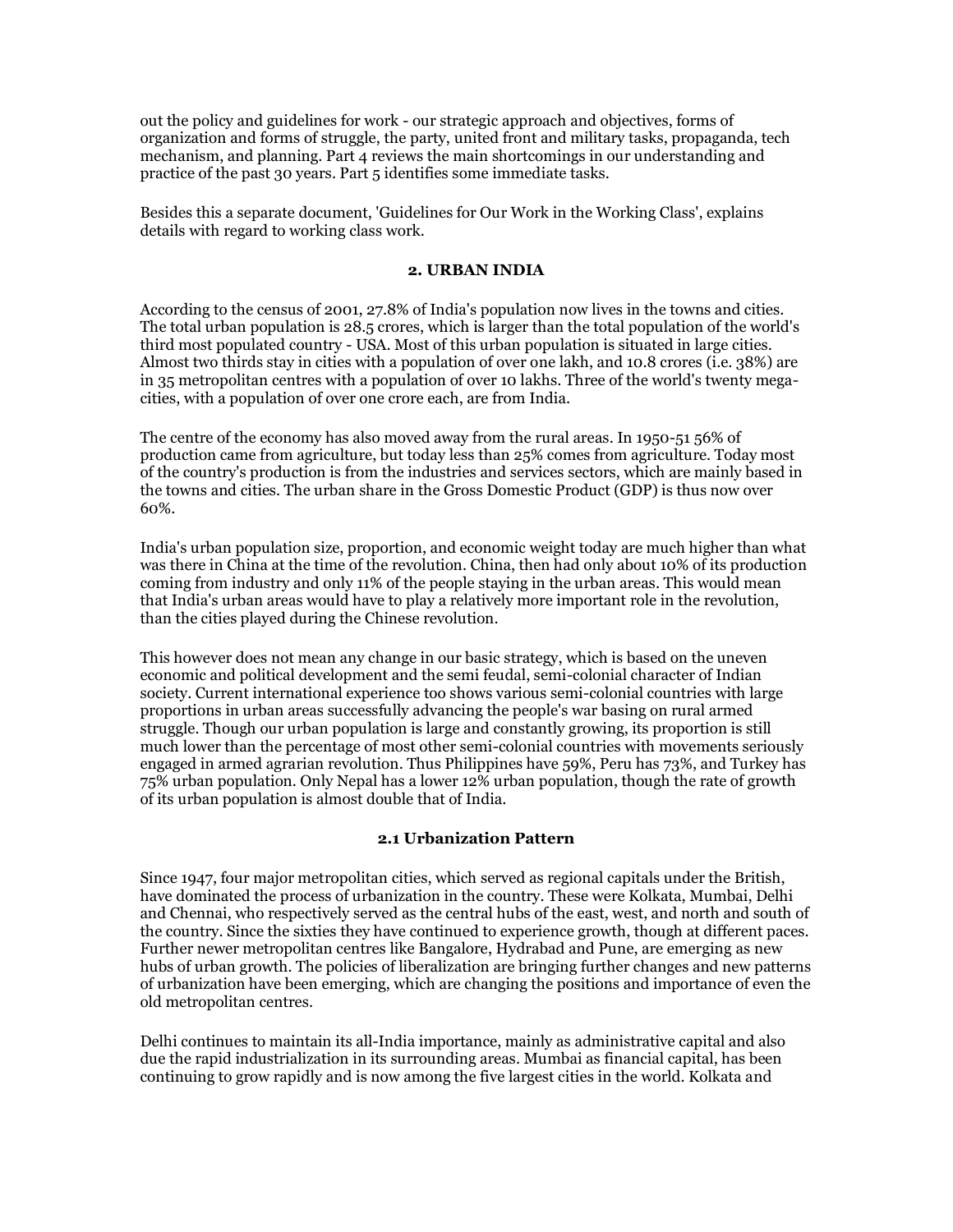out the policy and guidelines for work - our strategic approach and objectives, forms of organization and forms of struggle, the party, united front and military tasks, propaganda, tech mechanism, and planning. Part 4 reviews the main shortcomings in our understanding and practice of the past 30 years. Part 5 identifies some immediate tasks.

Besides this a separate document, 'Guidelines for Our Work in the Working Class', explains details with regard to working class work.

## 2. URBAN INDIA

According to the census of 2001, 27.8% of India's population now lives in the towns and cities. The total urban population is 28.5 crores, which is larger than the total population of the world's third most populated country - USA. Most of this urban population is situated in large cities. Almost two thirds stay in cities with a population of over one lakh, and 10.8 crores (i.e. 38%) are in 35 metropolitan centres with a population of over 10 lakhs. Three of the world's twenty mega-cities, with a population of over one crore each, are from India.

The centre of the economy has also moved away from the rural areas. In 1950-51 56% of production came from agriculture, but today less than 25% comes from agriculture. Today most of the country's production is from the industries and services sectors, which are mainly based in the towns and cities. The urban share in the Gross Domestic Product (GDP) is thus now over 60%.

India's urban population size, proportion, and economic weight today are much higher than what was there in China at the time of the revolution. China, then had only about 10% of its production coming from industry and only 11% of the people staying in the urban areas. This would mean that India's urban areas would have to play a relatively more important role in the revolution, than the cities played during the Chinese revolution.

This however does not mean any change in our basic strategy, which is based on the uneven economic and political development and the semi feudal, semi-colonial character of Indian society. Current international experience too shows various semi-colonial countries with large proportions in urban areas successfully advancing the people's war basing on rural armed struggle. Though our urban population is large and constantly growing, its proportion is still much lower than the percentage of most other semi-colonial countries with movements seriously engaged in armed agrarian revolution. Thus Philippines have 59%, Peru has 73%, and Turkey has 75% urban population. Only Nepal has a lower 12% urban population, though the rate of growth of its urban population is almost double that of India.

### 2.1 Urbanization Pattern

Since 1947, four major metropolitan cities, which served as regional capitals under the British, have dominated the process of urbanization in the country. These were Kolkata, Mumbai, Delhi and Chennai, who respectively served as the central hubs of the east, west, and north and south of the country. Since the sixties they have continued to experience growth, though at different paces. Further newer metropolitan centres like Bangalore, Hydrabad and Pune, are emerging as new hubs of urban growth. The policies of liberalization are bringing further changes and new patterns of urbanization have been emerging, which are changing the positions and importance of even the old metropolitan centres.

Delhi continues to maintain its all-India importance, mainly as administrative capital and also due the rapid industrialization in its surrounding areas. Mumbai as financial capital, has been continuing to grow rapidly and is now among the five largest cities in the world. Kolkata and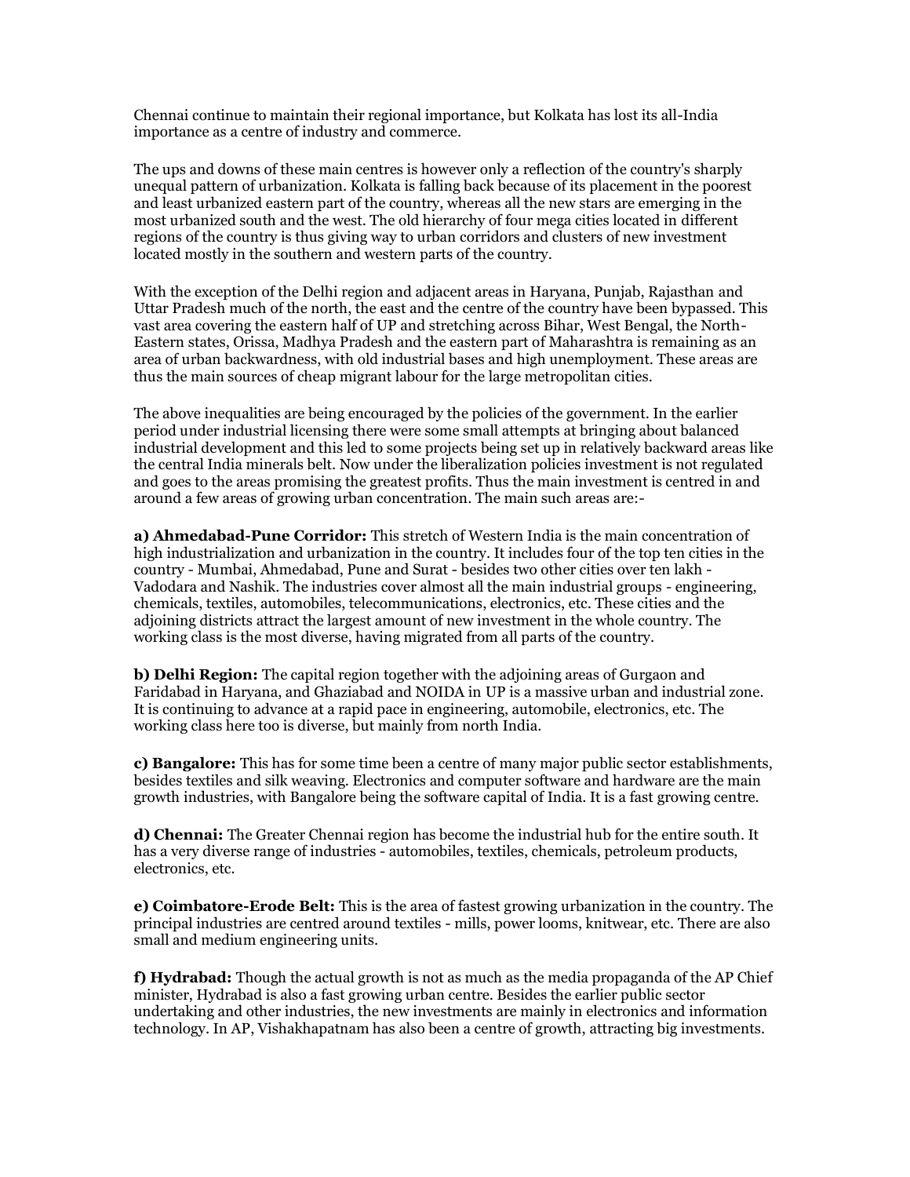Chennai continue to maintain their regional importance, but Kolkata has lost its all-India importance as a centre of industry and commerce.

The ups and downs of these main centres is however only a reflection of the country's sharply unequal pattern of urbanization. Kolkata is falling back because of its placement in the poorest and least urbanized eastern part of the country, whereas all the new stars are emerging in the most urbanized south and the west. The old hierarchy of four mega cities located in different regions of the country is thus giving way to urban corridors and clusters of new investment located mostly in the southern and western parts of the country.

With the exception of the Delhi region and adjacent areas in Haryana, Punjab, Rajasthan and Uttar Pradesh much of the north, the east and the centre of the country have been bypassed. This vast area covering the eastern half of UP and stretching across Bihar, West Bengal, the North-Eastern states, Orissa, Madhya Pradesh and the eastern part of Maharashtra is remaining as an area of urban backwardness, with old industrial bases and high unemployment. These areas are thus the main sources of cheap migrant labour for the large metropolitan cities.

The above inequalities are being encouraged by the policies of the government. In the earlier period under industrial licensing there were some small attempts at bringing about balanced industrial development and this led to some projects being set up in relatively backward areas like the central India minerals belt. Now under the liberalization policies investment is not regulated and goes to the areas promising the greatest profits. Thus the main investment is centred in and around a few areas of growing urban concentration. The main such areas are:-

**a) Ahmedabad-Pune Corridor:** This stretch of Western India is the main concentration of high industrialization and urbanization in the country. It includes four of the top ten cities in the country - Mumbai, Ahmedabad, Pune and Surat - besides two other cities over ten lakh - Vadodara and Nashik. The industries cover almost all the main industrial groups - engineering, chemicals, textiles, automobiles, telecommunications, electronics, etc. These cities and the adjoining districts attract the largest amount of new investment in the whole country. The working class is the most diverse, having migrated from all parts of the country.

**b) Delhi Region:** The capital region together with the adjoining areas of Gurgaon and Faridabad in Haryana, and Ghaziabad and NOIDA in UP is a massive urban and industrial zone. It is continuing to advance at a rapid pace in engineering, automobile, electronics, etc. The working class here too is diverse, but mainly from north India.

**c) Bangalore:** This has for some time been a centre of many major public sector establishments, besides textiles and silk weaving. Electronics and computer software and hardware are the main growth industries, with Bangalore being the software capital of India. It is a fast growing centre.

**d) Chennai:** The Greater Chennai region has become the industrial hub for the entire south. It has a very diverse range of industries - automobiles, textiles, chemicals, petroleum products, electronics, etc.

**e) Coimbatore-Erode Belt:** This is the area of fastest growing urbanization in the country. The principal industries are centred around textiles - mills, power looms, knitwear, etc. There are also small and medium engineering units.

**f) Hydrabad:** Though the actual growth is not as much as the media propaganda of the AP Chief minister, Hydrabad is also a fast growing urban centre. Besides the earlier public sector undertaking and other industries, the new investments are mainly in electronics and information technology. In AP, Vishakhapatnam has also been a centre of growth, attracting big investments.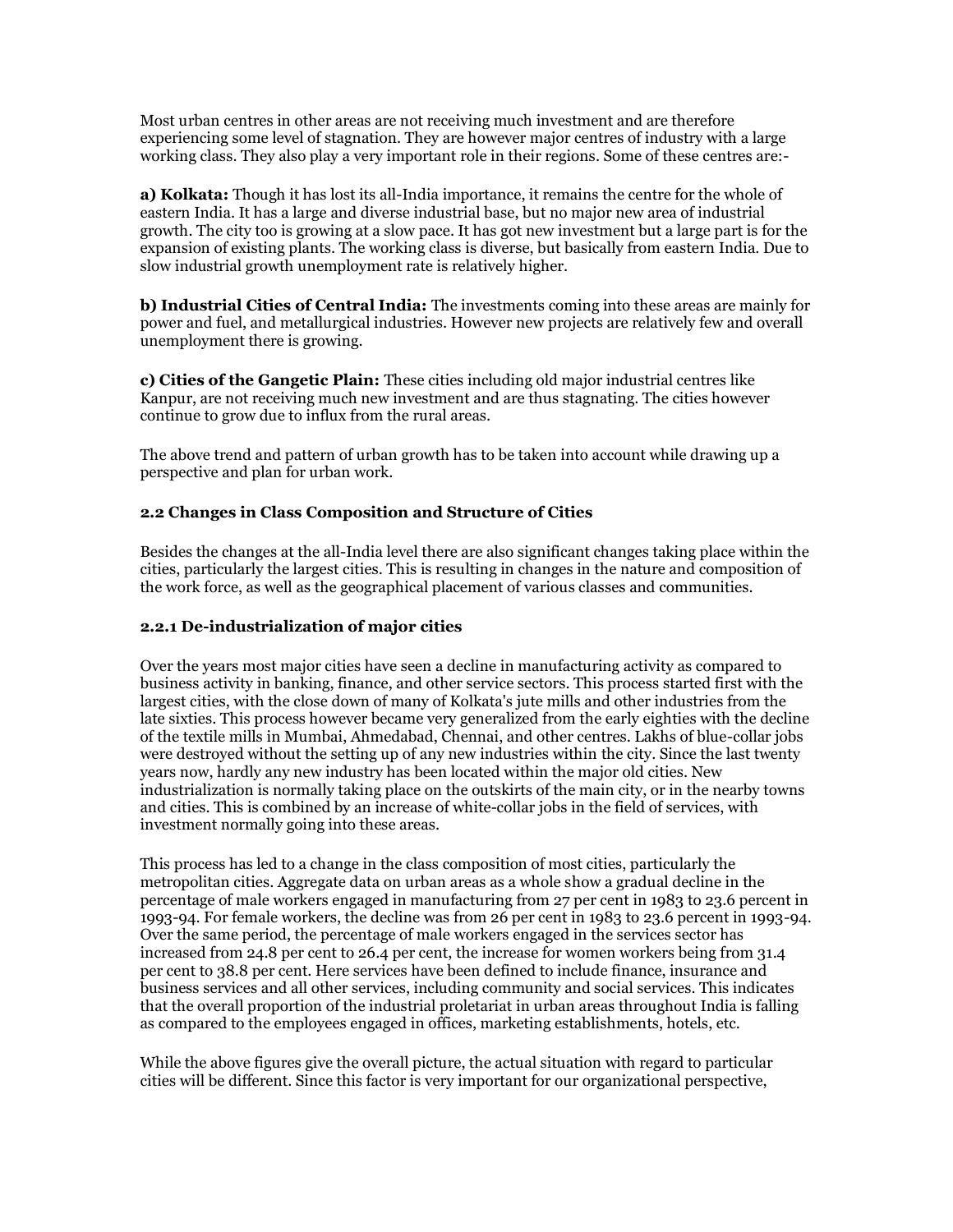Most urban centres in other areas are not receiving much investment and are therefore experiencing some level of stagnation. They are however major centres of industry with a large working class. They also play a very important role in their regions. Some of these centres are:-

**a) Kolkata:** Though it has lost its all-India importance, it remains the centre for the whole of eastern India. It has a large and diverse industrial base, but no major new area of industrial growth. The city too is growing at a slow pace. It has got new investment but a large part is for the expansion of existing plants. The working class is diverse, but basically from eastern India. Due to slow industrial growth unemployment rate is relatively higher.

**b) Industrial Cities of Central India:** The investments coming into these areas are mainly for power and fuel, and metallurgical industries. However new projects are relatively few and overall unemployment there is growing.

**c) Cities of the Gangetic Plain:** These cities including old major industrial centres like Kanpur, are not receiving much new investment and are thus stagnating. The cities however continue to grow due to influx from the rural areas.

The above trend and pattern of urban growth has to be taken into account while drawing up a perspective and plan for urban work.

### 2.2 Changes in Class Composition and Structure of Cities

Besides the changes at the all-India level there are also significant changes taking place within the cities, particularly the largest cities. This is resulting in changes in the nature and composition of the work force, as well as the geographical placement of various classes and communities.

#### 2.2.1 De-industrialization of major cities

Over the years most major cities have seen a decline in manufacturing activity as compared to business activity in banking, finance, and other service sectors. This process started first with the largest cities, with the close down of many of Kolkata's jute mills and other industries from the late sixties. This process however became very generalized from the early eighties with the decline of the textile mills in Mumbai, Ahmedabad, Chennai, and other centres. Lakhs of blue-collar jobs were destroyed without the setting up of any new industries within the city. Since the last twenty years now, hardly any new industry has been located within the major old cities. New industrialization is normally taking place on the outskirts of the main city, or in the nearby towns and cities. This is combined by an increase of white-collar jobs in the field of services, with investment normally going into these areas.

This process has led to a change in the class composition of most cities, particularly the metropolitan cities. Aggregate data on urban areas as a whole show a gradual decline in the percentage of male workers engaged in manufacturing from 27 per cent in 1983 to 23.6 percent in 1993-94. For female workers, the decline was from 26 per cent in 1983 to 23.6 percent in 1993-94. Over the same period, the percentage of male workers engaged in the services sector has increased from 24.8 per cent to 26.4 per cent, the increase for women workers being from 31.4 per cent to 38.8 per cent. Here services have been defined to include finance, insurance and business services and all other services, including community and social services. This indicates that the overall proportion of the industrial proletariat in urban areas throughout India is falling as compared to the employees engaged in offices, marketing establishments, hotels, etc.

While the above figures give the overall picture, the actual situation with regard to particular cities will be different. Since this factor is very important for our organizational perspective,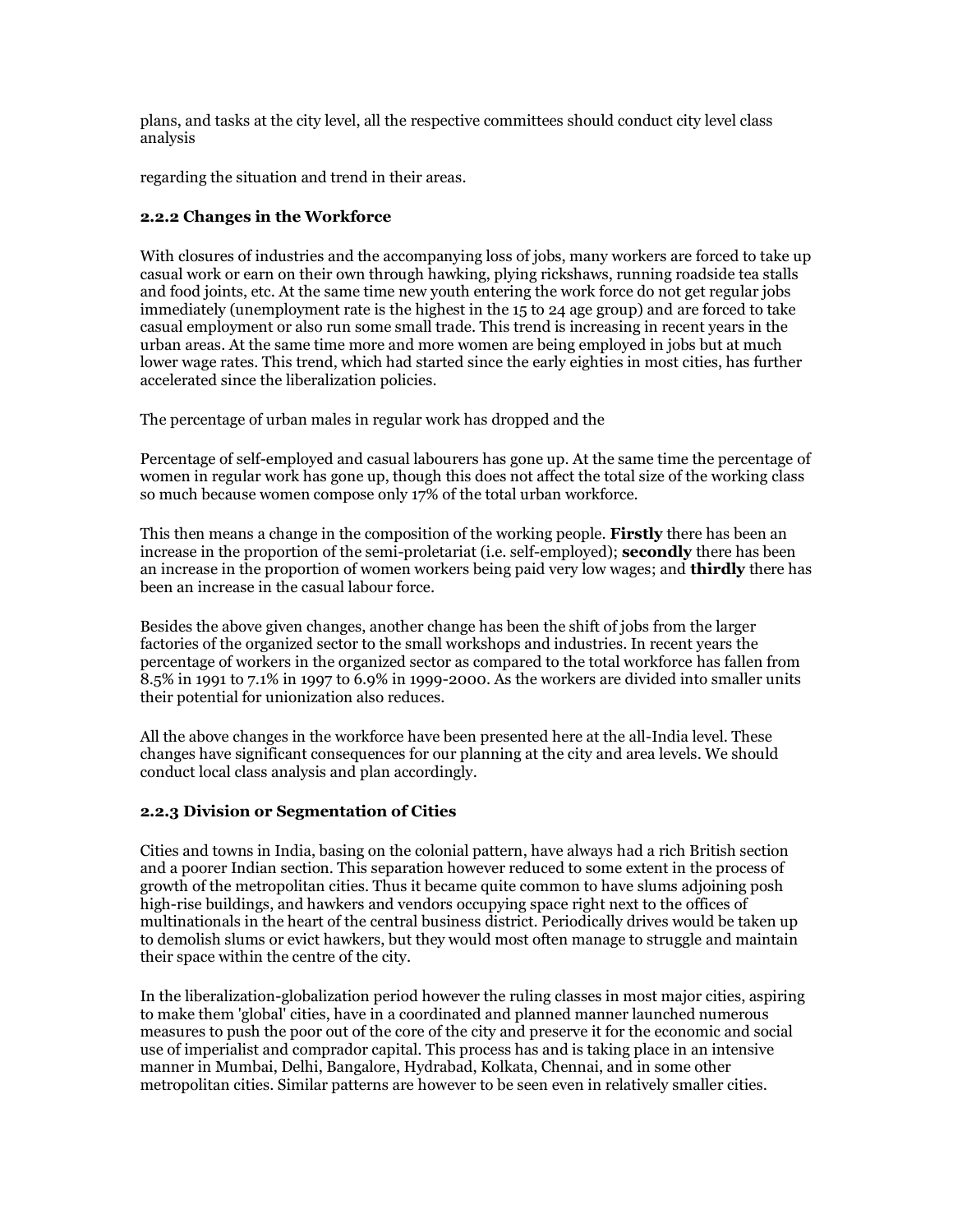plans, and tasks at the city level, all the respective committees should conduct city level class analysis

regarding the situation and trend in their areas.

### 2.2.2 Changes in the Workforce

With closures of industries and the accompanying loss of jobs, many workers are forced to take up casual work or earn on their own through hawking, plying rickshaws, running roadside tea stalls and food joints, etc. At the same time new youth entering the work force do not get regular jobs immediately (unemployment rate is the highest in the 15 to 24 age group) and are forced to take casual employment or also run some small trade. This trend is increasing in recent years in the urban areas. At the same time more and more women are being employed in jobs but at much lower wage rates. This trend, which had started since the early eighties in most cities, has further accelerated since the liberalization policies.

The percentage of urban males in regular work has dropped and the

Percentage of self-employed and casual labourers has gone up. At the same time the percentage of women in regular work has gone up, though this does not affect the total size of the working class so much because women compose only 17% of the total urban workforce.

This then means a change in the composition of the working people. **Firstly** there has been an increase in the proportion of the semi-proletariat (i.e. self-employed); **secondly** there has been an increase in the proportion of women workers being paid very low wages; and **thirdly** there has been an increase in the casual labour force.

Besides the above given changes, another change has been the shift of jobs from the larger factories of the organized sector to the small workshops and industries. In recent years the percentage of workers in the organized sector as compared to the total workforce has fallen from 8.5% in 1991 to 7.1% in 1997 to 6.9% in 1999-2000. As the workers are divided into smaller units their potential for unionization also reduces.

All the above changes in the workforce have been presented here at the all-India level. These changes have significant consequences for our planning at the city and area levels. We should conduct local class analysis and plan accordingly.

### 2.2.3 Division or Segmentation of Cities

Cities and towns in India, basing on the colonial pattern, have always had a rich British section and a poorer Indian section. This separation however reduced to some extent in the process of growth of the metropolitan cities. Thus it became quite common to have slums adjoining posh high-rise buildings, and hawkers and vendors occupying space right next to the offices of multinationals in the heart of the central business district. Periodically drives would be taken up to demolish slums or evict hawkers, but they would most often manage to struggle and maintain their space within the centre of the city.

In the liberalization-globalization period however the ruling classes in most major cities, aspiring to make them 'global' cities, have in a coordinated and planned manner launched numerous measures to push the poor out of the core of the city and preserve it for the economic and social use of imperialist and comprador capital. This process has and is taking place in an intensive manner in Mumbai, Delhi, Bangalore, Hydrabad, Kolkata, Chennai, and in some other metropolitan cities. Similar patterns are however to be seen even in relatively smaller cities.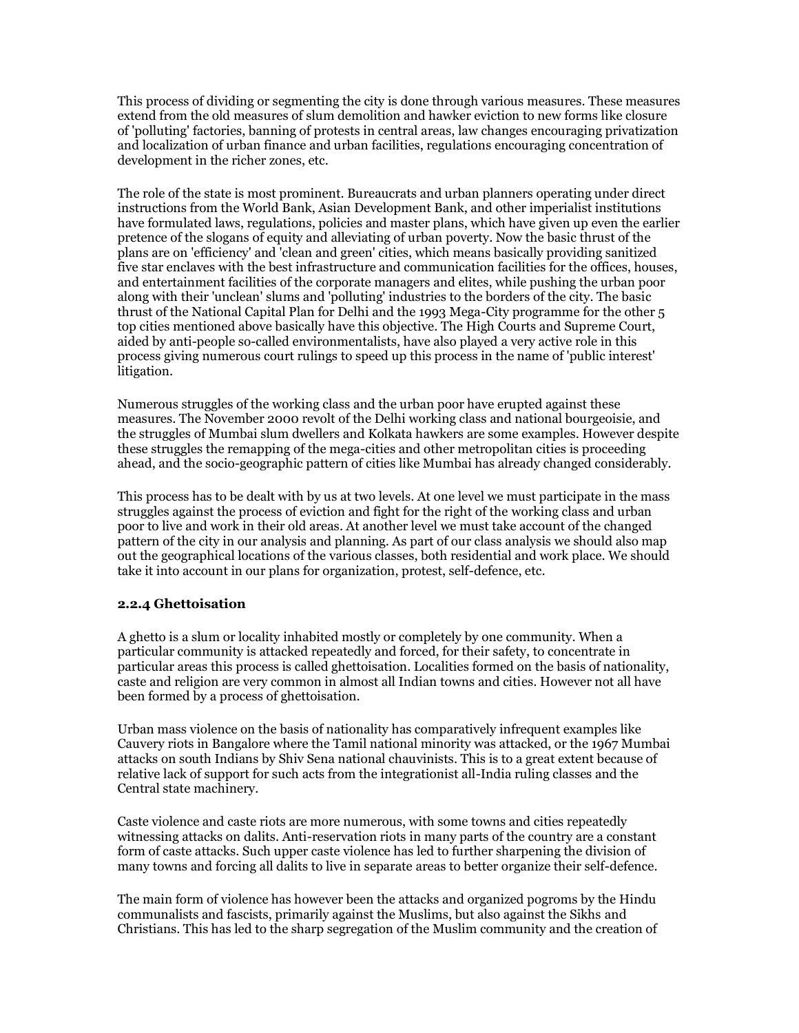This process of dividing or segmenting the city is done through various measures. These measures extend from the old measures of slum demolition and hawker eviction to new forms like closure of 'polluting' factories, banning of protests in central areas, law changes encouraging privatization and localization of urban finance and urban facilities, regulations encouraging concentration of development in the richer zones, etc.

The role of the state is most prominent. Bureaucrats and urban planners operating under direct instructions from the World Bank, Asian Development Bank, and other imperialist institutions have formulated laws, regulations, policies and master plans, which have given up even the earlier pretence of the slogans of equity and alleviating of urban poverty. Now the basic thrust of the plans are on 'efficiency' and 'clean and green' cities, which means basically providing sanitized five star enclaves with the best infrastructure and communication facilities for the offices, houses, and entertainment facilities of the corporate managers and elites, while pushing the urban poor along with their 'unclean' slums and 'polluting' industries to the borders of the city. The basic thrust of the National Capital Plan for Delhi and the 1993 Mega-City programme for the other 5 top cities mentioned above basically have this objective. The High Courts and Supreme Court, aided by anti-people so-called environmentalists, have also played a very active role in this process giving numerous court rulings to speed up this process in the name of 'public interest' litigation.

Numerous struggles of the working class and the urban poor have erupted against these measures. The November 2000 revolt of the Delhi working class and national bourgeoisie, and the struggles of Mumbai slum dwellers and Kolkata hawkers are some examples. However despite these struggles the remapping of the mega-cities and other metropolitan cities is proceeding ahead, and the socio-geographic pattern of cities like Mumbai has already changed considerably.

This process has to be dealt with by us at two levels. At one level we must participate in the mass struggles against the process of eviction and fight for the right of the working class and urban poor to live and work in their old areas. At another level we must take account of the changed pattern of the city in our analysis and planning. As part of our class analysis we should also map out the geographical locations of the various classes, both residential and work place. We should take it into account in our plans for organization, protest, self-defence, etc.

### 2.2.4 Ghettoisation

A ghetto is a slum or locality inhabited mostly or completely by one community. When a particular community is attacked repeatedly and forced, for their safety, to concentrate in particular areas this process is called ghettoisation. Localities formed on the basis of nationality, caste and religion are very common in almost all Indian towns and cities. However not all have been formed by a process of ghettoisation.

Urban mass violence on the basis of nationality has comparatively infrequent examples like Cauvery riots in Bangalore where the Tamil national minority was attacked, or the 1967 Mumbai attacks on south Indians by Shiv Sena national chauvinists. This is to a great extent because of relative lack of support for such acts from the integrationist all-India ruling classes and the Central state machinery.

Caste violence and caste riots are more numerous, with some towns and cities repeatedly witnessing attacks on dalits. Anti-reservation riots in many parts of the country are a constant form of caste attacks. Such upper caste violence has led to further sharpening the division of many towns and forcing all dalits to live in separate areas to better organize their self-defence.

The main form of violence has however been the attacks and organized pogroms by the Hindu communalists and fascists, primarily against the Muslims, but also against the Sikhs and Christians. This has led to the sharp segregation of the Muslim community and the creation of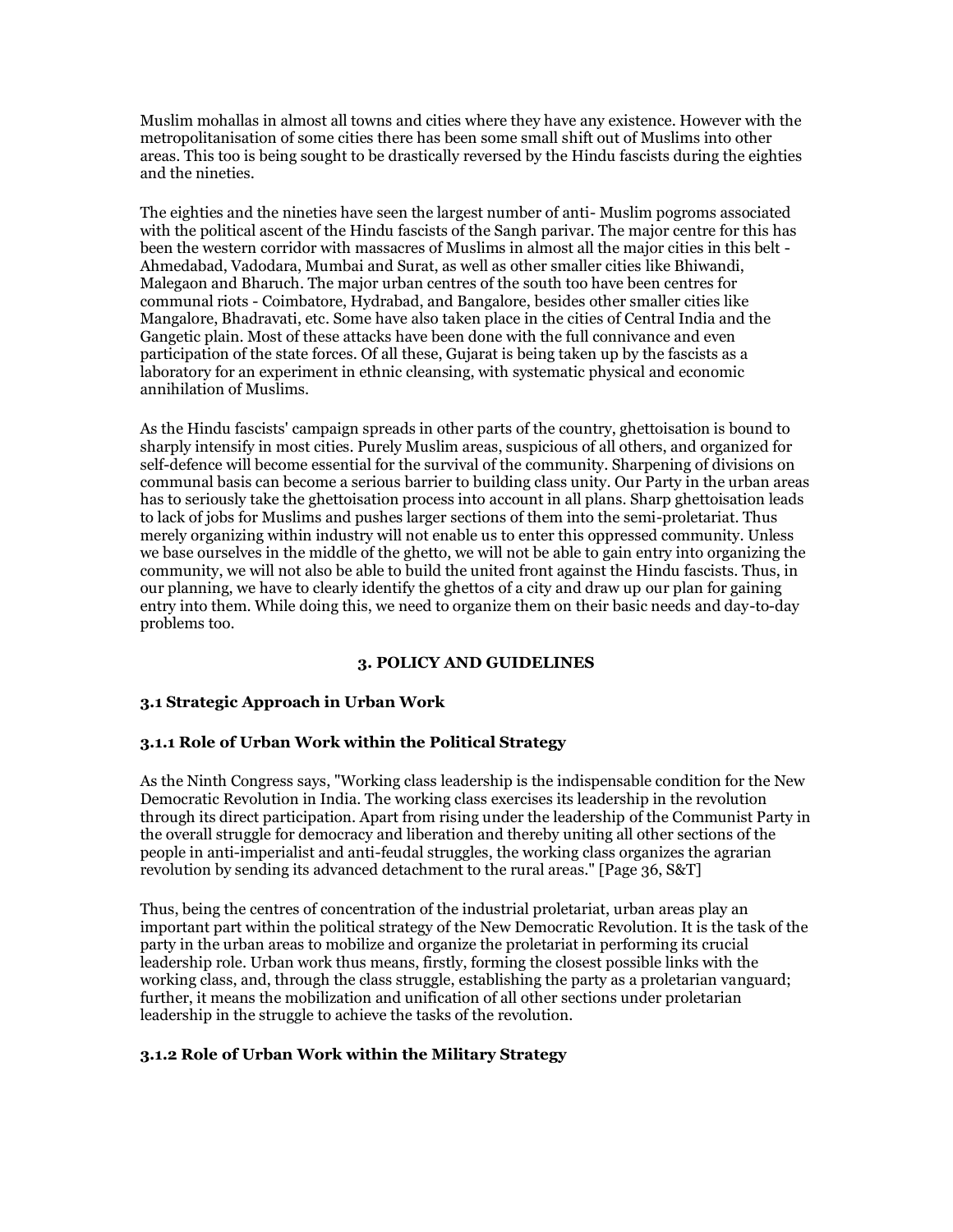Muslim mohallas in almost all towns and cities where they have any existence. However with the metropolitanisation of some cities there has been some small shift out of Muslims into other areas. This too is being sought to be drastically reversed by the Hindu fascists during the eighties and the nineties.

The eighties and the nineties have seen the largest number of anti- Muslim pogroms associated with the political ascent of the Hindu fascists of the Sangh parivar. The major centre for this has been the western corridor with massacres of Muslims in almost all the major cities in this belt - Ahmedabad, Vadodara, Mumbai and Surat, as well as other smaller cities like Bhiwandi, Malegaon and Bharuch. The major urban centres of the south too have been centres for communal riots - Coimbatore, Hydrabad, and Bangalore, besides other smaller cities like Mangalore, Bhadravati, etc. Some have also taken place in the cities of Central India and the Gangetic plain. Most of these attacks have been done with the full connivance and even participation of the state forces. Of all these, Gujarat is being taken up by the fascists as a laboratory for an experiment in ethnic cleansing, with systematic physical and economic annihilation of Muslims.

As the Hindu fascists' campaign spreads in other parts of the country, ghettoisation is bound to sharply intensify in most cities. Purely Muslim areas, suspicious of all others, and organized for self-defence will become essential for the survival of the community. Sharpening of divisions on communal basis can become a serious barrier to building class unity. Our Party in the urban areas has to seriously take the ghettoisation process into account in all plans. Sharp ghettoisation leads to lack of jobs for Muslims and pushes larger sections of them into the semi-proletariat. Thus merely organizing within industry will not enable us to enter this oppressed community. Unless we base ourselves in the middle of the ghetto, we will not be able to gain entry into organizing the community, we will not also be able to build the united front against the Hindu fascists. Thus, in our planning, we have to clearly identify the ghettos of a city and draw up our plan for gaining entry into them. While doing this, we need to organize them on their basic needs and day-to-day problems too.

## 3. POLICY AND GUIDELINES

### 3.1 Strategic Approach in Urban Work

#### 3.1.1 Role of Urban Work within the Political Strategy

As the Ninth Congress says, "Working class leadership is the indispensable condition for the New Democratic Revolution in India. The working class exercises its leadership in the revolution through its direct participation. Apart from rising under the leadership of the Communist Party in the overall struggle for democracy and liberation and thereby uniting all other sections of the people in anti-imperialist and anti-feudal struggles, the working class organizes the agrarian revolution by sending its advanced detachment to the rural areas." [Page 36, S&T]

Thus, being the centres of concentration of the industrial proletariat, urban areas play an important part within the political strategy of the New Democratic Revolution. It is the task of the party in the urban areas to mobilize and organize the proletariat in performing its crucial leadership role. Urban work thus means, firstly, forming the closest possible links with the working class, and, through the class struggle, establishing the party as a proletarian vanguard; further, it means the mobilization and unification of all other sections under proletarian leadership in the struggle to achieve the tasks of the revolution.

#### 3.1.2 Role of Urban Work within the Military Strategy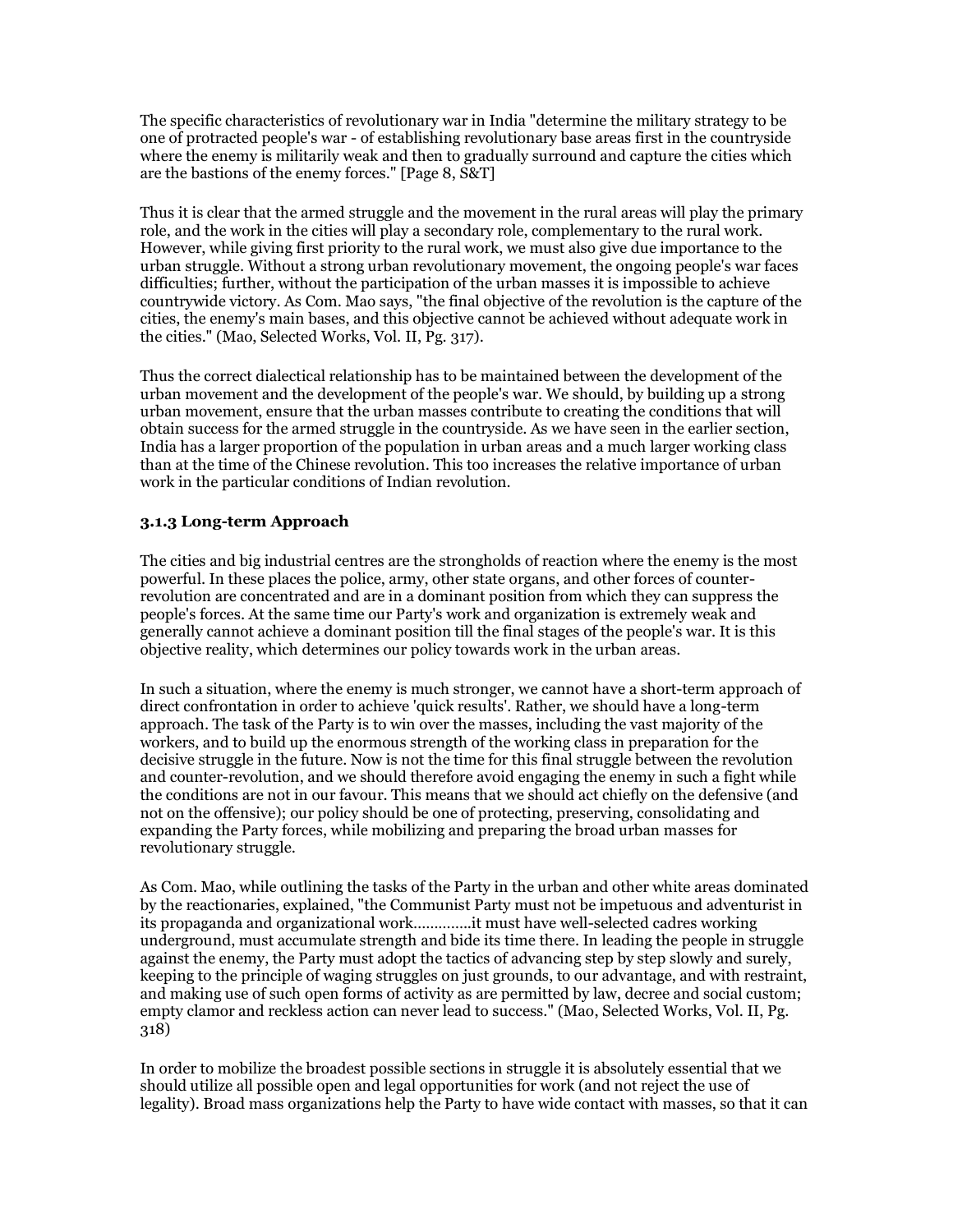The specific characteristics of revolutionary war in India "determine the military strategy to be one of protracted people's war - of establishing revolutionary base areas first in the countryside where the enemy is militarily weak and then to gradually surround and capture the cities which are the bastions of the enemy forces." [Page 8, S&T]

Thus it is clear that the armed struggle and the movement in the rural areas will play the primary role, and the work in the cities will play a secondary role, complementary to the rural work. However, while giving first priority to the rural work, we must also give due importance to the urban struggle. Without a strong urban revolutionary movement, the ongoing people's war faces difficulties; further, without the participation of the urban masses it is impossible to achieve countrywide victory. As Com. Mao says, "the final objective of the revolution is the capture of the cities, the enemy's main bases, and this objective cannot be achieved without adequate work in the cities." (Mao, Selected Works, Vol. II, Pg. 317).

Thus the correct dialectical relationship has to be maintained between the development of the urban movement and the development of the people's war. We should, by building up a strong urban movement, ensure that the urban masses contribute to creating the conditions that will obtain success for the armed struggle in the countryside. As we have seen in the earlier section, India has a larger proportion of the population in urban areas and a much larger working class than at the time of the Chinese revolution. This too increases the relative importance of urban work in the particular conditions of Indian revolution.

### 3.1.3 Long-term Approach

The cities and big industrial centres are the strongholds of reaction where the enemy is the most powerful. In these places the police, army, other state organs, and other forces of counter-revolution are concentrated and are in a dominant position from which they can suppress the people's forces. At the same time our Party's work and organization is extremely weak and generally cannot achieve a dominant position till the final stages of the people's war. It is this objective reality, which determines our policy towards work in the urban areas.

In such a situation, where the enemy is much stronger, we cannot have a short-term approach of direct confrontation in order to achieve 'quick results'. Rather, we should have a long-term approach. The task of the Party is to win over the masses, including the vast majority of the workers, and to build up the enormous strength of the working class in preparation for the decisive struggle in the future. Now is not the time for this final struggle between the revolution and counter-revolution, and we should therefore avoid engaging the enemy in such a fight while the conditions are not in our favour. This means that we should act chiefly on the defensive (and not on the offensive); our policy should be one of protecting, preserving, consolidating and expanding the Party forces, while mobilizing and preparing the broad urban masses for revolutionary struggle.

As Com. Mao, while outlining the tasks of the Party in the urban and other white areas dominated by the reactionaries, explained, "the Communist Party must not be impetuous and adventurist in its propaganda and organizational work.............it must have well-selected cadres working underground, must accumulate strength and bide its time there. In leading the people in struggle against the enemy, the Party must adopt the tactics of advancing step by step slowly and surely, keeping to the principle of waging struggles on just grounds, to our advantage, and with restraint, and making use of such open forms of activity as are permitted by law, decree and social custom; empty clamor and reckless action can never lead to success." (Mao, Selected Works, Vol. II, Pg. 318)

In order to mobilize the broadest possible sections in struggle it is absolutely essential that we should utilize all possible open and legal opportunities for work (and not reject the use of legality). Broad mass organizations help the Party to have wide contact with masses, so that it can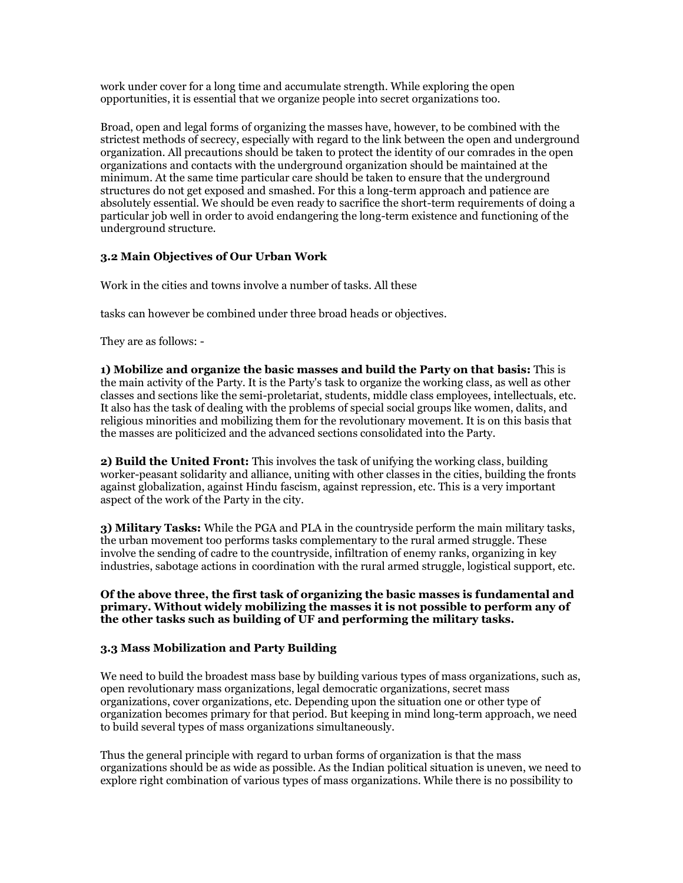work under cover for a long time and accumulate strength. While exploring the open opportunities, it is essential that we organize people into secret organizations too.

Broad, open and legal forms of organizing the masses have, however, to be combined with the strictest methods of secrecy, especially with regard to the link between the open and underground organization. All precautions should be taken to protect the identity of our comrades in the open organizations and contacts with the underground organization should be maintained at the minimum. At the same time particular care should be taken to ensure that the underground structures do not get exposed and smashed. For this a long-term approach and patience are absolutely essential. We should be even ready to sacrifice the short-term requirements of doing a particular job well in order to avoid endangering the long-term existence and functioning of the underground structure.

### 3.2 Main Objectives of Our Urban Work

Work in the cities and towns involve a number of tasks. All these

tasks can however be combined under three broad heads or objectives.

They are as follows: -

**1) Mobilize and organize the basic masses and build the Party on that basis:** This is the main activity of the Party. It is the Party's task to organize the working class, as well as other classes and sections like the semi-proletariat, students, middle class employees, intellectuals, etc. It also has the task of dealing with the problems of special social groups like women, dalits, and religious minorities and mobilizing them for the revolutionary movement. It is on this basis that the masses are politicized and the advanced sections consolidated into the Party.

**2) Build the United Front:** This involves the task of unifying the working class, building worker-peasant solidarity and alliance, uniting with other classes in the cities, building the fronts against globalization, against Hindu fascism, against repression, etc. This is a very important aspect of the work of the Party in the city.

**3) Military Tasks:** While the PGA and PLA in the countryside perform the main military tasks, the urban movement too performs tasks complementary to the rural armed struggle. These involve the sending of cadre to the countryside, infiltration of enemy ranks, organizing in key industries, sabotage actions in coordination with the rural armed struggle, logistical support, etc.

**Of the above three, the first task of organizing the basic masses is fundamental and primary. Without widely mobilizing the masses it is not possible to perform any of the other tasks such as building of UF and performing the military tasks.**

### 3.3 Mass Mobilization and Party Building

We need to build the broadest mass base by building various types of mass organizations, such as, open revolutionary mass organizations, legal democratic organizations, secret mass organizations, cover organizations, etc. Depending upon the situation one or other type of organization becomes primary for that period. But keeping in mind long-term approach, we need to build several types of mass organizations simultaneously.

Thus the general principle with regard to urban forms of organization is that the mass organizations should be as wide as possible. As the Indian political situation is uneven, we need to explore right combination of various types of mass organizations. While there is no possibility to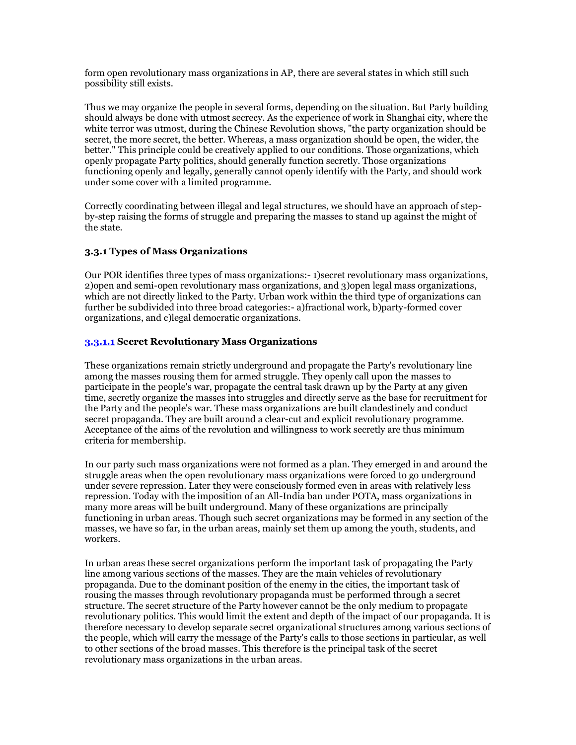form open revolutionary mass organizations in AP, there are several states in which still such possibility still exists.

Thus we may organize the people in several forms, depending on the situation. But Party building should always be done with utmost secrecy. As the experience of work in Shanghai city, where the white terror was utmost, during the Chinese Revolution shows, "the party organization should be secret, the more secret, the better. Whereas, a mass organization should be open, the wider, the better." This principle could be creatively applied to our conditions. Those organizations, which openly propagate Party politics, should generally function secretly. Those organizations functioning openly and legally, generally cannot openly identify with the Party, and should work under some cover with a limited programme.

Correctly coordinating between illegal and legal structures, we should have an approach of step-by-step raising the forms of struggle and preparing the masses to stand up against the might of the state.

### 3.3.1 Types of Mass Organizations

Our POR identifies three types of mass organizations:- 1)secret revolutionary mass organizations, 2)open and semi-open revolutionary mass organizations, and 3)open legal mass organizations, which are not directly linked to the Party. Urban work within the third type of organizations can further be subdivided into three broad categories:- a)fractional work, b)party-formed cover organizations, and c)legal democratic organizations.

#### 3.3.1.1 Secret Revolutionary Mass Organizations

These organizations remain strictly underground and propagate the Party's revolutionary line among the masses rousing them for armed struggle. They openly call upon the masses to participate in the people's war, propagate the central task drawn up by the Party at any given time, secretly organize the masses into struggles and directly serve as the base for recruitment for the Party and the people's war. These mass organizations are built clandestinely and conduct secret propaganda. They are built around a clear-cut and explicit revolutionary programme. Acceptance of the aims of the revolution and willingness to work secretly are thus minimum criteria for membership.

In our party such mass organizations were not formed as a plan. They emerged in and around the struggle areas when the open revolutionary mass organizations were forced to go underground under severe repression. Later they were consciously formed even in areas with relatively less repression. Today with the imposition of an All-India ban under POTA, mass organizations in many more areas will be built underground. Many of these organizations are principally functioning in urban areas. Though such secret organizations may be formed in any section of the masses, we have so far, in the urban areas, mainly set them up among the youth, students, and workers.

In urban areas these secret organizations perform the important task of propagating the Party line among various sections of the masses. They are the main vehicles of revolutionary propaganda. Due to the dominant position of the enemy in the cities, the important task of rousing the masses through revolutionary propaganda must be performed through a secret structure. The secret structure of the Party however cannot be the only medium to propagate revolutionary politics. This would limit the extent and depth of the impact of our propaganda. It is therefore necessary to develop separate secret organizational structures among various sections of the people, which will carry the message of the Party's calls to those sections in particular, as well to other sections of the broad masses. This therefore is the principal task of the secret revolutionary mass organizations in the urban areas.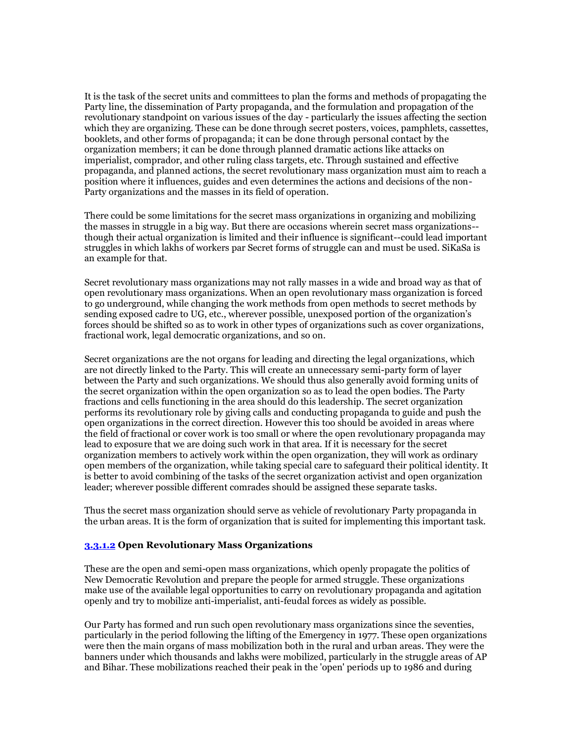It is the task of the secret units and committees to plan the forms and methods of propagating the Party line, the dissemination of Party propaganda, and the formulation and propagation of the revolutionary standpoint on various issues of the day - particularly the issues affecting the section which they are organizing. These can be done through secret posters, voices, pamphlets, cassettes, booklets, and other forms of propaganda; it can be done through personal contact by the organization members; it can be done through planned dramatic actions like attacks on imperialist, comprador, and other ruling class targets, etc. Through sustained and effective propaganda, and planned actions, the secret revolutionary mass organization must aim to reach a position where it influences, guides and even determines the actions and decisions of the non-Party organizations and the masses in its field of operation.

There could be some limitations for the secret mass organizations in organizing and mobilizing the masses in struggle in a big way. But there are occasions wherein secret mass organizations--though their actual organization is limited and their influence is significant--could lead important struggles in which lakhs of workers par Secret forms of struggle can and must be used. SiKaSa is an example for that.

Secret revolutionary mass organizations may not rally masses in a wide and broad way as that of open revolutionary mass organizations. When an open revolutionary mass organization is forced to go underground, while changing the work methods from open methods to secret methods by sending exposed cadre to UG, etc., wherever possible, unexposed portion of the organization's forces should be shifted so as to work in other types of organizations such as cover organizations, fractional work, legal democratic organizations, and so on.

Secret organizations are the not organs for leading and directing the legal organizations, which are not directly linked to the Party. This will create an unnecessary semi-party form of layer between the Party and such organizations. We should thus also generally avoid forming units of the secret organization within the open organization so as to lead the open bodies. The Party fractions and cells functioning in the area should do this leadership. The secret organization performs its revolutionary role by giving calls and conducting propaganda to guide and push the open organizations in the correct direction. However this too should be avoided in areas where the field of fractional or cover work is too small or where the open revolutionary propaganda may lead to exposure that we are doing such work in that area. If it is necessary for the secret organization members to actively work within the open organization, they will work as ordinary open members of the organization, while taking special care to safeguard their political identity. It is better to avoid combining of the tasks of the secret organization activist and open organization leader; wherever possible different comrades should be assigned these separate tasks.

Thus the secret mass organization should serve as vehicle of revolutionary Party propaganda in the urban areas. It is the form of organization that is suited for implementing this important task.

#### 3.3.1.2 Open Revolutionary Mass Organizations

These are the open and semi-open mass organizations, which openly propagate the politics of New Democratic Revolution and prepare the people for armed struggle. These organizations make use of the available legal opportunities to carry on revolutionary propaganda and agitation openly and try to mobilize anti-imperialist, anti-feudal forces as widely as possible.

Our Party has formed and run such open revolutionary mass organizations since the seventies, particularly in the period following the lifting of the Emergency in 1977. These open organizations were then the main organs of mass mobilization both in the rural and urban areas. They were the banners under which thousands and lakhs were mobilized, particularly in the struggle areas of AP and Bihar. These mobilizations reached their peak in the 'open' periods up to 1986 and during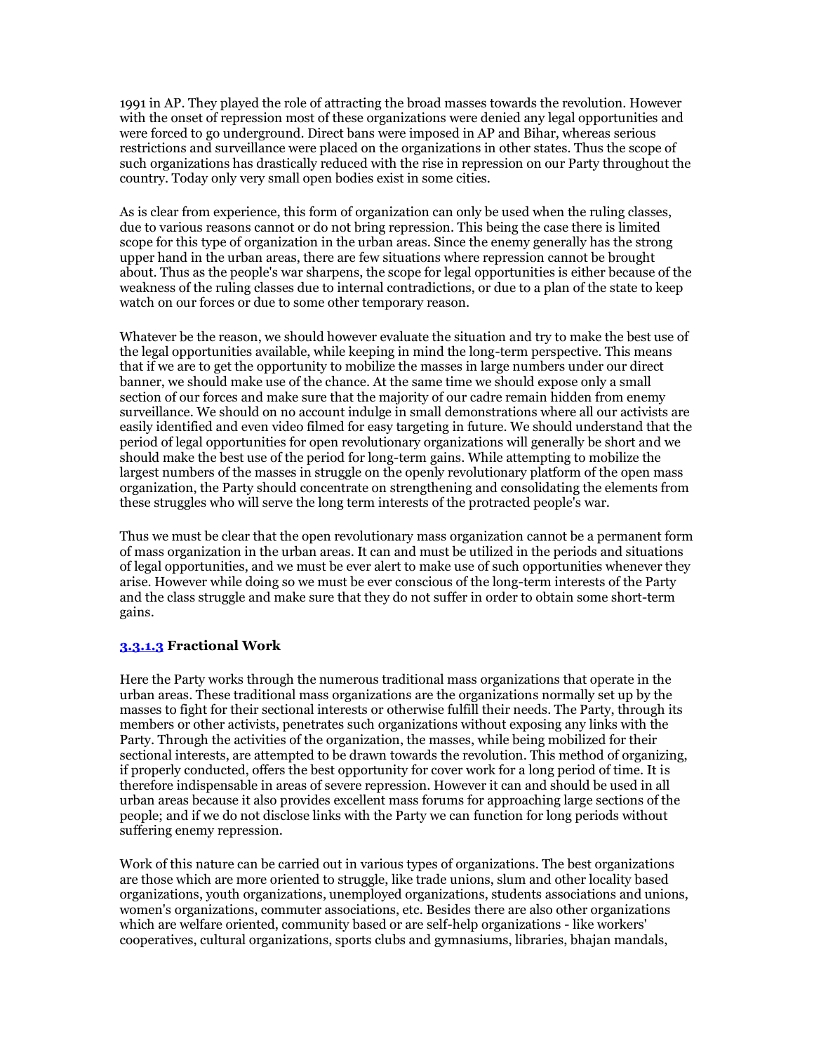1991 in AP. They played the role of attracting the broad masses towards the revolution. However with the onset of repression most of these organizations were denied any legal opportunities and were forced to go underground. Direct bans were imposed in AP and Bihar, whereas serious restrictions and surveillance were placed on the organizations in other states. Thus the scope of such organizations has drastically reduced with the rise in repression on our Party throughout the country. Today only very small open bodies exist in some cities.

As is clear from experience, this form of organization can only be used when the ruling classes, due to various reasons cannot or do not bring repression. This being the case there is limited scope for this type of organization in the urban areas. Since the enemy generally has the strong upper hand in the urban areas, there are few situations where repression cannot be brought about. Thus as the people's war sharpens, the scope for legal opportunities is either because of the weakness of the ruling classes due to internal contradictions, or due to a plan of the state to keep watch on our forces or due to some other temporary reason.

Whatever be the reason, we should however evaluate the situation and try to make the best use of the legal opportunities available, while keeping in mind the long-term perspective. This means that if we are to get the opportunity to mobilize the masses in large numbers under our direct banner, we should make use of the chance. At the same time we should expose only a small section of our forces and make sure that the majority of our cadre remain hidden from enemy surveillance. We should on no account indulge in small demonstrations where all our activists are easily identified and even video filmed for easy targeting in future. We should understand that the period of legal opportunities for open revolutionary organizations will generally be short and we should make the best use of the period for long-term gains. While attempting to mobilize the largest numbers of the masses in struggle on the openly revolutionary platform of the open mass organization, the Party should concentrate on strengthening and consolidating the elements from these struggles who will serve the long term interests of the protracted people's war.

Thus we must be clear that the open revolutionary mass organization cannot be a permanent form of mass organization in the urban areas. It can and must be utilized in the periods and situations of legal opportunities, and we must be ever alert to make use of such opportunities whenever they arise. However while doing so we must be ever conscious of the long-term interests of the Party and the class struggle and make sure that they do not suffer in order to obtain some short-term gains.

### 3.3.1.3 Fractional Work

Here the Party works through the numerous traditional mass organizations that operate in the urban areas. These traditional mass organizations are the organizations normally set up by the masses to fight for their sectional interests or otherwise fulfill their needs. The Party, through its members or other activists, penetrates such organizations without exposing any links with the Party. Through the activities of the organization, the masses, while being mobilized for their sectional interests, are attempted to be drawn towards the revolution. This method of organizing, if properly conducted, offers the best opportunity for cover work for a long period of time. It is therefore indispensable in areas of severe repression. However it can and should be used in all urban areas because it also provides excellent mass forums for approaching large sections of the people; and if we do not disclose links with the Party we can function for long periods without suffering enemy repression.

Work of this nature can be carried out in various types of organizations. The best organizations are those which are more oriented to struggle, like trade unions, slum and other locality based organizations, youth organizations, unemployed organizations, students associations and unions, women's organizations, commuter associations, etc. Besides there are also other organizations which are welfare oriented, community based or are self-help organizations - like workers' cooperatives, cultural organizations, sports clubs and gymnasiums, libraries, bhajan mandals,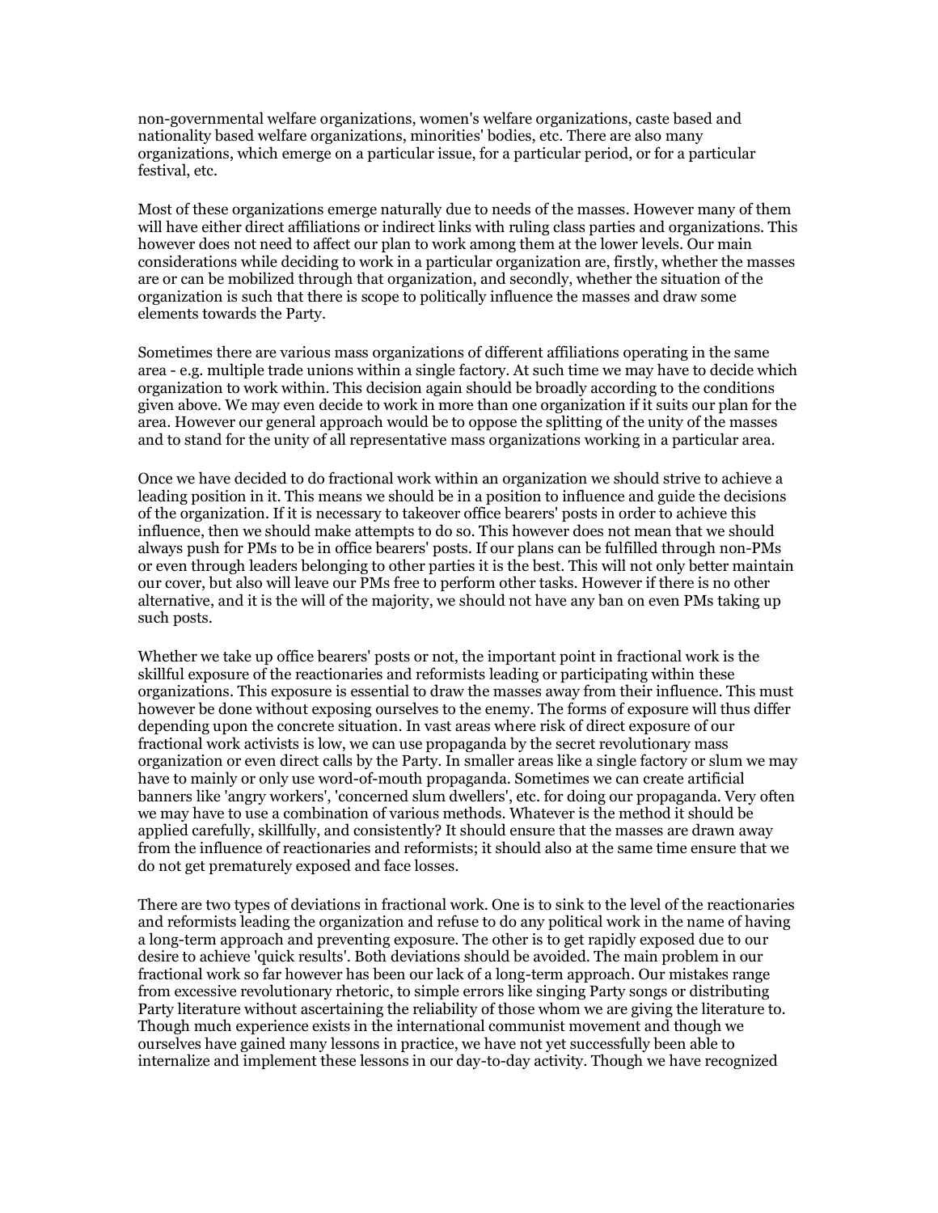non-governmental welfare organizations, women's welfare organizations, caste based and nationality based welfare organizations, minorities' bodies, etc. There are also many organizations, which emerge on a particular issue, for a particular period, or for a particular festival, etc.

Most of these organizations emerge naturally due to needs of the masses. However many of them will have either direct affiliations or indirect links with ruling class parties and organizations. This however does not need to affect our plan to work among them at the lower levels. Our main considerations while deciding to work in a particular organization are, firstly, whether the masses are or can be mobilized through that organization, and secondly, whether the situation of the organization is such that there is scope to politically influence the masses and draw some elements towards the Party.

Sometimes there are various mass organizations of different affiliations operating in the same area - e.g. multiple trade unions within a single factory. At such time we may have to decide which organization to work within. This decision again should be broadly according to the conditions given above. We may even decide to work in more than one organization if it suits our plan for the area. However our general approach would be to oppose the splitting of the unity of the masses and to stand for the unity of all representative mass organizations working in a particular area.

Once we have decided to do fractional work within an organization we should strive to achieve a leading position in it. This means we should be in a position to influence and guide the decisions of the organization. If it is necessary to takeover office bearers' posts in order to achieve this influence, then we should make attempts to do so. This however does not mean that we should always push for PMs to be in office bearers' posts. If our plans can be fulfilled through non-PMs or even through leaders belonging to other parties it is the best. This will not only better maintain our cover, but also will leave our PMs free to perform other tasks. However if there is no other alternative, and it is the will of the majority, we should not have any ban on even PMs taking up such posts.

Whether we take up office bearers' posts or not, the important point in fractional work is the skillful exposure of the reactionaries and reformists leading or participating within these organizations. This exposure is essential to draw the masses away from their influence. This must however be done without exposing ourselves to the enemy. The forms of exposure will thus differ depending upon the concrete situation. In vast areas where risk of direct exposure of our fractional work activists is low, we can use propaganda by the secret revolutionary mass organization or even direct calls by the Party. In smaller areas like a single factory or slum we may have to mainly or only use word-of-mouth propaganda. Sometimes we can create artificial banners like 'angry workers', 'concerned slum dwellers', etc. for doing our propaganda. Very often we may have to use a combination of various methods. Whatever is the method it should be applied carefully, skillfully, and consistently? It should ensure that the masses are drawn away from the influence of reactionaries and reformists; it should also at the same time ensure that we do not get prematurely exposed and face losses.

There are two types of deviations in fractional work. One is to sink to the level of the reactionaries and reformists leading the organization and refuse to do any political work in the name of having a long-term approach and preventing exposure. The other is to get rapidly exposed due to our desire to achieve 'quick results'. Both deviations should be avoided. The main problem in our fractional work so far however has been our lack of a long-term approach. Our mistakes range from excessive revolutionary rhetoric, to simple errors like singing Party songs or distributing Party literature without ascertaining the reliability of those whom we are giving the literature to. Though much experience exists in the international communist movement and though we ourselves have gained many lessons in practice, we have not yet successfully been able to internalize and implement these lessons in our day-to-day activity. Though we have recognized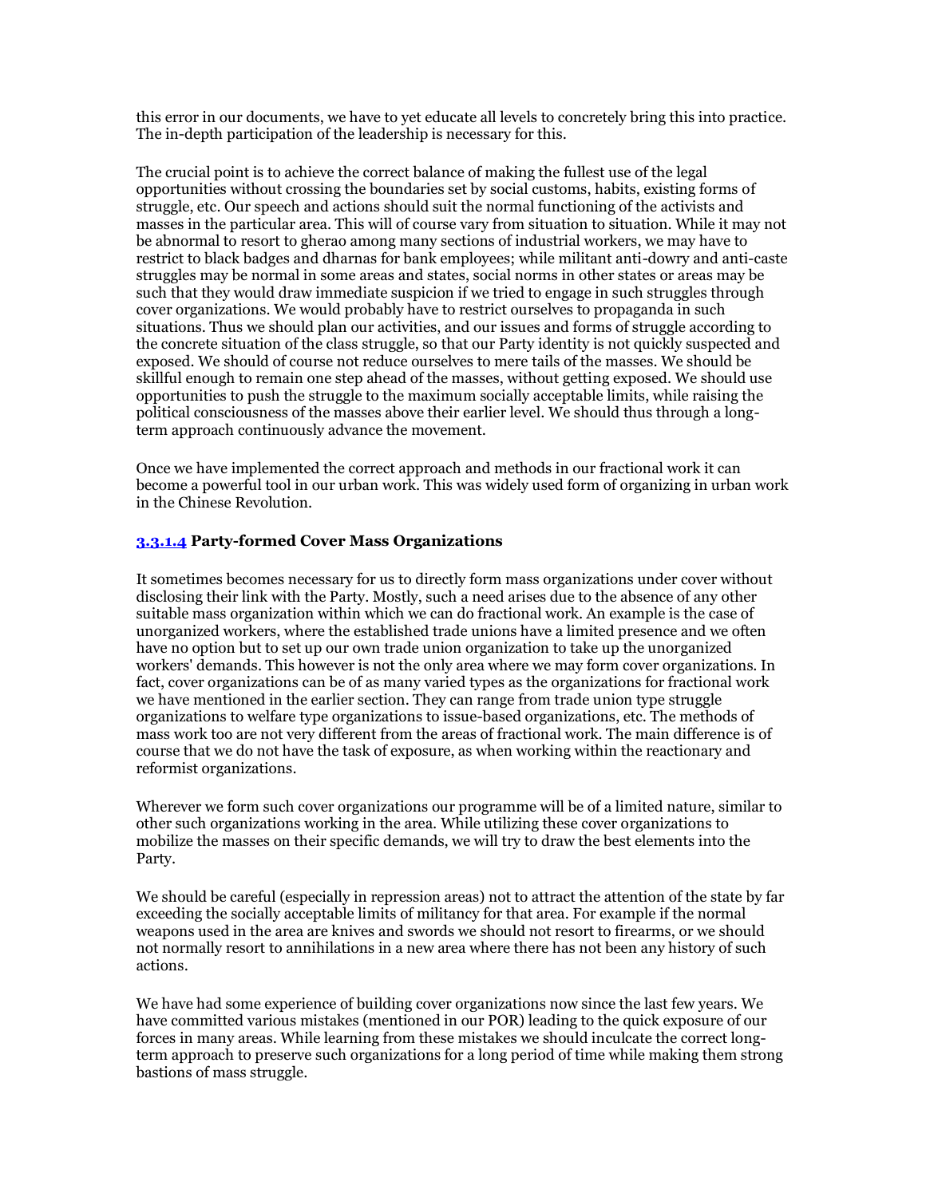this error in our documents, we have to yet educate all levels to concretely bring this into practice. The in-depth participation of the leadership is necessary for this.

The crucial point is to achieve the correct balance of making the fullest use of the legal opportunities without crossing the boundaries set by social customs, habits, existing forms of struggle, etc. Our speech and actions should suit the normal functioning of the activists and masses in the particular area. This will of course vary from situation to situation. While it may not be abnormal to resort to gherao among many sections of industrial workers, we may have to restrict to black badges and dharnas for bank employees; while militant anti-dowry and anti-caste struggles may be normal in some areas and states, social norms in other states or areas may be such that they would draw immediate suspicion if we tried to engage in such struggles through cover organizations. We would probably have to restrict ourselves to propaganda in such situations. Thus we should plan our activities, and our issues and forms of struggle according to the concrete situation of the class struggle, so that our Party identity is not quickly suspected and exposed. We should of course not reduce ourselves to mere tails of the masses. We should be skillful enough to remain one step ahead of the masses, without getting exposed. We should use opportunities to push the struggle to the maximum socially acceptable limits, while raising the political consciousness of the masses above their earlier level. We should thus through a long-term approach continuously advance the movement.

Once we have implemented the correct approach and methods in our fractional work it can become a powerful tool in our urban work. This was widely used form of organizing in urban work in the Chinese Revolution.

#### 3.3.1.4 Party-formed Cover Mass Organizations

It sometimes becomes necessary for us to directly form mass organizations under cover without disclosing their link with the Party. Mostly, such a need arises due to the absence of any other suitable mass organization within which we can do fractional work. An example is the case of unorganized workers, where the established trade unions have a limited presence and we often have no option but to set up our own trade union organization to take up the unorganized workers' demands. This however is not the only area where we may form cover organizations. In fact, cover organizations can be of as many varied types as the organizations for fractional work we have mentioned in the earlier section. They can range from trade union type struggle organizations to welfare type organizations to issue-based organizations, etc. The methods of mass work too are not very different from the areas of fractional work. The main difference is of course that we do not have the task of exposure, as when working within the reactionary and reformist organizations.

Wherever we form such cover organizations our programme will be of a limited nature, similar to other such organizations working in the area. While utilizing these cover organizations to mobilize the masses on their specific demands, we will try to draw the best elements into the Party.

We should be careful (especially in repression areas) not to attract the attention of the state by far exceeding the socially acceptable limits of militancy for that area. For example if the normal weapons used in the area are knives and swords we should not resort to firearms, or we should not normally resort to annihilations in a new area where there has not been any history of such actions.

We have had some experience of building cover organizations now since the last few years. We have committed various mistakes (mentioned in our POR) leading to the quick exposure of our forces in many areas. While learning from these mistakes we should inculcate the correct long-term approach to preserve such organizations for a long period of time while making them strong bastions of mass struggle.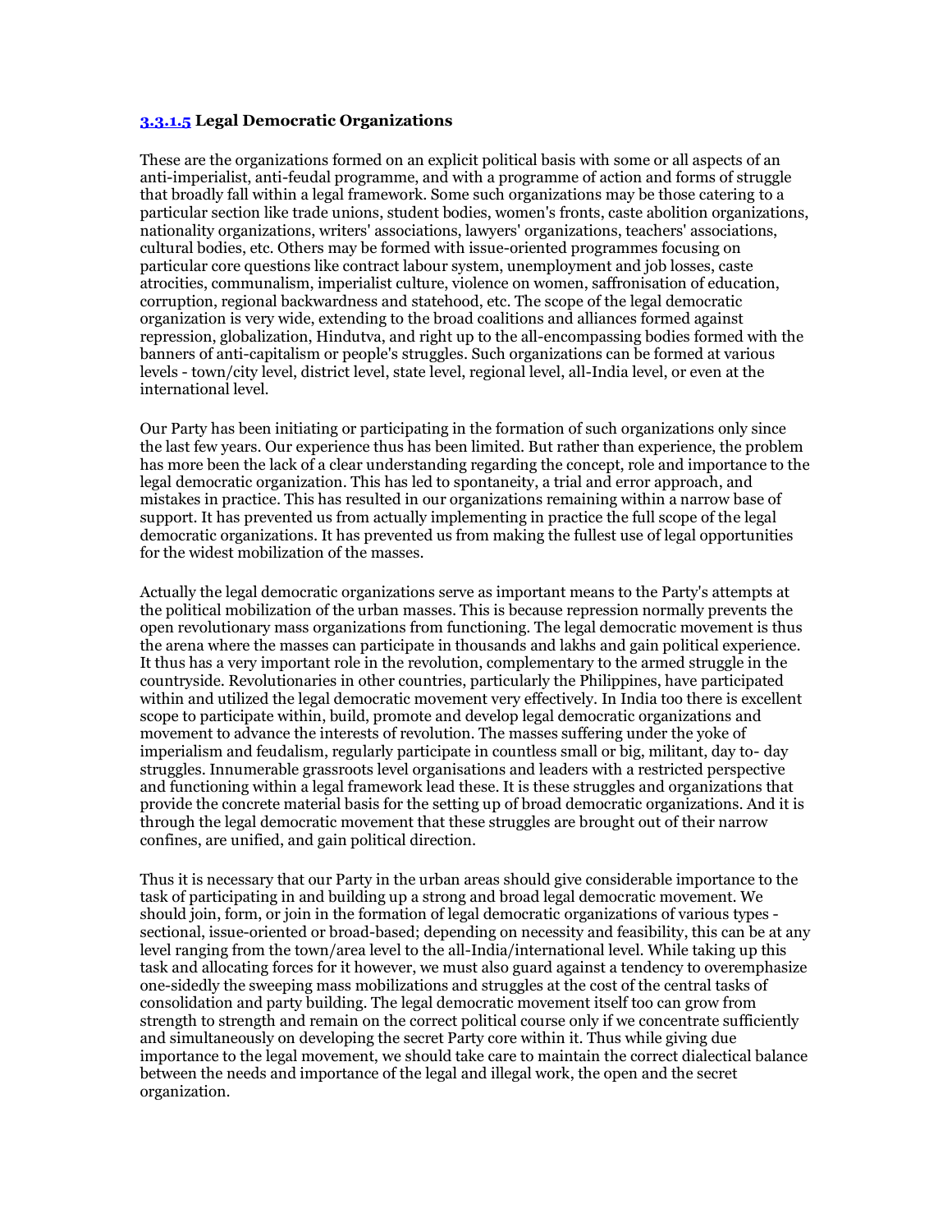### [3.3.1.5](#) Legal Democratic Organizations

These are the organizations formed on an explicit political basis with some or all aspects of an anti-imperialist, anti-feudal programme, and with a programme of action and forms of struggle that broadly fall within a legal framework. Some such organizations may be those catering to a particular section like trade unions, student bodies, women's fronts, caste abolition organizations, nationality organizations, writers' associations, lawyers' organizations, teachers' associations, cultural bodies, etc. Others may be formed with issue-oriented programmes focusing on particular core questions like contract labour system, unemployment and job losses, caste atrocities, communalism, imperialist culture, violence on women, saffronisation of education, corruption, regional backwardness and statehood, etc. The scope of the legal democratic organization is very wide, extending to the broad coalitions and alliances formed against repression, globalization, Hindutva, and right up to the all-encompassing bodies formed with the banners of anti-capitalism or people's struggles. Such organizations can be formed at various levels - town/city level, district level, state level, regional level, all-India level, or even at the international level.

Our Party has been initiating or participating in the formation of such organizations only since the last few years. Our experience thus has been limited. But rather than experience, the problem has more been the lack of a clear understanding regarding the concept, role and importance to the legal democratic organization. This has led to spontaneity, a trial and error approach, and mistakes in practice. This has resulted in our organizations remaining within a narrow base of support. It has prevented us from actually implementing in practice the full scope of the legal democratic organizations. It has prevented us from making the fullest use of legal opportunities for the widest mobilization of the masses.

Actually the legal democratic organizations serve as important means to the Party's attempts at the political mobilization of the urban masses. This is because repression normally prevents the open revolutionary mass organizations from functioning. The legal democratic movement is thus the arena where the masses can participate in thousands and lakhs and gain political experience. It thus has a very important role in the revolution, complementary to the armed struggle in the countryside. Revolutionaries in other countries, particularly the Philippines, have participated within and utilized the legal democratic movement very effectively. In India too there is excellent scope to participate within, build, promote and develop legal democratic organizations and movement to advance the interests of revolution. The masses suffering under the yoke of imperialism and feudalism, regularly participate in countless small or big, militant, day to- day struggles. Innumerable grassroots level organisations and leaders with a restricted perspective and functioning within a legal framework lead these. It is these struggles and organizations that provide the concrete material basis for the setting up of broad democratic organizations. And it is through the legal democratic movement that these struggles are brought out of their narrow confines, are unified, and gain political direction.

Thus it is necessary that our Party in the urban areas should give considerable importance to the task of participating in and building up a strong and broad legal democratic movement. We should join, form, or join in the formation of legal democratic organizations of various types - sectional, issue-oriented or broad-based; depending on necessity and feasibility, this can be at any level ranging from the town/area level to the all-India/international level. While taking up this task and allocating forces for it however, we must also guard against a tendency to overemphasize one-sidedly the sweeping mass mobilizations and struggles at the cost of the central tasks of consolidation and party building. The legal democratic movement itself too can grow from strength to strength and remain on the correct political course only if we concentrate sufficiently and simultaneously on developing the secret Party core within it. Thus while giving due importance to the legal movement, we should take care to maintain the correct dialectical balance between the needs and importance of the legal and illegal work, the open and the secret organization.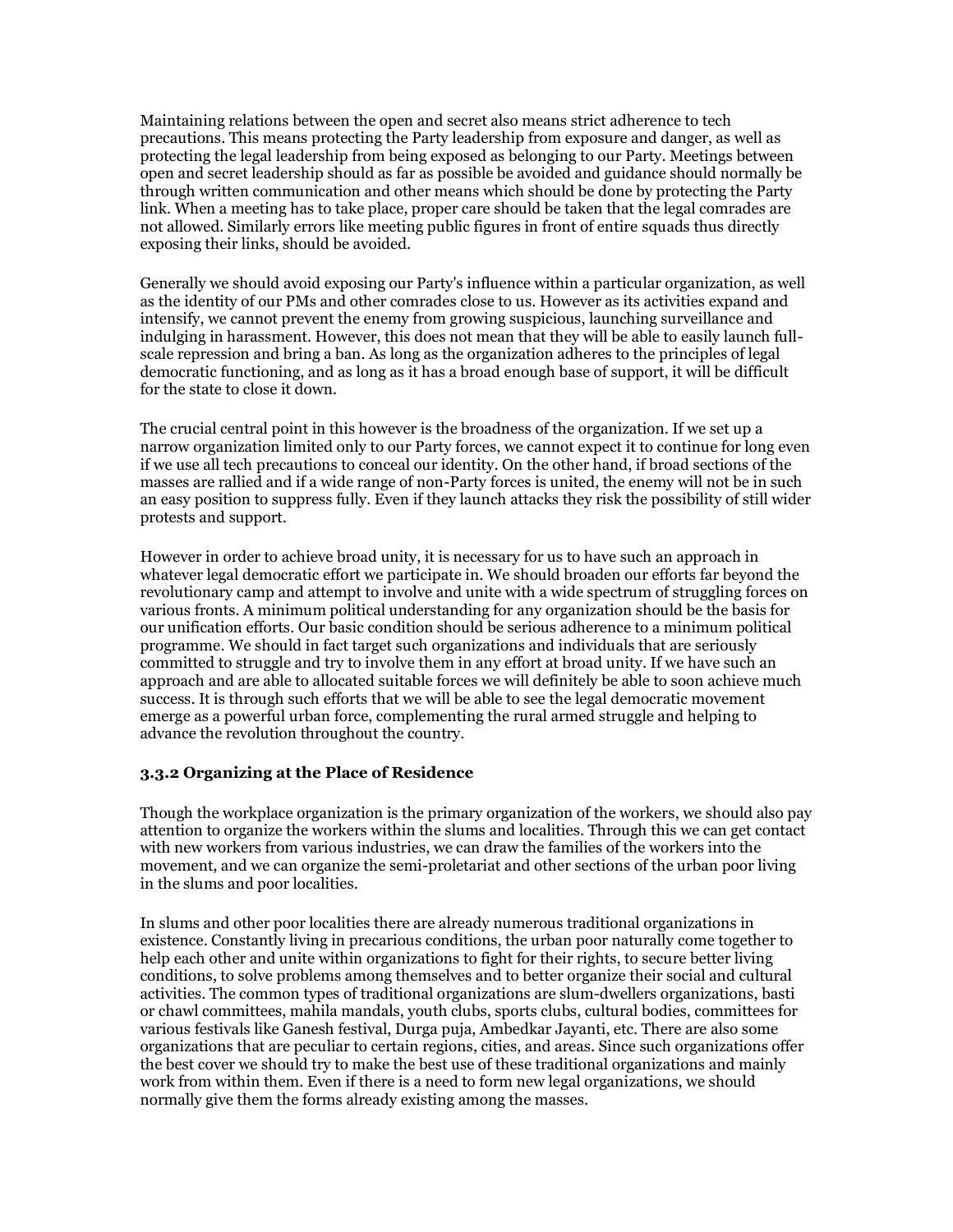Maintaining relations between the open and secret also means strict adherence to tech precautions. This means protecting the Party leadership from exposure and danger, as well as protecting the legal leadership from being exposed as belonging to our Party. Meetings between open and secret leadership should as far as possible be avoided and guidance should normally be through written communication and other means which should be done by protecting the Party link. When a meeting has to take place, proper care should be taken that the legal comrades are not allowed. Similarly errors like meeting public figures in front of entire squads thus directly exposing their links, should be avoided.

Generally we should avoid exposing our Party's influence within a particular organization, as well as the identity of our PMs and other comrades close to us. However as its activities expand and intensify, we cannot prevent the enemy from growing suspicious, launching surveillance and indulging in harassment. However, this does not mean that they will be able to easily launch full-scale repression and bring a ban. As long as the organization adheres to the principles of legal democratic functioning, and as long as it has a broad enough base of support, it will be difficult for the state to close it down.

The crucial central point in this however is the broadness of the organization. If we set up a narrow organization limited only to our Party forces, we cannot expect it to continue for long even if we use all tech precautions to conceal our identity. On the other hand, if broad sections of the masses are rallied and if a wide range of non-Party forces is united, the enemy will not be in such an easy position to suppress fully. Even if they launch attacks they risk the possibility of still wider protests and support.

However in order to achieve broad unity, it is necessary for us to have such an approach in whatever legal democratic effort we participate in. We should broaden our efforts far beyond the revolutionary camp and attempt to involve and unite with a wide spectrum of struggling forces on various fronts. A minimum political understanding for any organization should be the basis for our unification efforts. Our basic condition should be serious adherence to a minimum political programme. We should in fact target such organizations and individuals that are seriously committed to struggle and try to involve them in any effort at broad unity. If we have such an approach and are able to allocated suitable forces we will definitely be able to soon achieve much success. It is through such efforts that we will be able to see the legal democratic movement emerge as a powerful urban force, complementing the rural armed struggle and helping to advance the revolution throughout the country.

### 3.3.2 Organizing at the Place of Residence

Though the workplace organization is the primary organization of the workers, we should also pay attention to organize the workers within the slums and localities. Through this we can get contact with new workers from various industries, we can draw the families of the workers into the movement, and we can organize the semi-proletariat and other sections of the urban poor living in the slums and poor localities.

In slums and other poor localities there are already numerous traditional organizations in existence. Constantly living in precarious conditions, the urban poor naturally come together to help each other and unite within organizations to fight for their rights, to secure better living conditions, to solve problems among themselves and to better organize their social and cultural activities. The common types of traditional organizations are slum-dwellers organizations, basti or chawl committees, mahila mandals, youth clubs, sports clubs, cultural bodies, committees for various festivals like Ganesh festival, Durga puja, Ambedkar Jayanti, etc. There are also some organizations that are peculiar to certain regions, cities, and areas. Since such organizations offer the best cover we should try to make the best use of these traditional organizations and mainly work from within them. Even if there is a need to form new legal organizations, we should normally give them the forms already existing among the masses.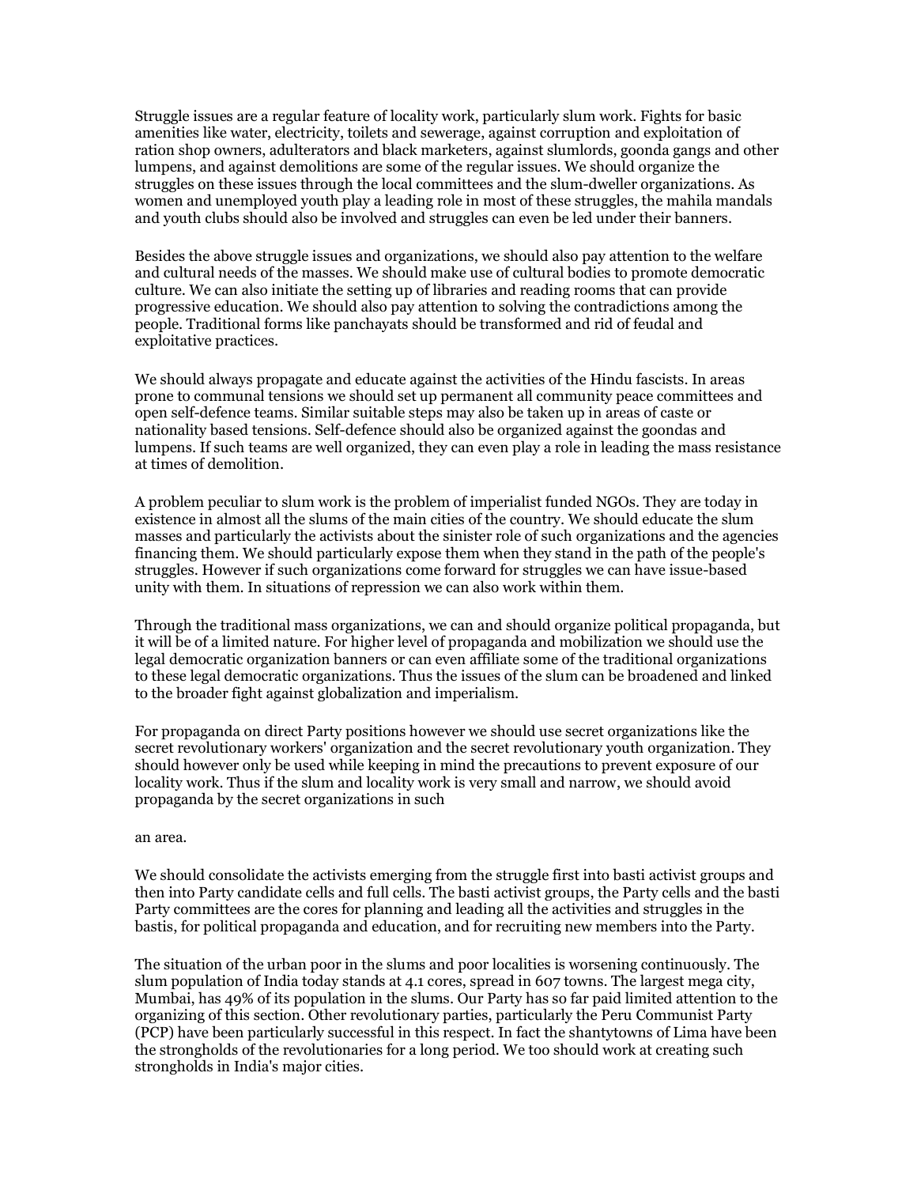Struggle issues are a regular feature of locality work, particularly slum work. Fights for basic amenities like water, electricity, toilets and sewerage, against corruption and exploitation of ration shop owners, adulterators and black marketers, against slumlords, goonda gangs and other lumpens, and against demolitions are some of the regular issues. We should organize the struggles on these issues through the local committees and the slum-dweller organizations. As women and unemployed youth play a leading role in most of these struggles, the mahila mandals and youth clubs should also be involved and struggles can even be led under their banners.

Besides the above struggle issues and organizations, we should also pay attention to the welfare and cultural needs of the masses. We should make use of cultural bodies to promote democratic culture. We can also initiate the setting up of libraries and reading rooms that can provide progressive education. We should also pay attention to solving the contradictions among the people. Traditional forms like panchayats should be transformed and rid of feudal and exploitative practices.

We should always propagate and educate against the activities of the Hindu fascists. In areas prone to communal tensions we should set up permanent all community peace committees and open self-defence teams. Similar suitable steps may also be taken up in areas of caste or nationality based tensions. Self-defence should also be organized against the goondas and lumpens. If such teams are well organized, they can even play a role in leading the mass resistance at times of demolition.

A problem peculiar to slum work is the problem of imperialist funded NGOs. They are today in existence in almost all the slums of the main cities of the country. We should educate the slum masses and particularly the activists about the sinister role of such organizations and the agencies financing them. We should particularly expose them when they stand in the path of the people's struggles. However if such organizations come forward for struggles we can have issue-based unity with them. In situations of repression we can also work within them.

Through the traditional mass organizations, we can and should organize political propaganda, but it will be of a limited nature. For higher level of propaganda and mobilization we should use the legal democratic organization banners or can even affiliate some of the traditional organizations to these legal democratic organizations. Thus the issues of the slum can be broadened and linked to the broader fight against globalization and imperialism.

For propaganda on direct Party positions however we should use secret organizations like the secret revolutionary workers' organization and the secret revolutionary youth organization. They should however only be used while keeping in mind the precautions to prevent exposure of our locality work. Thus if the slum and locality work is very small and narrow, we should avoid propaganda by the secret organizations in such

an area.

We should consolidate the activists emerging from the struggle first into basti activist groups and then into Party candidate cells and full cells. The basti activist groups, the Party cells and the basti Party committees are the cores for planning and leading all the activities and struggles in the bastis, for political propaganda and education, and for recruiting new members into the Party.

The situation of the urban poor in the slums and poor localities is worsening continuously. The slum population of India today stands at 4.1 cores, spread in 607 towns. The largest mega city, Mumbai, has 49% of its population in the slums. Our Party has so far paid limited attention to the organizing of this section. Other revolutionary parties, particularly the Peru Communist Party (PCP) have been particularly successful in this respect. In fact the shantytowns of Lima have been the strongholds of the revolutionaries for a long period. We too should work at creating such strongholds in India's major cities.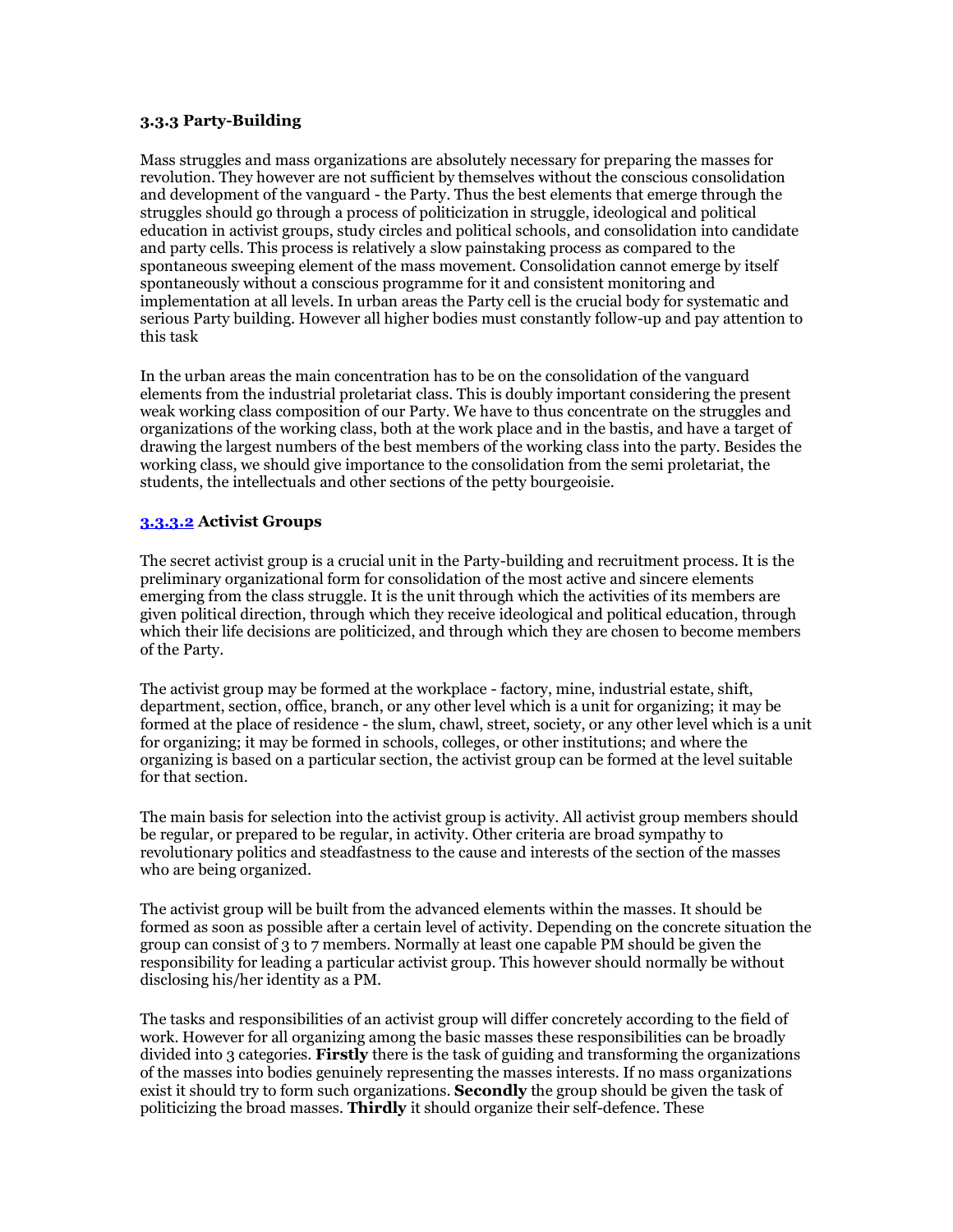### 3.3.3 Party-Building

Mass struggles and mass organizations are absolutely necessary for preparing the masses for revolution. They however are not sufficient by themselves without the conscious consolidation and development of the vanguard - the Party. Thus the best elements that emerge through the struggles should go through a process of politicization in struggle, ideological and political education in activist groups, study circles and political schools, and consolidation into candidate and party cells. This process is relatively a slow painstaking process as compared to the spontaneous sweeping element of the mass movement. Consolidation cannot emerge by itself spontaneously without a conscious programme for it and consistent monitoring and implementation at all levels. In urban areas the Party cell is the crucial body for systematic and serious Party building. However all higher bodies must constantly follow-up and pay attention to this task

In the urban areas the main concentration has to be on the consolidation of the vanguard elements from the industrial proletariat class. This is doubly important considering the present weak working class composition of our Party. We have to thus concentrate on the struggles and organizations of the working class, both at the work place and in the bastis, and have a target of drawing the largest numbers of the best members of the working class into the party. Besides the working class, we should give importance to the consolidation from the semi proletariat, the students, the intellectuals and other sections of the petty bourgeoisie.

#### 3.3.3.2 Activist Groups

The secret activist group is a crucial unit in the Party-building and recruitment process. It is the preliminary organizational form for consolidation of the most active and sincere elements emerging from the class struggle. It is the unit through which the activities of its members are given political direction, through which they receive ideological and political education, through which their life decisions are politicized, and through which they are chosen to become members of the Party.

The activist group may be formed at the workplace - factory, mine, industrial estate, shift, department, section, office, branch, or any other level which is a unit for organizing; it may be formed at the place of residence - the slum, chawl, street, society, or any other level which is a unit for organizing; it may be formed in schools, colleges, or other institutions; and where the organizing is based on a particular section, the activist group can be formed at the level suitable for that section.

The main basis for selection into the activist group is activity. All activist group members should be regular, or prepared to be regular, in activity. Other criteria are broad sympathy to revolutionary politics and steadfastness to the cause and interests of the section of the masses who are being organized.

The activist group will be built from the advanced elements within the masses. It should be formed as soon as possible after a certain level of activity. Depending on the concrete situation the group can consist of 3 to 7 members. Normally at least one capable PM should be given the responsibility for leading a particular activist group. This however should normally be without disclosing his/her identity as a PM.

The tasks and responsibilities of an activist group will differ concretely according to the field of work. However for all organizing among the basic masses these responsibilities can be broadly divided into 3 categories. **Firstly** there is the task of guiding and transforming the organizations of the masses into bodies genuinely representing the masses interests. If no mass organizations exist it should try to form such organizations. **Secondly** the group should be given the task of politicizing the broad masses. **Thirdly** it should organize their self-defence. These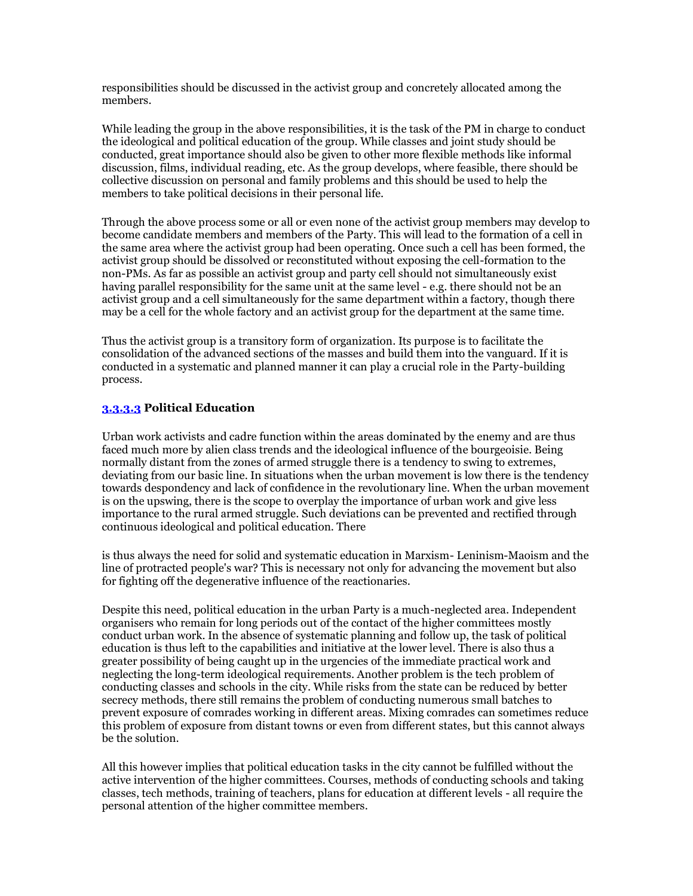responsibilities should be discussed in the activist group and concretely allocated among the members.

While leading the group in the above responsibilities, it is the task of the PM in charge to conduct the ideological and political education of the group. While classes and joint study should be conducted, great importance should also be given to other more flexible methods like informal discussion, films, individual reading, etc. As the group develops, where feasible, there should be collective discussion on personal and family problems and this should be used to help the members to take political decisions in their personal life.

Through the above process some or all or even none of the activist group members may develop to become candidate members and members of the Party. This will lead to the formation of a cell in the same area where the activist group had been operating. Once such a cell has been formed, the activist group should be dissolved or reconstituted without exposing the cell-formation to the non-PMs. As far as possible an activist group and party cell should not simultaneously exist having parallel responsibility for the same unit at the same level - e.g. there should not be an activist group and a cell simultaneously for the same department within a factory, though there may be a cell for the whole factory and an activist group for the department at the same time.

Thus the activist group is a transitory form of organization. Its purpose is to facilitate the consolidation of the advanced sections of the masses and build them into the vanguard. If it is conducted in a systematic and planned manner it can play a crucial role in the Party-building process.

### 3.3.3.3 Political Education

Urban work activists and cadre function within the areas dominated by the enemy and are thus faced much more by alien class trends and the ideological influence of the bourgeoisie. Being normally distant from the zones of armed struggle there is a tendency to swing to extremes, deviating from our basic line. In situations when the urban movement is low there is the tendency towards despondency and lack of confidence in the revolutionary line. When the urban movement is on the upswing, there is the scope to overplay the importance of urban work and give less importance to the rural armed struggle. Such deviations can be prevented and rectified through continuous ideological and political education. There

is thus always the need for solid and systematic education in Marxism- Leninism-Maoism and the line of protracted people's war? This is necessary not only for advancing the movement but also for fighting off the degenerative influence of the reactionaries.

Despite this need, political education in the urban Party is a much-neglected area. Independent organisers who remain for long periods out of the contact of the higher committees mostly conduct urban work. In the absence of systematic planning and follow up, the task of political education is thus left to the capabilities and initiative at the lower level. There is also thus a greater possibility of being caught up in the urgencies of the immediate practical work and neglecting the long-term ideological requirements. Another problem is the tech problem of conducting classes and schools in the city. While risks from the state can be reduced by better secrecy methods, there still remains the problem of conducting numerous small batches to prevent exposure of comrades working in different areas. Mixing comrades can sometimes reduce this problem of exposure from distant towns or even from different states, but this cannot always be the solution.

All this however implies that political education tasks in the city cannot be fulfilled without the active intervention of the higher committees. Courses, methods of conducting schools and taking classes, tech methods, training of teachers, plans for education at different levels - all require the personal attention of the higher committee members.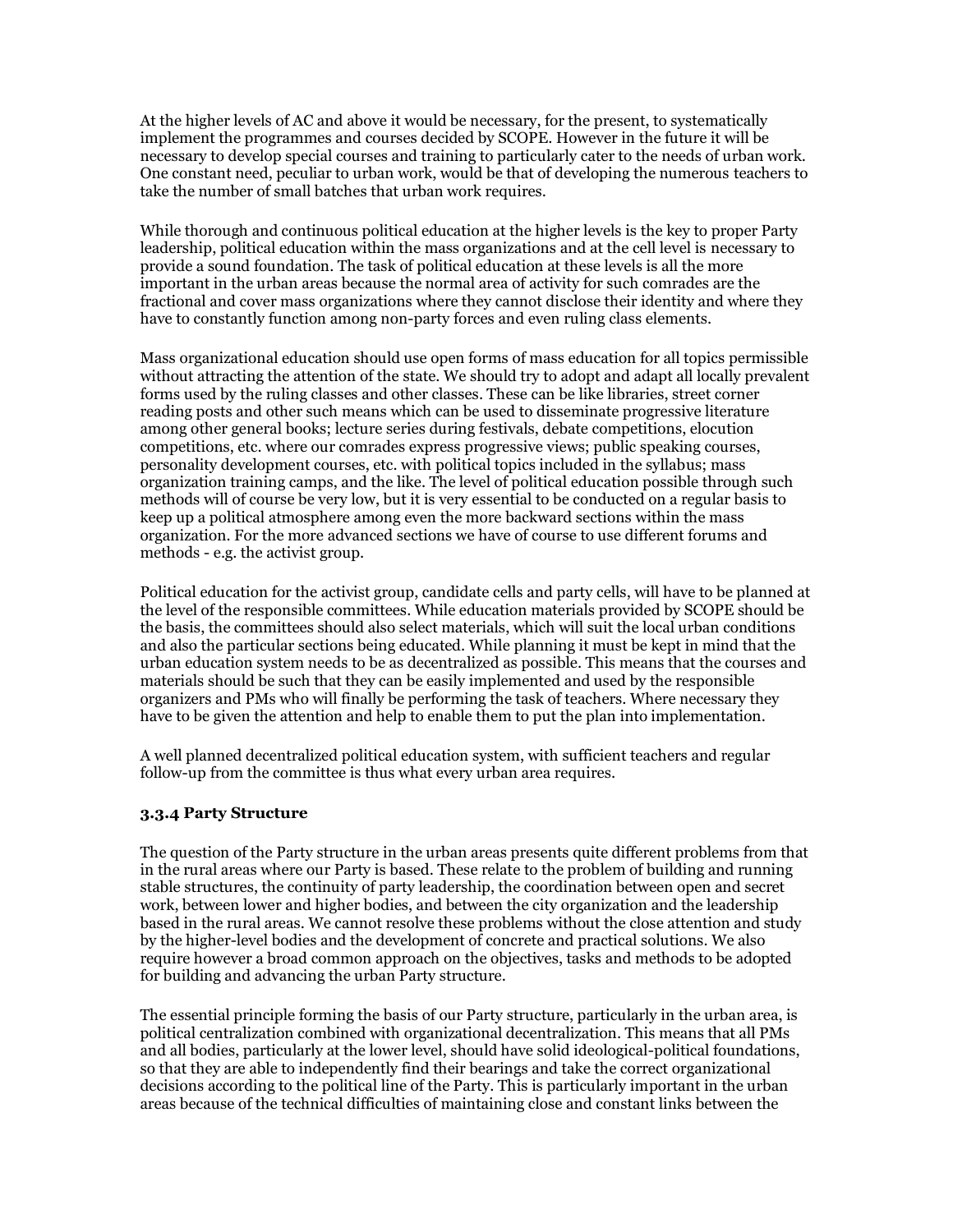At the higher levels of AC and above it would be necessary, for the present, to systematically implement the programmes and courses decided by SCOPE. However in the future it will be necessary to develop special courses and training to particularly cater to the needs of urban work. One constant need, peculiar to urban work, would be that of developing the numerous teachers to take the number of small batches that urban work requires.

While thorough and continuous political education at the higher levels is the key to proper Party leadership, political education within the mass organizations and at the cell level is necessary to provide a sound foundation. The task of political education at these levels is all the more important in the urban areas because the normal area of activity for such comrades are the fractional and cover mass organizations where they cannot disclose their identity and where they have to constantly function among non-party forces and even ruling class elements.

Mass organizational education should use open forms of mass education for all topics permissible without attracting the attention of the state. We should try to adopt and adapt all locally prevalent forms used by the ruling classes and other classes. These can be like libraries, street corner reading posts and other such means which can be used to disseminate progressive literature among other general books; lecture series during festivals, debate competitions, elocution competitions, etc. where our comrades express progressive views; public speaking courses, personality development courses, etc. with political topics included in the syllabus; mass organization training camps, and the like. The level of political education possible through such methods will of course be very low, but it is very essential to be conducted on a regular basis to keep up a political atmosphere among even the more backward sections within the mass organization. For the more advanced sections we have of course to use different forums and methods - e.g. the activist group.

Political education for the activist group, candidate cells and party cells, will have to be planned at the level of the responsible committees. While education materials provided by SCOPE should be the basis, the committees should also select materials, which will suit the local urban conditions and also the particular sections being educated. While planning it must be kept in mind that the urban education system needs to be as decentralized as possible. This means that the courses and materials should be such that they can be easily implemented and used by the responsible organizers and PMs who will finally be performing the task of teachers. Where necessary they have to be given the attention and help to enable them to put the plan into implementation.

A well planned decentralized political education system, with sufficient teachers and regular follow-up from the committee is thus what every urban area requires.

### 3.3.4 Party Structure

The question of the Party structure in the urban areas presents quite different problems from that in the rural areas where our Party is based. These relate to the problem of building and running stable structures, the continuity of party leadership, the coordination between open and secret work, between lower and higher bodies, and between the city organization and the leadership based in the rural areas. We cannot resolve these problems without the close attention and study by the higher-level bodies and the development of concrete and practical solutions. We also require however a broad common approach on the objectives, tasks and methods to be adopted for building and advancing the urban Party structure.

The essential principle forming the basis of our Party structure, particularly in the urban area, is political centralization combined with organizational decentralization. This means that all PMs and all bodies, particularly at the lower level, should have solid ideological-political foundations, so that they are able to independently find their bearings and take the correct organizational decisions according to the political line of the Party. This is particularly important in the urban areas because of the technical difficulties of maintaining close and constant links between the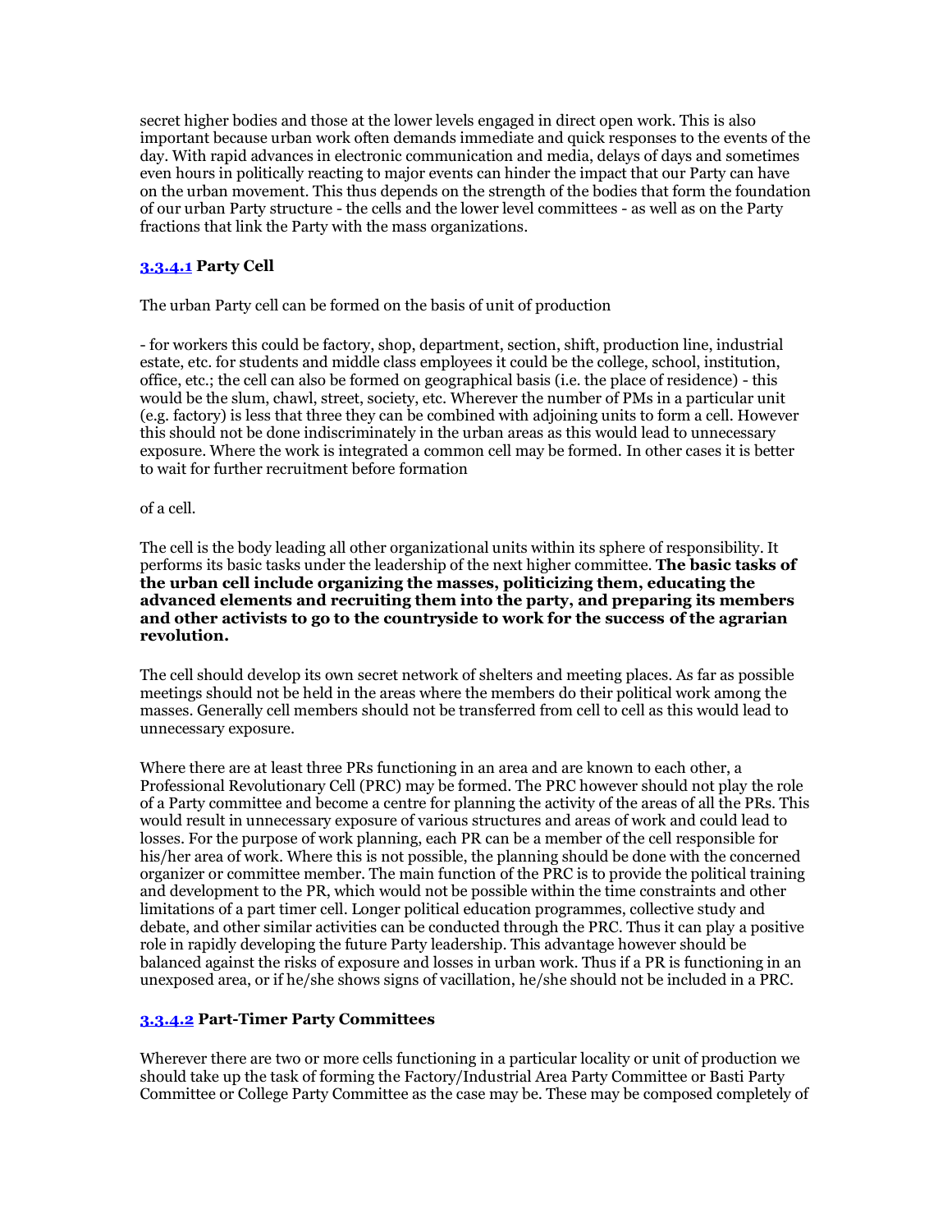secret higher bodies and those at the lower levels engaged in direct open work. This is also important because urban work often demands immediate and quick responses to the events of the day. With rapid advances in electronic communication and media, delays of days and sometimes even hours in politically reacting to major events can hinder the impact that our Party can have on the urban movement. This thus depends on the strength of the bodies that form the foundation of our urban Party structure - the cells and the lower level committees - as well as on the Party fractions that link the Party with the mass organizations.

### 3.3.4.1 Party Cell

The urban Party cell can be formed on the basis of unit of production

- for workers this could be factory, shop, department, section, shift, production line, industrial estate, etc. for students and middle class employees it could be the college, school, institution, office, etc.; the cell can also be formed on geographical basis (i.e. the place of residence) - this would be the slum, chawl, street, society, etc. Wherever the number of PMs in a particular unit (e.g. factory) is less that three they can be combined with adjoining units to form a cell. However this should not be done indiscriminately in the urban areas as this would lead to unnecessary exposure. Where the work is integrated a common cell may be formed. In other cases it is better to wait for further recruitment before formation

of a cell.

The cell is the body leading all other organizational units within its sphere of responsibility. It performs its basic tasks under the leadership of the next higher committee. **The basic tasks of the urban cell include organizing the masses, politicizing them, educating the advanced elements and recruiting them into the party, and preparing its members and other activists to go to the countryside to work for the success of the agrarian revolution.**

The cell should develop its own secret network of shelters and meeting places. As far as possible meetings should not be held in the areas where the members do their political work among the masses. Generally cell members should not be transferred from cell to cell as this would lead to unnecessary exposure.

Where there are at least three PRs functioning in an area and are known to each other, a Professional Revolutionary Cell (PRC) may be formed. The PRC however should not play the role of a Party committee and become a centre for planning the activity of the areas of all the PRs. This would result in unnecessary exposure of various structures and areas of work and could lead to losses. For the purpose of work planning, each PR can be a member of the cell responsible for his/her area of work. Where this is not possible, the planning should be done with the concerned organizer or committee member. The main function of the PRC is to provide the political training and development to the PR, which would not be possible within the time constraints and other limitations of a part timer cell. Longer political education programmes, collective study and debate, and other similar activities can be conducted through the PRC. Thus it can play a positive role in rapidly developing the future Party leadership. This advantage however should be balanced against the risks of exposure and losses in urban work. Thus if a PR is functioning in an unexposed area, or if he/she shows signs of vacillation, he/she should not be included in a PRC.

### 3.3.4.2 Part-Timer Party Committees

Wherever there are two or more cells functioning in a particular locality or unit of production we should take up the task of forming the Factory/Industrial Area Party Committee or Basti Party Committee or College Party Committee as the case may be. These may be composed completely of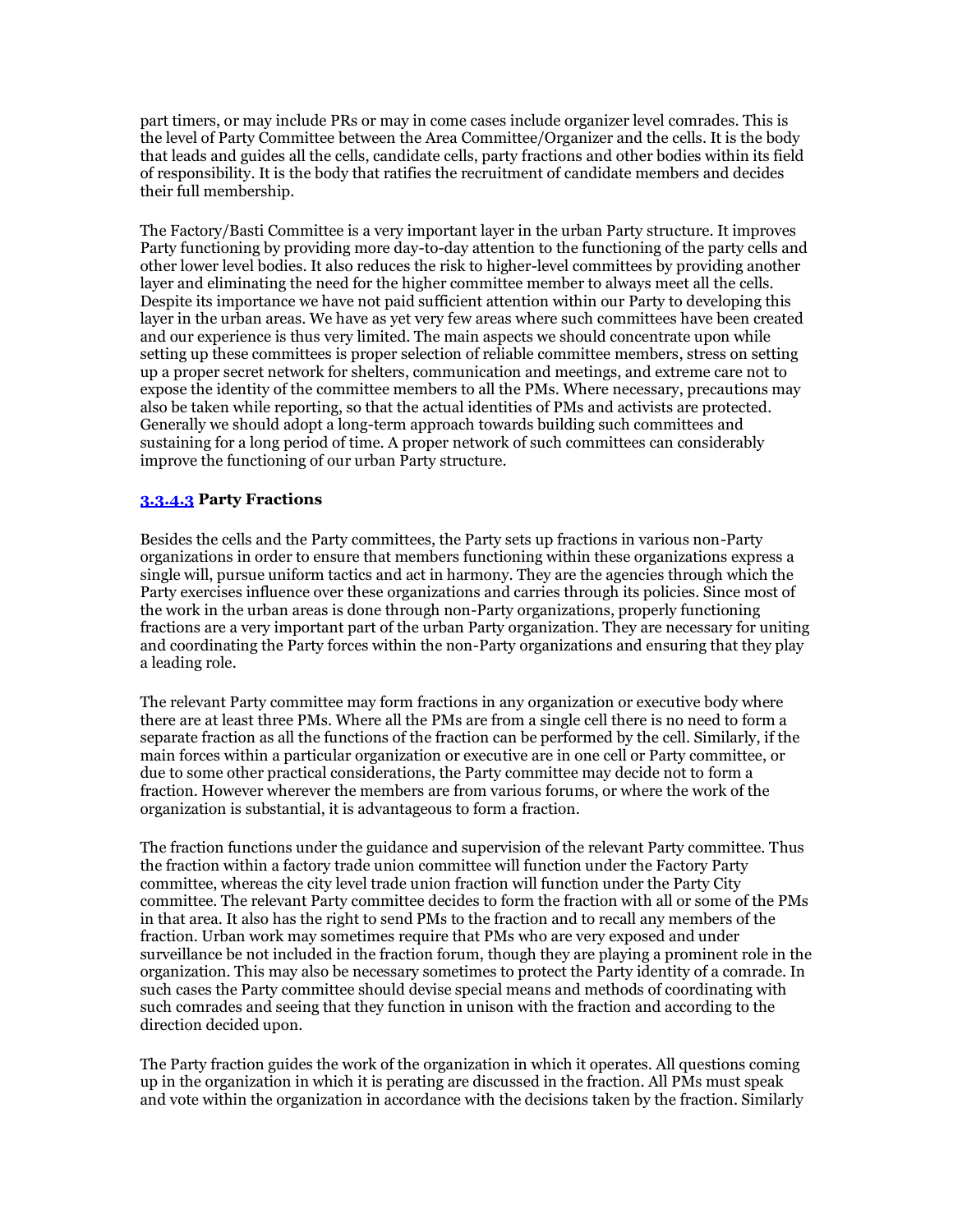part timers, or may include PRs or may in come cases include organizer level comrades. This is the level of Party Committee between the Area Committee/Organizer and the cells. It is the body that leads and guides all the cells, candidate cells, party fractions and other bodies within its field of responsibility. It is the body that ratifies the recruitment of candidate members and decides their full membership.

The Factory/Basti Committee is a very important layer in the urban Party structure. It improves Party functioning by providing more day-to-day attention to the functioning of the party cells and other lower level bodies. It also reduces the risk to higher-level committees by providing another layer and eliminating the need for the higher committee member to always meet all the cells. Despite its importance we have not paid sufficient attention within our Party to developing this layer in the urban areas. We have as yet very few areas where such committees have been created and our experience is thus very limited. The main aspects we should concentrate upon while setting up these committees is proper selection of reliable committee members, stress on setting up a proper secret network for shelters, communication and meetings, and extreme care not to expose the identity of the committee members to all the PMs. Where necessary, precautions may also be taken while reporting, so that the actual identities of PMs and activists are protected. Generally we should adopt a long-term approach towards building such committees and sustaining for a long period of time. A proper network of such committees can considerably improve the functioning of our urban Party structure.

### 3.3.4.3 Party Fractions

Besides the cells and the Party committees, the Party sets up fractions in various non-Party organizations in order to ensure that members functioning within these organizations express a single will, pursue uniform tactics and act in harmony. They are the agencies through which the Party exercises influence over these organizations and carries through its policies. Since most of the work in the urban areas is done through non-Party organizations, properly functioning fractions are a very important part of the urban Party organization. They are necessary for uniting and coordinating the Party forces within the non-Party organizations and ensuring that they play a leading role.

The relevant Party committee may form fractions in any organization or executive body where there are at least three PMs. Where all the PMs are from a single cell there is no need to form a separate fraction as all the functions of the fraction can be performed by the cell. Similarly, if the main forces within a particular organization or executive are in one cell or Party committee, or due to some other practical considerations, the Party committee may decide not to form a fraction. However wherever the members are from various forums, or where the work of the organization is substantial, it is advantageous to form a fraction.

The fraction functions under the guidance and supervision of the relevant Party committee. Thus the fraction within a factory trade union committee will function under the Factory Party committee, whereas the city level trade union fraction will function under the Party City committee. The relevant Party committee decides to form the fraction with all or some of the PMs in that area. It also has the right to send PMs to the fraction and to recall any members of the fraction. Urban work may sometimes require that PMs who are very exposed and under surveillance be not included in the fraction forum, though they are playing a prominent role in the organization. This may also be necessary sometimes to protect the Party identity of a comrade. In such cases the Party committee should devise special means and methods of coordinating with such comrades and seeing that they function in unison with the fraction and according to the direction decided upon.

The Party fraction guides the work of the organization in which it operates. All questions coming up in the organization in which it is perating are discussed in the fraction. All PMs must speak and vote within the organization in accordance with the decisions taken by the fraction. Similarly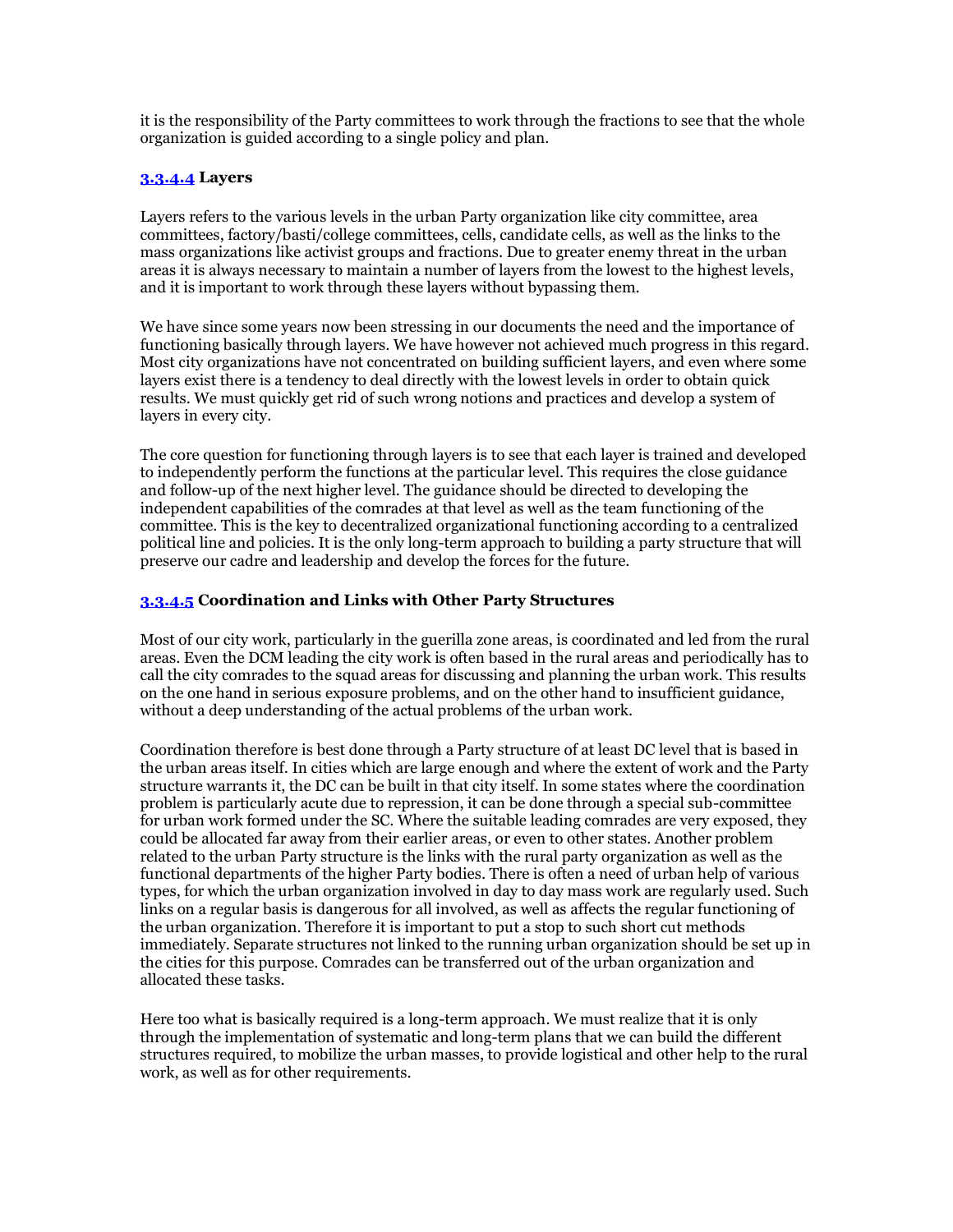it is the responsibility of the Party committees to work through the fractions to see that the whole organization is guided according to a single policy and plan.

#### [3.3.4.4](#) Layers

Layers refers to the various levels in the urban Party organization like city committee, area committees, factory/basti/college committees, cells, candidate cells, as well as the links to the mass organizations like activist groups and fractions. Due to greater enemy threat in the urban areas it is always necessary to maintain a number of layers from the lowest to the highest levels, and it is important to work through these layers without bypassing them.

We have since some years now been stressing in our documents the need and the importance of functioning basically through layers. We have however not achieved much progress in this regard. Most city organizations have not concentrated on building sufficient layers, and even where some layers exist there is a tendency to deal directly with the lowest levels in order to obtain quick results. We must quickly get rid of such wrong notions and practices and develop a system of layers in every city.

The core question for functioning through layers is to see that each layer is trained and developed to independently perform the functions at the particular level. This requires the close guidance and follow-up of the next higher level. The guidance should be directed to developing the independent capabilities of the comrades at that level as well as the team functioning of the committee. This is the key to decentralized organizational functioning according to a centralized political line and policies. It is the only long-term approach to building a party structure that will preserve our cadre and leadership and develop the forces for the future.

#### [3.3.4.5](#) Coordination and Links with Other Party Structures

Most of our city work, particularly in the guerilla zone areas, is coordinated and led from the rural areas. Even the DCM leading the city work is often based in the rural areas and periodically has to call the city comrades to the squad areas for discussing and planning the urban work. This results on the one hand in serious exposure problems, and on the other hand to insufficient guidance, without a deep understanding of the actual problems of the urban work.

Coordination therefore is best done through a Party structure of at least DC level that is based in the urban areas itself. In cities which are large enough and where the extent of work and the Party structure warrants it, the DC can be built in that city itself. In some states where the coordination problem is particularly acute due to repression, it can be done through a special sub-committee for urban work formed under the SC. Where the suitable leading comrades are very exposed, they could be allocated far away from their earlier areas, or even to other states. Another problem related to the urban Party structure is the links with the rural party organization as well as the functional departments of the higher Party bodies. There is often a need of urban help of various types, for which the urban organization involved in day to day mass work are regularly used. Such links on a regular basis is dangerous for all involved, as well as affects the regular functioning of the urban organization. Therefore it is important to put a stop to such short cut methods immediately. Separate structures not linked to the running urban organization should be set up in the cities for this purpose. Comrades can be transferred out of the urban organization and allocated these tasks.

Here too what is basically required is a long-term approach. We must realize that it is only through the implementation of systematic and long-term plans that we can build the different structures required, to mobilize the urban masses, to provide logistical and other help to the rural work, as well as for other requirements.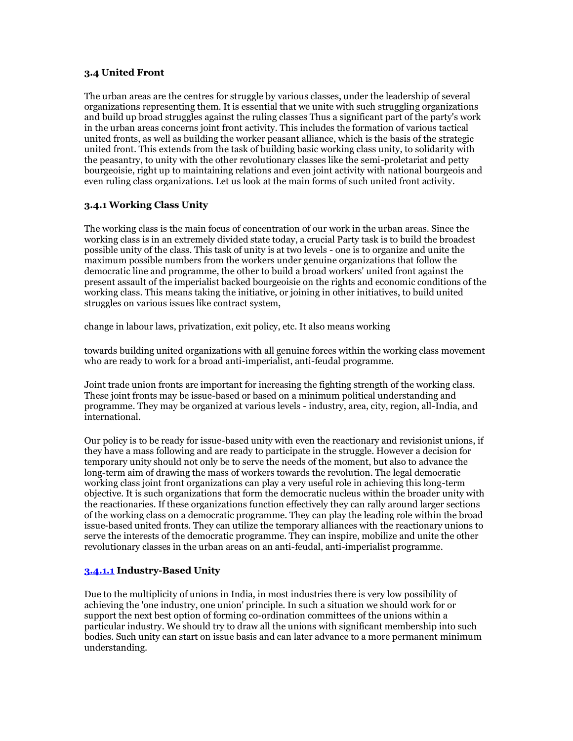### 3.4 United Front

The urban areas are the centres for struggle by various classes, under the leadership of several organizations representing them. It is essential that we unite with such struggling organizations and build up broad struggles against the ruling classes Thus a significant part of the party's work in the urban areas concerns joint front activity. This includes the formation of various tactical united fronts, as well as building the worker peasant alliance, which is the basis of the strategic united front. This extends from the task of building basic working class unity, to solidarity with the peasantry, to unity with the other revolutionary classes like the semi-proletariat and petty bourgeoisie, right up to maintaining relations and even joint activity with national bourgeois and even ruling class organizations. Let us look at the main forms of such united front activity.

#### 3.4.1 Working Class Unity

The working class is the main focus of concentration of our work in the urban areas. Since the working class is in an extremely divided state today, a crucial Party task is to build the broadest possible unity of the class. This task of unity is at two levels - one is to organize and unite the maximum possible numbers from the workers under genuine organizations that follow the democratic line and programme, the other to build a broad workers' united front against the present assault of the imperialist backed bourgeoisie on the rights and economic conditions of the working class. This means taking the initiative, or joining in other initiatives, to build united struggles on various issues like contract system,

change in labour laws, privatization, exit policy, etc. It also means working

towards building united organizations with all genuine forces within the working class movement who are ready to work for a broad anti-imperialist, anti-feudal programme.

Joint trade union fronts are important for increasing the fighting strength of the working class. These joint fronts may be issue-based or based on a minimum political understanding and programme. They may be organized at various levels - industry, area, city, region, all-India, and international.

Our policy is to be ready for issue-based unity with even the reactionary and revisionist unions, if they have a mass following and are ready to participate in the struggle. However a decision for temporary unity should not only be to serve the needs of the moment, but also to advance the long-term aim of drawing the mass of workers towards the revolution. The legal democratic working class joint front organizations can play a very useful role in achieving this long-term objective. It is such organizations that form the democratic nucleus within the broader unity with the reactionaries. If these organizations function effectively they can rally around larger sections of the working class on a democratic programme. They can play the leading role within the broad issue-based united fronts. They can utilize the temporary alliances with the reactionary unions to serve the interests of the democratic programme. They can inspire, mobilize and unite the other revolutionary classes in the urban areas on an anti-feudal, anti-imperialist programme.

##### 3.4.1.1 Industry-Based Unity

Due to the multiplicity of unions in India, in most industries there is very low possibility of achieving the 'one industry, one union' principle. In such a situation we should work for or support the next best option of forming co-ordination committees of the unions within a particular industry. We should try to draw all the unions with significant membership into such bodies. Such unity can start on issue basis and can later advance to a more permanent minimum understanding.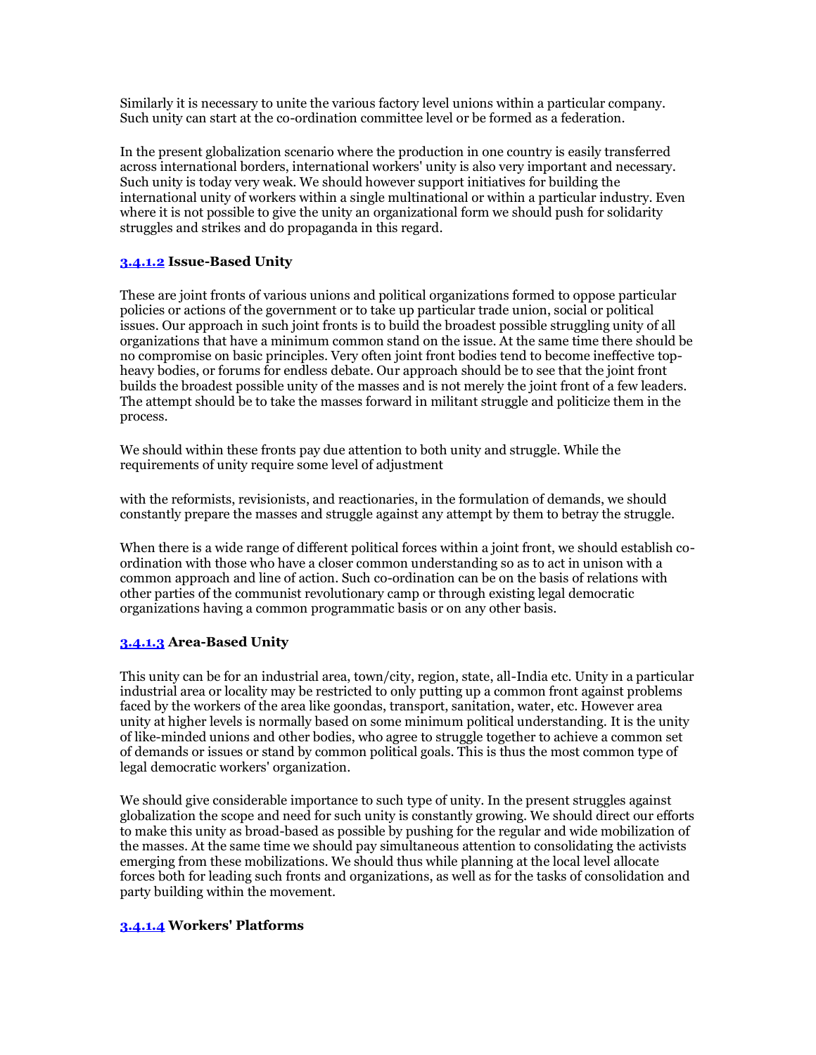Similarly it is necessary to unite the various factory level unions within a particular company. Such unity can start at the co-ordination committee level or be formed as a federation.

In the present globalization scenario where the production in one country is easily transferred across international borders, international workers' unity is also very important and necessary. Such unity is today very weak. We should however support initiatives for building the international unity of workers within a single multinational or within a particular industry. Even where it is not possible to give the unity an organizational form we should push for solidarity struggles and strikes and do propaganda in this regard.

#### 3.4.1.2 Issue-Based Unity

These are joint fronts of various unions and political organizations formed to oppose particular policies or actions of the government or to take up particular trade union, social or political issues. Our approach in such joint fronts is to build the broadest possible struggling unity of all organizations that have a minimum common stand on the issue. At the same time there should be no compromise on basic principles. Very often joint front bodies tend to become ineffective top-heavy bodies, or forums for endless debate. Our approach should be to see that the joint front builds the broadest possible unity of the masses and is not merely the joint front of a few leaders. The attempt should be to take the masses forward in militant struggle and politicize them in the process.

We should within these fronts pay due attention to both unity and struggle. While the requirements of unity require some level of adjustment with the reformists, revisionists, and reactionaries, in the formulation of demands, we should constantly prepare the masses and struggle against any attempt by them to betray the struggle.

When there is a wide range of different political forces within a joint front, we should establish co-ordination with those who have a closer common understanding so as to act in unison with a common approach and line of action. Such co-ordination can be on the basis of relations with other parties of the communist revolutionary camp or through existing legal democratic organizations having a common programmatic basis or on any other basis.

#### 3.4.1.3 Area-Based Unity

This unity can be for an industrial area, town/city, region, state, all-India etc. Unity in a particular industrial area or locality may be restricted to only putting up a common front against problems faced by the workers of the area like goondas, transport, sanitation, water, etc. However area unity at higher levels is normally based on some minimum political understanding. It is the unity of like-minded unions and other bodies, who agree to struggle together to achieve a common set of demands or issues or stand by common political goals. This is thus the most common type of legal democratic workers' organization.

We should give considerable importance to such type of unity. In the present struggles against globalization the scope and need for such unity is constantly growing. We should direct our efforts to make this unity as broad-based as possible by pushing for the regular and wide mobilization of the masses. At the same time we should pay simultaneous attention to consolidating the activists emerging from these mobilizations. We should thus while planning at the local level allocate forces both for leading such fronts and organizations, as well as for the tasks of consolidation and party building within the movement.

#### 3.4.1.4 Workers' Platforms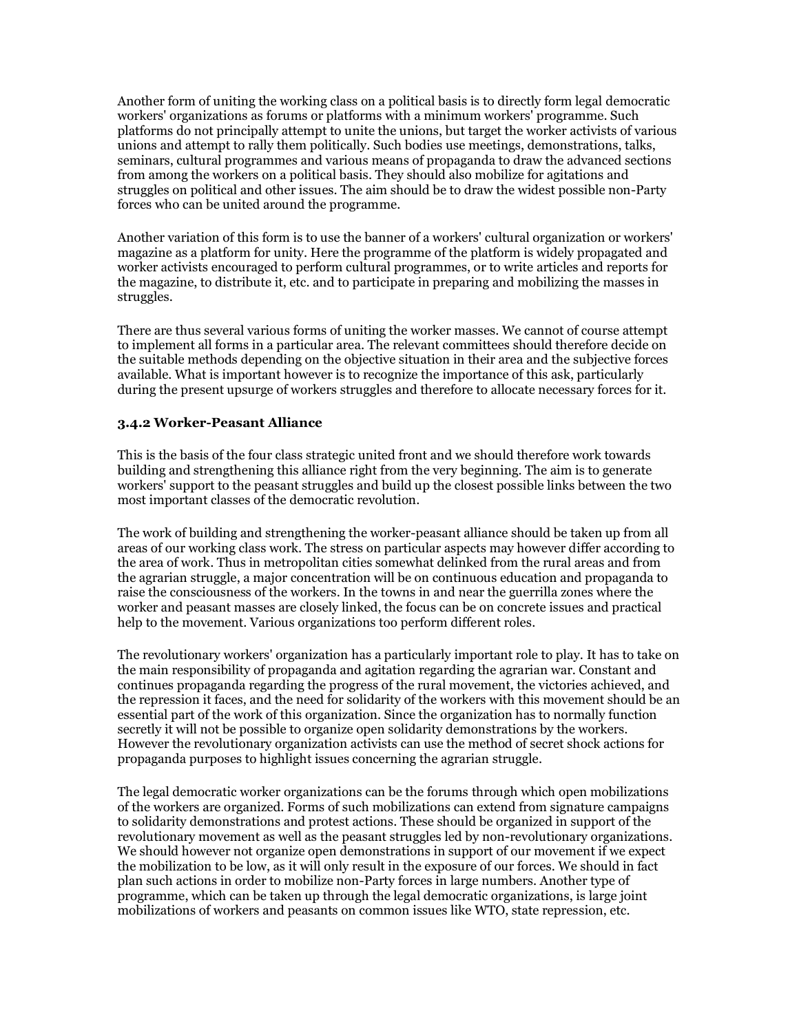Another form of uniting the working class on a political basis is to directly form legal democratic workers' organizations as forums or platforms with a minimum workers' programme. Such platforms do not principally attempt to unite the unions, but target the worker activists of various unions and attempt to rally them politically. Such bodies use meetings, demonstrations, talks, seminars, cultural programmes and various means of propaganda to draw the advanced sections from among the workers on a political basis. They should also mobilize for agitations and struggles on political and other issues. The aim should be to draw the widest possible non-Party forces who can be united around the programme.

Another variation of this form is to use the banner of a workers' cultural organization or workers' magazine as a platform for unity. Here the programme of the platform is widely propagated and worker activists encouraged to perform cultural programmes, or to write articles and reports for the magazine, to distribute it, etc. and to participate in preparing and mobilizing the masses in struggles.

There are thus several various forms of uniting the worker masses. We cannot of course attempt to implement all forms in a particular area. The relevant committees should therefore decide on the suitable methods depending on the objective situation in their area and the subjective forces available. What is important however is to recognize the importance of this ask, particularly during the present upsurge of workers struggles and therefore to allocate necessary forces for it.

### 3.4.2 Worker-Peasant Alliance

This is the basis of the four class strategic united front and we should therefore work towards building and strengthening this alliance right from the very beginning. The aim is to generate workers' support to the peasant struggles and build up the closest possible links between the two most important classes of the democratic revolution.

The work of building and strengthening the worker-peasant alliance should be taken up from all areas of our working class work. The stress on particular aspects may however differ according to the area of work. Thus in metropolitan cities somewhat delinked from the rural areas and from the agrarian struggle, a major concentration will be on continuous education and propaganda to raise the consciousness of the workers. In the towns in and near the guerrilla zones where the worker and peasant masses are closely linked, the focus can be on concrete issues and practical help to the movement. Various organizations too perform different roles.

The revolutionary workers' organization has a particularly important role to play. It has to take on the main responsibility of propaganda and agitation regarding the agrarian war. Constant and continues propaganda regarding the progress of the rural movement, the victories achieved, and the repression it faces, and the need for solidarity of the workers with this movement should be an essential part of the work of this organization. Since the organization has to normally function secretly it will not be possible to organize open solidarity demonstrations by the workers. However the revolutionary organization activists can use the method of secret shock actions for propaganda purposes to highlight issues concerning the agrarian struggle.

The legal democratic worker organizations can be the forums through which open mobilizations of the workers are organized. Forms of such mobilizations can extend from signature campaigns to solidarity demonstrations and protest actions. These should be organized in support of the revolutionary movement as well as the peasant struggles led by non-revolutionary organizations. We should however not organize open demonstrations in support of our movement if we expect the mobilization to be low, as it will only result in the exposure of our forces. We should in fact plan such actions in order to mobilize non-Party forces in large numbers. Another type of programme, which can be taken up through the legal democratic organizations, is large joint mobilizations of workers and peasants on common issues like WTO, state repression, etc.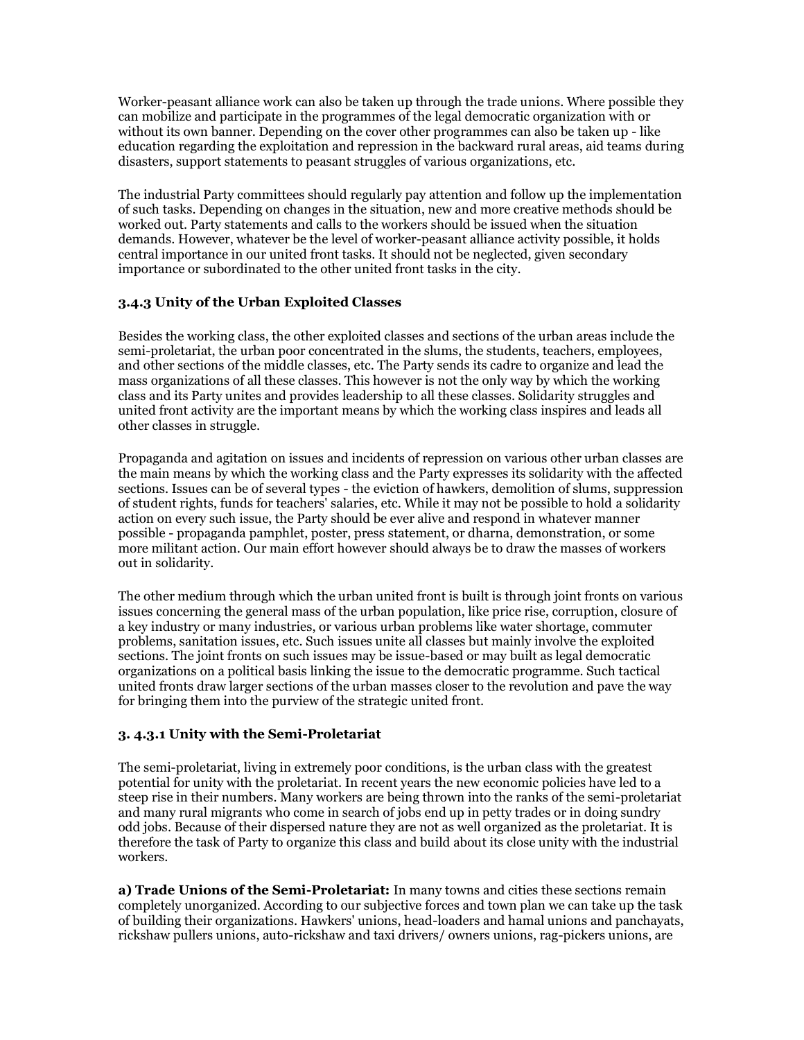Worker-peasant alliance work can also be taken up through the trade unions. Where possible they can mobilize and participate in the programmes of the legal democratic organization with or without its own banner. Depending on the cover other programmes can also be taken up - like education regarding the exploitation and repression in the backward rural areas, aid teams during disasters, support statements to peasant struggles of various organizations, etc.

The industrial Party committees should regularly pay attention and follow up the implementation of such tasks. Depending on changes in the situation, new and more creative methods should be worked out. Party statements and calls to the workers should be issued when the situation demands. However, whatever be the level of worker-peasant alliance activity possible, it holds central importance in our united front tasks. It should not be neglected, given secondary importance or subordinated to the other united front tasks in the city.

### 3.4.3 Unity of the Urban Exploited Classes

Besides the working class, the other exploited classes and sections of the urban areas include the semi-proletariat, the urban poor concentrated in the slums, the students, teachers, employees, and other sections of the middle classes, etc. The Party sends its cadre to organize and lead the mass organizations of all these classes. This however is not the only way by which the working class and its Party unites and provides leadership to all these classes. Solidarity struggles and united front activity are the important means by which the working class inspires and leads all other classes in struggle.

Propaganda and agitation on issues and incidents of repression on various other urban classes are the main means by which the working class and the Party expresses its solidarity with the affected sections. Issues can be of several types - the eviction of hawkers, demolition of slums, suppression of student rights, funds for teachers' salaries, etc. While it may not be possible to hold a solidarity action on every such issue, the Party should be ever alive and respond in whatever manner possible - propaganda pamphlet, poster, press statement, or dharna, demonstration, or some more militant action. Our main effort however should always be to draw the masses of workers out in solidarity.

The other medium through which the urban united front is built is through joint fronts on various issues concerning the general mass of the urban population, like price rise, corruption, closure of a key industry or many industries, or various urban problems like water shortage, commuter problems, sanitation issues, etc. Such issues unite all classes but mainly involve the exploited sections. The joint fronts on such issues may be issue-based or may built as legal democratic organizations on a political basis linking the issue to the democratic programme. Such tactical united fronts draw larger sections of the urban masses closer to the revolution and pave the way for bringing them into the purview of the strategic united front.

#### 3. 4.3.1 Unity with the Semi-Proletariat

The semi-proletariat, living in extremely poor conditions, is the urban class with the greatest potential for unity with the proletariat. In recent years the new economic policies have led to a steep rise in their numbers. Many workers are being thrown into the ranks of the semi-proletariat and many rural migrants who come in search of jobs end up in petty trades or in doing sundry odd jobs. Because of their dispersed nature they are not as well organized as the proletariat. It is therefore the task of Party to organize this class and build about its close unity with the industrial workers.

**a) Trade Unions of the Semi-Proletariat:** In many towns and cities these sections remain completely unorganized. According to our subjective forces and town plan we can take up the task of building their organizations. Hawkers' unions, head-loaders and hamal unions and panchayats, rickshaw pullers unions, auto-rickshaw and taxi drivers/ owners unions, rag-pickers unions, are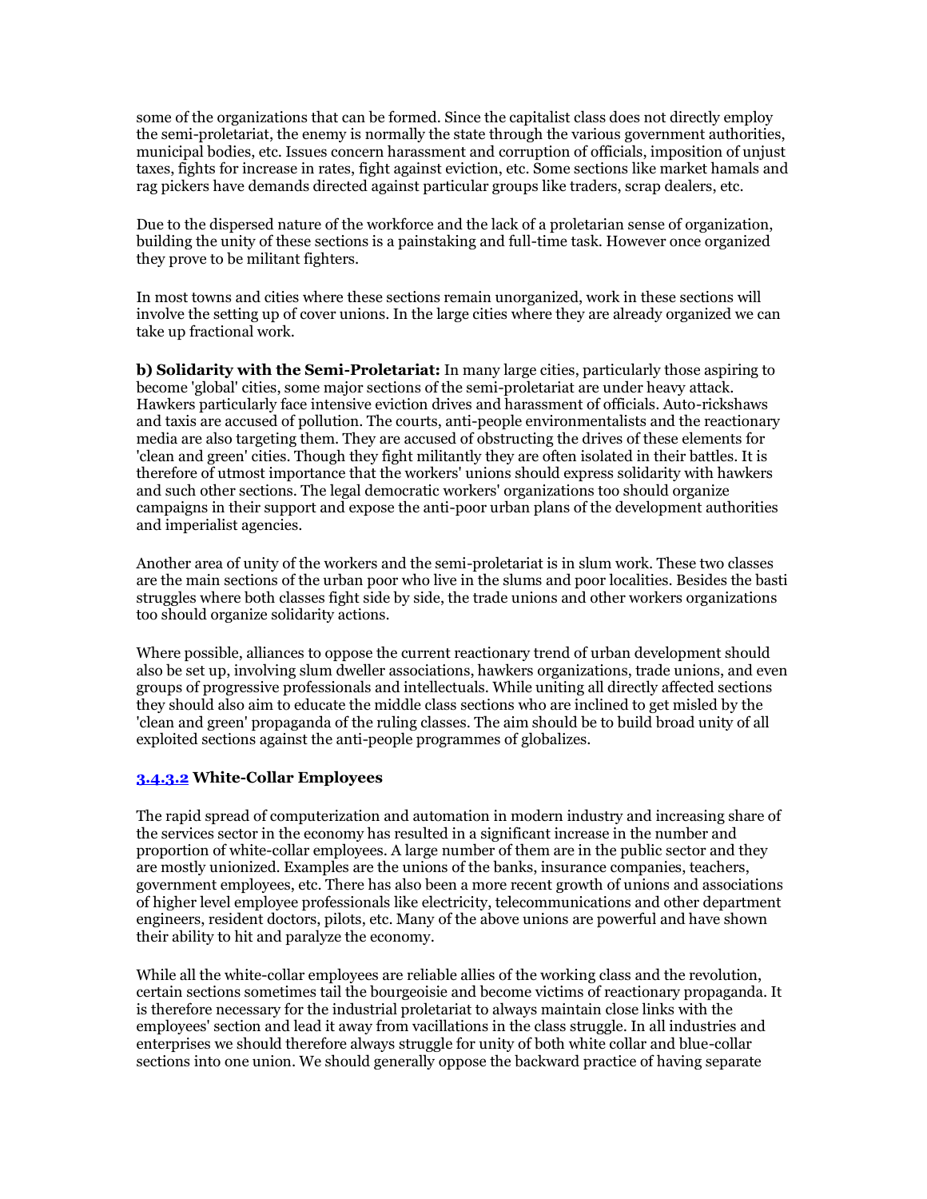some of the organizations that can be formed. Since the capitalist class does not directly employ the semi-proletariat, the enemy is normally the state through the various government authorities, municipal bodies, etc. Issues concern harassment and corruption of officials, imposition of unjust taxes, fights for increase in rates, fight against eviction, etc. Some sections like market hamals and rag pickers have demands directed against particular groups like traders, scrap dealers, etc.

Due to the dispersed nature of the workforce and the lack of a proletarian sense of organization, building the unity of these sections is a painstaking and full-time task. However once organized they prove to be militant fighters.

In most towns and cities where these sections remain unorganized, work in these sections will involve the setting up of cover unions. In the large cities where they are already organized we can take up fractional work.

**b) Solidarity with the Semi-Proletariat:** In many large cities, particularly those aspiring to become 'global' cities, some major sections of the semi-proletariat are under heavy attack. Hawkers particularly face intensive eviction drives and harassment of officials. Auto-rickshaws and taxis are accused of pollution. The courts, anti-people environmentalists and the reactionary media are also targeting them. They are accused of obstructing the drives of these elements for 'clean and green' cities. Though they fight militantly they are often isolated in their battles. It is therefore of utmost importance that the workers' unions should express solidarity with hawkers and such other sections. The legal democratic workers' organizations too should organize campaigns in their support and expose the anti-poor urban plans of the development authorities and imperialist agencies.

Another area of unity of the workers and the semi-proletariat is in slum work. These two classes are the main sections of the urban poor who live in the slums and poor localities. Besides the basti struggles where both classes fight side by side, the trade unions and other workers organizations too should organize solidarity actions.

Where possible, alliances to oppose the current reactionary trend of urban development should also be set up, involving slum dweller associations, hawkers organizations, trade unions, and even groups of progressive professionals and intellectuals. While uniting all directly affected sections they should also aim to educate the middle class sections who are inclined to get misled by the 'clean and green' propaganda of the ruling classes. The aim should be to build broad unity of all exploited sections against the anti-people programmes of globalizes.

### 3.4.3.2 White-Collar Employees

The rapid spread of computerization and automation in modern industry and increasing share of the services sector in the economy has resulted in a significant increase in the number and proportion of white-collar employees. A large number of them are in the public sector and they are mostly unionized. Examples are the unions of the banks, insurance companies, teachers, government employees, etc. There has also been a more recent growth of unions and associations of higher level employee professionals like electricity, telecommunications and other department engineers, resident doctors, pilots, etc. Many of the above unions are powerful and have shown their ability to hit and paralyze the economy.

While all the white-collar employees are reliable allies of the working class and the revolution, certain sections sometimes tail the bourgeoisie and become victims of reactionary propaganda. It is therefore necessary for the industrial proletariat to always maintain close links with the employees' section and lead it away from vacillations in the class struggle. In all industries and enterprises we should therefore always struggle for unity of both white collar and blue-collar sections into one union. We should generally oppose the backward practice of having separate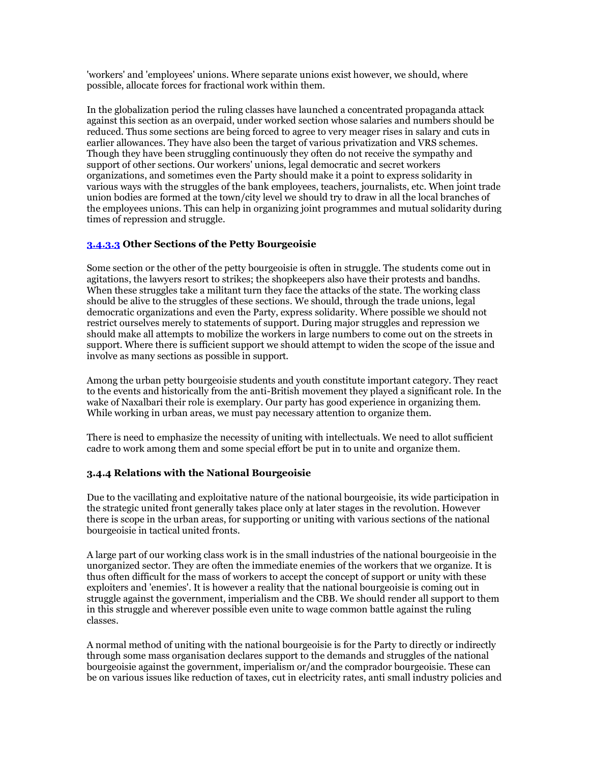'workers' and 'employees' unions. Where separate unions exist however, we should, where possible, allocate forces for fractional work within them.

In the globalization period the ruling classes have launched a concentrated propaganda attack against this section as an overpaid, under worked section whose salaries and numbers should be reduced. Thus some sections are being forced to agree to very meager rises in salary and cuts in earlier allowances. They have also been the target of various privatization and VRS schemes. Though they have been struggling continuously they often do not receive the sympathy and support of other sections. Our workers' unions, legal democratic and secret workers organizations, and sometimes even the Party should make it a point to express solidarity in various ways with the struggles of the bank employees, teachers, journalists, etc. When joint trade union bodies are formed at the town/city level we should try to draw in all the local branches of the employees unions. This can help in organizing joint programmes and mutual solidarity during times of repression and struggle.

#### 3.4.3.3 Other Sections of the Petty Bourgeoisie

Some section or the other of the petty bourgeoisie is often in struggle. The students come out in agitations, the lawyers resort to strikes; the shopkeepers also have their protests and bandhs. When these struggles take a militant turn they face the attacks of the state. The working class should be alive to the struggles of these sections. We should, through the trade unions, legal democratic organizations and even the Party, express solidarity. Where possible we should not restrict ourselves merely to statements of support. During major struggles and repression we should make all attempts to mobilize the workers in large numbers to come out on the streets in support. Where there is sufficient support we should attempt to widen the scope of the issue and involve as many sections as possible in support.

Among the urban petty bourgeoisie students and youth constitute important category. They react to the events and historically from the anti-British movement they played a significant role. In the wake of Naxalbari their role is exemplary. Our party has good experience in organizing them. While working in urban areas, we must pay necessary attention to organize them.

There is need to emphasize the necessity of uniting with intellectuals. We need to allot sufficient cadre to work among them and some special effort be put in to unite and organize them.

### 3.4.4 Relations with the National Bourgeoisie

Due to the vacillating and exploitative nature of the national bourgeoisie, its wide participation in the strategic united front generally takes place only at later stages in the revolution. However there is scope in the urban areas, for supporting or uniting with various sections of the national bourgeoisie in tactical united fronts.

A large part of our working class work is in the small industries of the national bourgeoisie in the unorganized sector. They are often the immediate enemies of the workers that we organize. It is thus often difficult for the mass of workers to accept the concept of support or unity with these exploiters and 'enemies'. It is however a reality that the national bourgeoisie is coming out in struggle against the government, imperialism and the CBB. We should render all support to them in this struggle and wherever possible even unite to wage common battle against the ruling classes.

A normal method of uniting with the national bourgeoisie is for the Party to directly or indirectly through some mass organisation declares support to the demands and struggles of the national bourgeoisie against the government, imperialism or/and the comprador bourgeoisie. These can be on various issues like reduction of taxes, cut in electricity rates, anti small industry policies and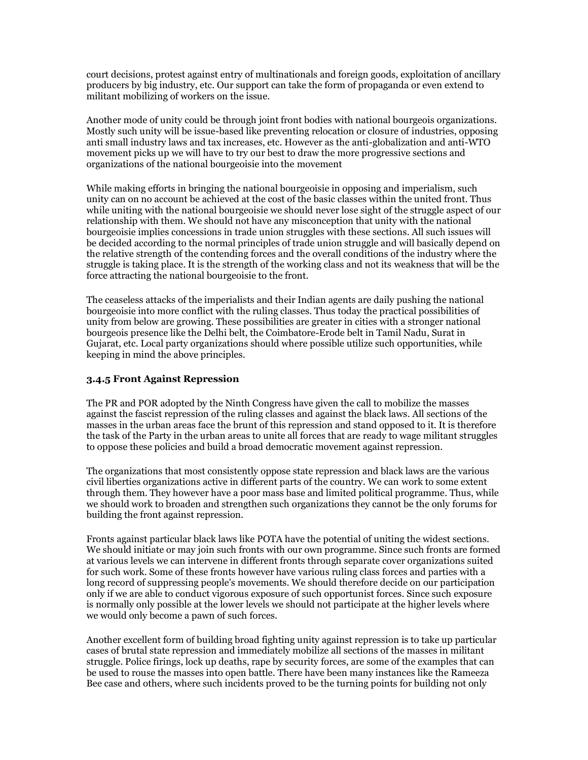court decisions, protest against entry of multinationals and foreign goods, exploitation of ancillary producers by big industry, etc. Our support can take the form of propaganda or even extend to militant mobilizing of workers on the issue.

Another mode of unity could be through joint front bodies with national bourgeois organizations. Mostly such unity will be issue-based like preventing relocation or closure of industries, opposing anti small industry laws and tax increases, etc. However as the anti-globalization and anti-WTO movement picks up we will have to try our best to draw the more progressive sections and organizations of the national bourgeoisie into the movement

While making efforts in bringing the national bourgeoisie in opposing and imperialism, such unity can on no account be achieved at the cost of the basic classes within the united front. Thus while uniting with the national bourgeoisie we should never lose sight of the struggle aspect of our relationship with them. We should not have any misconception that unity with the national bourgeoisie implies concessions in trade union struggles with these sections. All such issues will be decided according to the normal principles of trade union struggle and will basically depend on the relative strength of the contending forces and the overall conditions of the industry where the struggle is taking place. It is the strength of the working class and not its weakness that will be the force attracting the national bourgeoisie to the front.

The ceaseless attacks of the imperialists and their Indian agents are daily pushing the national bourgeoisie into more conflict with the ruling classes. Thus today the practical possibilities of unity from below are growing. These possibilities are greater in cities with a stronger national bourgeois presence like the Delhi belt, the Coimbatore-Erode belt in Tamil Nadu, Surat in Gujarat, etc. Local party organizations should where possible utilize such opportunities, while keeping in mind the above principles.

### 3.4.5 Front Against Repression

The PR and POR adopted by the Ninth Congress have given the call to mobilize the masses against the fascist repression of the ruling classes and against the black laws. All sections of the masses in the urban areas face the brunt of this repression and stand opposed to it. It is therefore the task of the Party in the urban areas to unite all forces that are ready to wage militant struggles to oppose these policies and build a broad democratic movement against repression.

The organizations that most consistently oppose state repression and black laws are the various civil liberties organizations active in different parts of the country. We can work to some extent through them. They however have a poor mass base and limited political programme. Thus, while we should work to broaden and strengthen such organizations they cannot be the only forums for building the front against repression.

Fronts against particular black laws like POTA have the potential of uniting the widest sections. We should initiate or may join such fronts with our own programme. Since such fronts are formed at various levels we can intervene in different fronts through separate cover organizations suited for such work. Some of these fronts however have various ruling class forces and parties with a long record of suppressing people's movements. We should therefore decide on our participation only if we are able to conduct vigorous exposure of such opportunist forces. Since such exposure is normally only possible at the lower levels we should not participate at the higher levels where we would only become a pawn of such forces.

Another excellent form of building broad fighting unity against repression is to take up particular cases of brutal state repression and immediately mobilize all sections of the masses in militant struggle. Police firings, lock up deaths, rape by security forces, are some of the examples that can be used to rouse the masses into open battle. There have been many instances like the Rameeza Bee case and others, where such incidents proved to be the turning points for building not only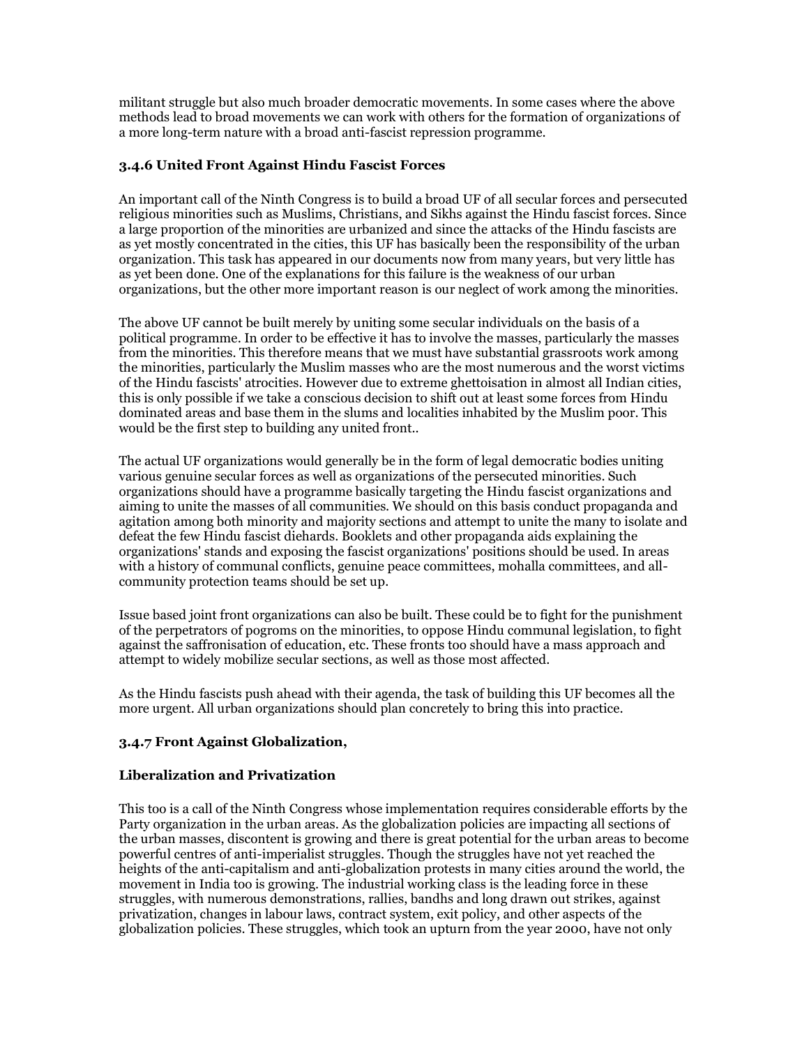militant struggle but also much broader democratic movements. In some cases where the above methods lead to broad movements we can work with others for the formation of organizations of a more long-term nature with a broad anti-fascist repression programme.

### 3.4.6 United Front Against Hindu Fascist Forces

An important call of the Ninth Congress is to build a broad UF of all secular forces and persecuted religious minorities such as Muslims, Christians, and Sikhs against the Hindu fascist forces. Since a large proportion of the minorities are urbanized and since the attacks of the Hindu fascists are as yet mostly concentrated in the cities, this UF has basically been the responsibility of the urban organization. This task has appeared in our documents now from many years, but very little has as yet been done. One of the explanations for this failure is the weakness of our urban organizations, but the other more important reason is our neglect of work among the minorities.

The above UF cannot be built merely by uniting some secular individuals on the basis of a political programme. In order to be effective it has to involve the masses, particularly the masses from the minorities. This therefore means that we must have substantial grassroots work among the minorities, particularly the Muslim masses who are the most numerous and the worst victims of the Hindu fascists' atrocities. However due to extreme ghettoisation in almost all Indian cities, this is only possible if we take a conscious decision to shift out at least some forces from Hindu dominated areas and base them in the slums and localities inhabited by the Muslim poor. This would be the first step to building any united front..

The actual UF organizations would generally be in the form of legal democratic bodies uniting various genuine secular forces as well as organizations of the persecuted minorities. Such organizations should have a programme basically targeting the Hindu fascist organizations and aiming to unite the masses of all communities. We should on this basis conduct propaganda and agitation among both minority and majority sections and attempt to unite the many to isolate and defeat the few Hindu fascist diehards. Booklets and other propaganda aids explaining the organizations' stands and exposing the fascist organizations' positions should be used. In areas with a history of communal conflicts, genuine peace committees, mohalla committees, and all-community protection teams should be set up.

Issue based joint front organizations can also be built. These could be to fight for the punishment of the perpetrators of pogroms on the minorities, to oppose Hindu communal legislation, to fight against the saffronisation of education, etc. These fronts too should have a mass approach and attempt to widely mobilize secular sections, as well as those most affected.

As the Hindu fascists push ahead with their agenda, the task of building this UF becomes all the more urgent. All urban organizations should plan concretely to bring this into practice.

### 3.4.7 Front Against Globalization,

### Liberalization and Privatization

This too is a call of the Ninth Congress whose implementation requires considerable efforts by the Party organization in the urban areas. As the globalization policies are impacting all sections of the urban masses, discontent is growing and there is great potential for the urban areas to become powerful centres of anti-imperialist struggles. Though the struggles have not yet reached the heights of the anti-capitalism and anti-globalization protests in many cities around the world, the movement in India too is growing. The industrial working class is the leading force in these struggles, with numerous demonstrations, rallies, bandhs and long drawn out strikes, against privatization, changes in labour laws, contract system, exit policy, and other aspects of the globalization policies. These struggles, which took an upturn from the year 2000, have not only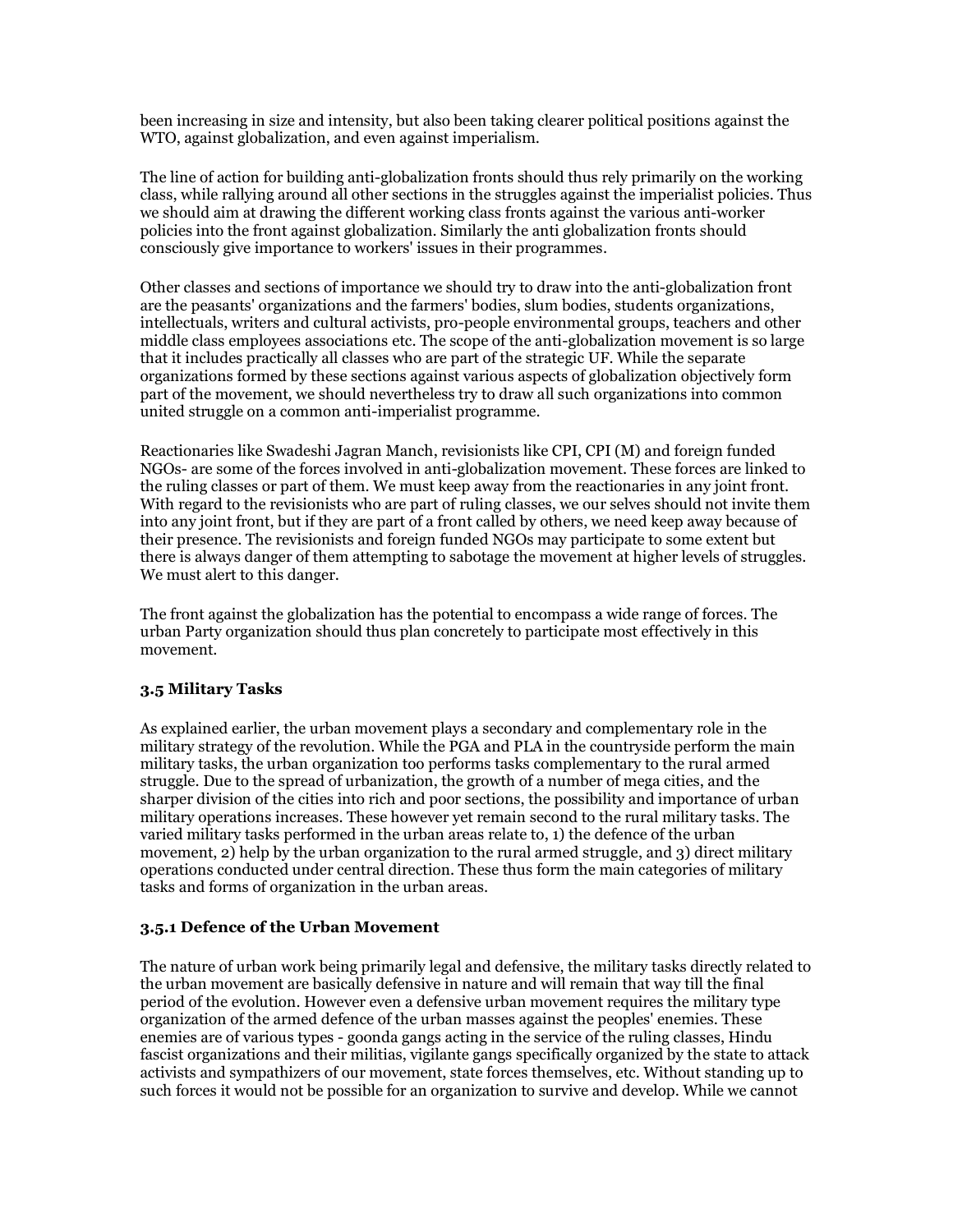been increasing in size and intensity, but also been taking clearer political positions against the WTO, against globalization, and even against imperialism.

The line of action for building anti-globalization fronts should thus rely primarily on the working class, while rallying around all other sections in the struggles against the imperialist policies. Thus we should aim at drawing the different working class fronts against the various anti-worker policies into the front against globalization. Similarly the anti globalization fronts should consciously give importance to workers' issues in their programmes.

Other classes and sections of importance we should try to draw into the anti-globalization front are the peasants' organizations and the farmers' bodies, slum bodies, students organizations, intellectuals, writers and cultural activists, pro-people environmental groups, teachers and other middle class employees associations etc. The scope of the anti-globalization movement is so large that it includes practically all classes who are part of the strategic UF. While the separate organizations formed by these sections against various aspects of globalization objectively form part of the movement, we should nevertheless try to draw all such organizations into common united struggle on a common anti-imperialist programme.

Reactionaries like Swadeshi Jagran Manch, revisionists like CPI, CPI (M) and foreign funded NGOs- are some of the forces involved in anti-globalization movement. These forces are linked to the ruling classes or part of them. We must keep away from the reactionaries in any joint front. With regard to the revisionists who are part of ruling classes, we our selves should not invite them into any joint front, but if they are part of a front called by others, we need keep away because of their presence. The revisionists and foreign funded NGOs may participate to some extent but there is always danger of them attempting to sabotage the movement at higher levels of struggles. We must alert to this danger.

The front against the globalization has the potential to encompass a wide range of forces. The urban Party organization should thus plan concretely to participate most effectively in this movement.

### 3.5 Military Tasks

As explained earlier, the urban movement plays a secondary and complementary role in the military strategy of the revolution. While the PGA and PLA in the countryside perform the main military tasks, the urban organization too performs tasks complementary to the rural armed struggle. Due to the spread of urbanization, the growth of a number of mega cities, and the sharper division of the cities into rich and poor sections, the possibility and importance of urban military operations increases. These however yet remain second to the rural military tasks. The varied military tasks performed in the urban areas relate to, 1) the defence of the urban movement, 2) help by the urban organization to the rural armed struggle, and 3) direct military operations conducted under central direction. These thus form the main categories of military tasks and forms of organization in the urban areas.

#### 3.5.1 Defence of the Urban Movement

The nature of urban work being primarily legal and defensive, the military tasks directly related to the urban movement are basically defensive in nature and will remain that way till the final period of the evolution. However even a defensive urban movement requires the military type organization of the armed defence of the urban masses against the peoples' enemies. These enemies are of various types - goonda gangs acting in the service of the ruling classes, Hindu fascist organizations and their militias, vigilante gangs specifically organized by the state to attack activists and sympathizers of our movement, state forces themselves, etc. Without standing up to such forces it would not be possible for an organization to survive and develop. While we cannot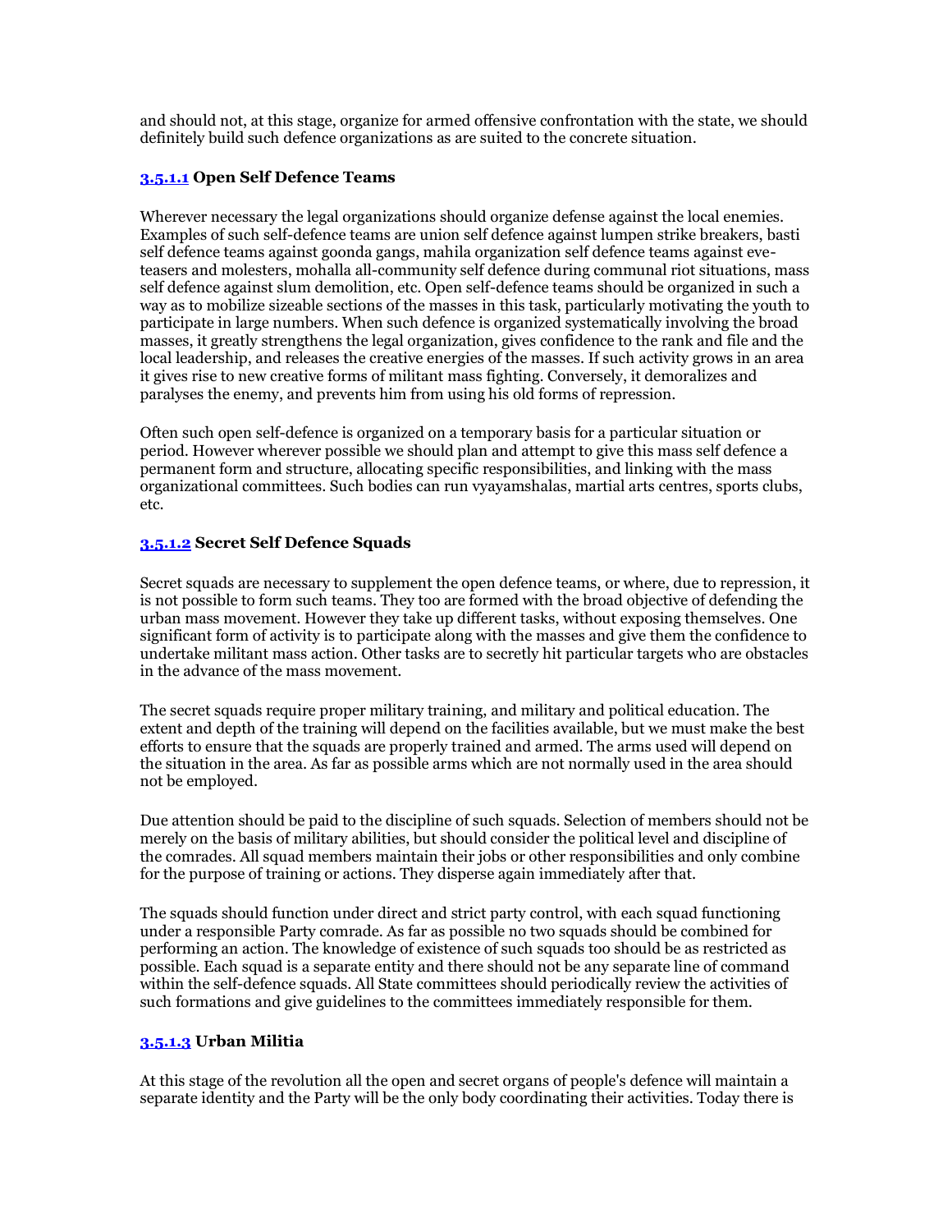and should not, at this stage, organize for armed offensive confrontation with the state, we should definitely build such defence organizations as are suited to the concrete situation.

### [3.5.1.1](#) Open Self Defence Teams

Wherever necessary the legal organizations should organize defense against the local enemies. Examples of such self-defence teams are union self defence against lumpen strike breakers, basti self defence teams against goonda gangs, mahila organization self defence teams against eve-teasers and molesters, mohalla all-community self defence during communal riot situations, mass self defence against slum demolition, etc. Open self-defence teams should be organized in such a way as to mobilize sizeable sections of the masses in this task, particularly motivating the youth to participate in large numbers. When such defence is organized systematically involving the broad masses, it greatly strengthens the legal organization, gives confidence to the rank and file and the local leadership, and releases the creative energies of the masses. If such activity grows in an area it gives rise to new creative forms of militant mass fighting. Conversely, it demoralizes and paralyses the enemy, and prevents him from using his old forms of repression.

Often such open self-defence is organized on a temporary basis for a particular situation or period. However wherever possible we should plan and attempt to give this mass self defence a permanent form and structure, allocating specific responsibilities, and linking with the mass organizational committees. Such bodies can run vyayamshalas, martial arts centres, sports clubs, etc.

### [3.5.1.2](#) Secret Self Defence Squads

Secret squads are necessary to supplement the open defence teams, or where, due to repression, it is not possible to form such teams. They too are formed with the broad objective of defending the urban mass movement. However they take up different tasks, without exposing themselves. One significant form of activity is to participate along with the masses and give them the confidence to undertake militant mass action. Other tasks are to secretly hit particular targets who are obstacles in the advance of the mass movement.

The secret squads require proper military training, and military and political education. The extent and depth of the training will depend on the facilities available, but we must make the best efforts to ensure that the squads are properly trained and armed. The arms used will depend on the situation in the area. As far as possible arms which are not normally used in the area should not be employed.

Due attention should be paid to the discipline of such squads. Selection of members should not be merely on the basis of military abilities, but should consider the political level and discipline of the comrades. All squad members maintain their jobs or other responsibilities and only combine for the purpose of training or actions. They disperse again immediately after that.

The squads should function under direct and strict party control, with each squad functioning under a responsible Party comrade. As far as possible no two squads should be combined for performing an action. The knowledge of existence of such squads too should be as restricted as possible. Each squad is a separate entity and there should not be any separate line of command within the self-defence squads. All State committees should periodically review the activities of such formations and give guidelines to the committees immediately responsible for them.

### [3.5.1.3](#) Urban Militia

At this stage of the revolution all the open and secret organs of people's defence will maintain a separate identity and the Party will be the only body coordinating their activities. Today there is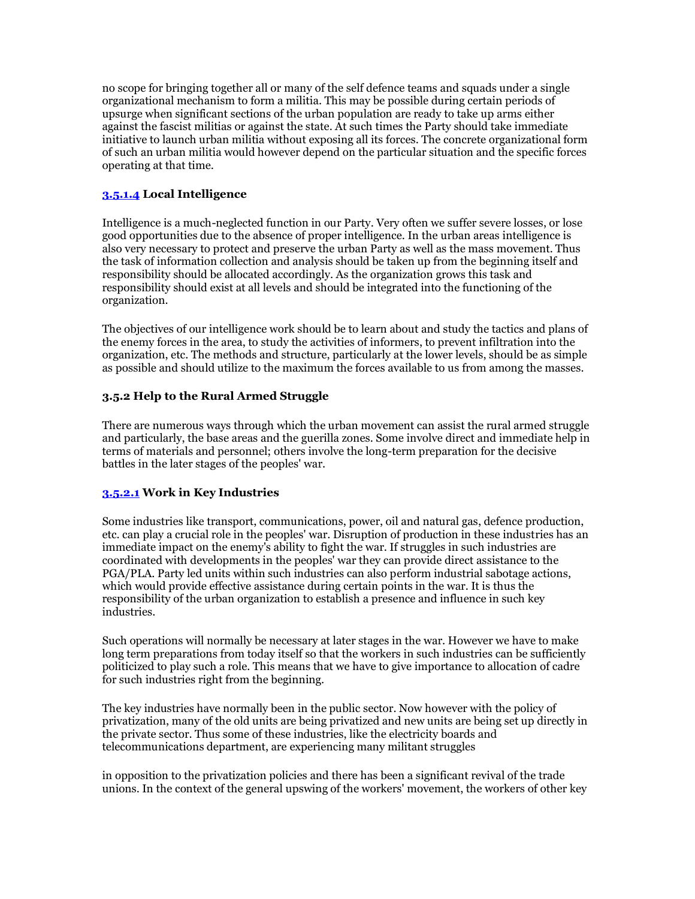no scope for bringing together all or many of the self defence teams and squads under a single organizational mechanism to form a militia. This may be possible during certain periods of upsurge when significant sections of the urban population are ready to take up arms either against the fascist militias or against the state. At such times the Party should take immediate initiative to launch urban militia without exposing all its forces. The concrete organizational form of such an urban militia would however depend on the particular situation and the specific forces operating at that time.

#### 3.5.1.4 Local Intelligence

Intelligence is a much-neglected function in our Party. Very often we suffer severe losses, or lose good opportunities due to the absence of proper intelligence. In the urban areas intelligence is also very necessary to protect and preserve the urban Party as well as the mass movement. Thus the task of information collection and analysis should be taken up from the beginning itself and responsibility should be allocated accordingly. As the organization grows this task and responsibility should exist at all levels and should be integrated into the functioning of the organization.

The objectives of our intelligence work should be to learn about and study the tactics and plans of the enemy forces in the area, to study the activities of informers, to prevent infiltration into the organization, etc. The methods and structure, particularly at the lower levels, should be as simple as possible and should utilize to the maximum the forces available to us from among the masses.

### 3.5.2 Help to the Rural Armed Struggle

There are numerous ways through which the urban movement can assist the rural armed struggle and particularly, the base areas and the guerilla zones. Some involve direct and immediate help in terms of materials and personnel; others involve the long-term preparation for the decisive battles in the later stages of the peoples' war.

#### 3.5.2.1 Work in Key Industries

Some industries like transport, communications, power, oil and natural gas, defence production, etc. can play a crucial role in the peoples' war. Disruption of production in these industries has an immediate impact on the enemy's ability to fight the war. If struggles in such industries are coordinated with developments in the peoples' war they can provide direct assistance to the PGA/PLA. Party led units within such industries can also perform industrial sabotage actions, which would provide effective assistance during certain points in the war. It is thus the responsibility of the urban organization to establish a presence and influence in such key industries.

Such operations will normally be necessary at later stages in the war. However we have to make long term preparations from today itself so that the workers in such industries can be sufficiently politicized to play such a role. This means that we have to give importance to allocation of cadre for such industries right from the beginning.

The key industries have normally been in the public sector. Now however with the policy of privatization, many of the old units are being privatized and new units are being set up directly in the private sector. Thus some of these industries, like the electricity boards and telecommunications department, are experiencing many militant struggles in opposition to the privatization policies and there has been a significant revival of the trade unions. In the context of the general upswing of the workers' movement, the workers of other key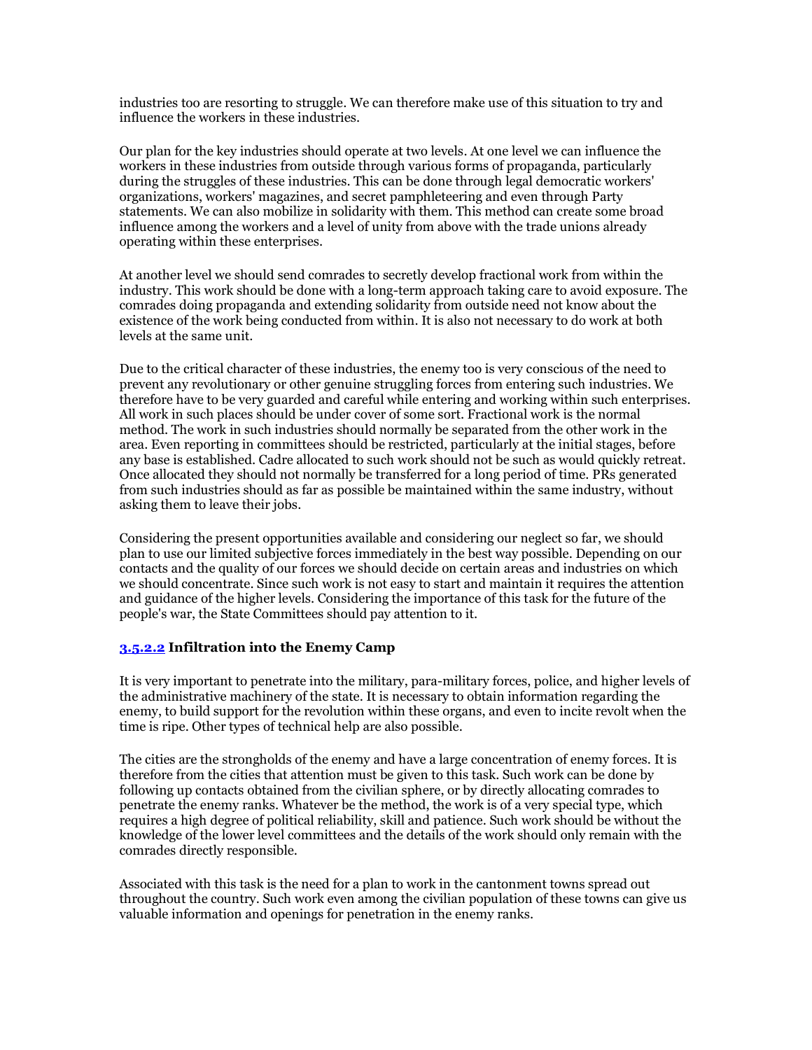industries too are resorting to struggle. We can therefore make use of this situation to try and influence the workers in these industries.

Our plan for the key industries should operate at two levels. At one level we can influence the workers in these industries from outside through various forms of propaganda, particularly during the struggles of these industries. This can be done through legal democratic workers' organizations, workers' magazines, and secret pamphleteering and even through Party statements. We can also mobilize in solidarity with them. This method can create some broad influence among the workers and a level of unity from above with the trade unions already operating within these enterprises.

At another level we should send comrades to secretly develop fractional work from within the industry. This work should be done with a long-term approach taking care to avoid exposure. The comrades doing propaganda and extending solidarity from outside need not know about the existence of the work being conducted from within. It is also not necessary to do work at both levels at the same unit.

Due to the critical character of these industries, the enemy too is very conscious of the need to prevent any revolutionary or other genuine struggling forces from entering such industries. We therefore have to be very guarded and careful while entering and working within such enterprises. All work in such places should be under cover of some sort. Fractional work is the normal method. The work in such industries should normally be separated from the other work in the area. Even reporting in committees should be restricted, particularly at the initial stages, before any base is established. Cadre allocated to such work should not be such as would quickly retreat. Once allocated they should not normally be transferred for a long period of time. PRs generated from such industries should as far as possible be maintained within the same industry, without asking them to leave their jobs.

Considering the present opportunities available and considering our neglect so far, we should plan to use our limited subjective forces immediately in the best way possible. Depending on our contacts and the quality of our forces we should decide on certain areas and industries on which we should concentrate. Since such work is not easy to start and maintain it requires the attention and guidance of the higher levels. Considering the importance of this task for the future of the people's war, the State Committees should pay attention to it.

### 3.5.2.2 Infiltration into the Enemy Camp

It is very important to penetrate into the military, para-military forces, police, and higher levels of the administrative machinery of the state. It is necessary to obtain information regarding the enemy, to build support for the revolution within these organs, and even to incite revolt when the time is ripe. Other types of technical help are also possible.

The cities are the strongholds of the enemy and have a large concentration of enemy forces. It is therefore from the cities that attention must be given to this task. Such work can be done by following up contacts obtained from the civilian sphere, or by directly allocating comrades to penetrate the enemy ranks. Whatever be the method, the work is of a very special type, which requires a high degree of political reliability, skill and patience. Such work should be without the knowledge of the lower level committees and the details of the work should only remain with the comrades directly responsible.

Associated with this task is the need for a plan to work in the cantonment towns spread out throughout the country. Such work even among the civilian population of these towns can give us valuable information and openings for penetration in the enemy ranks.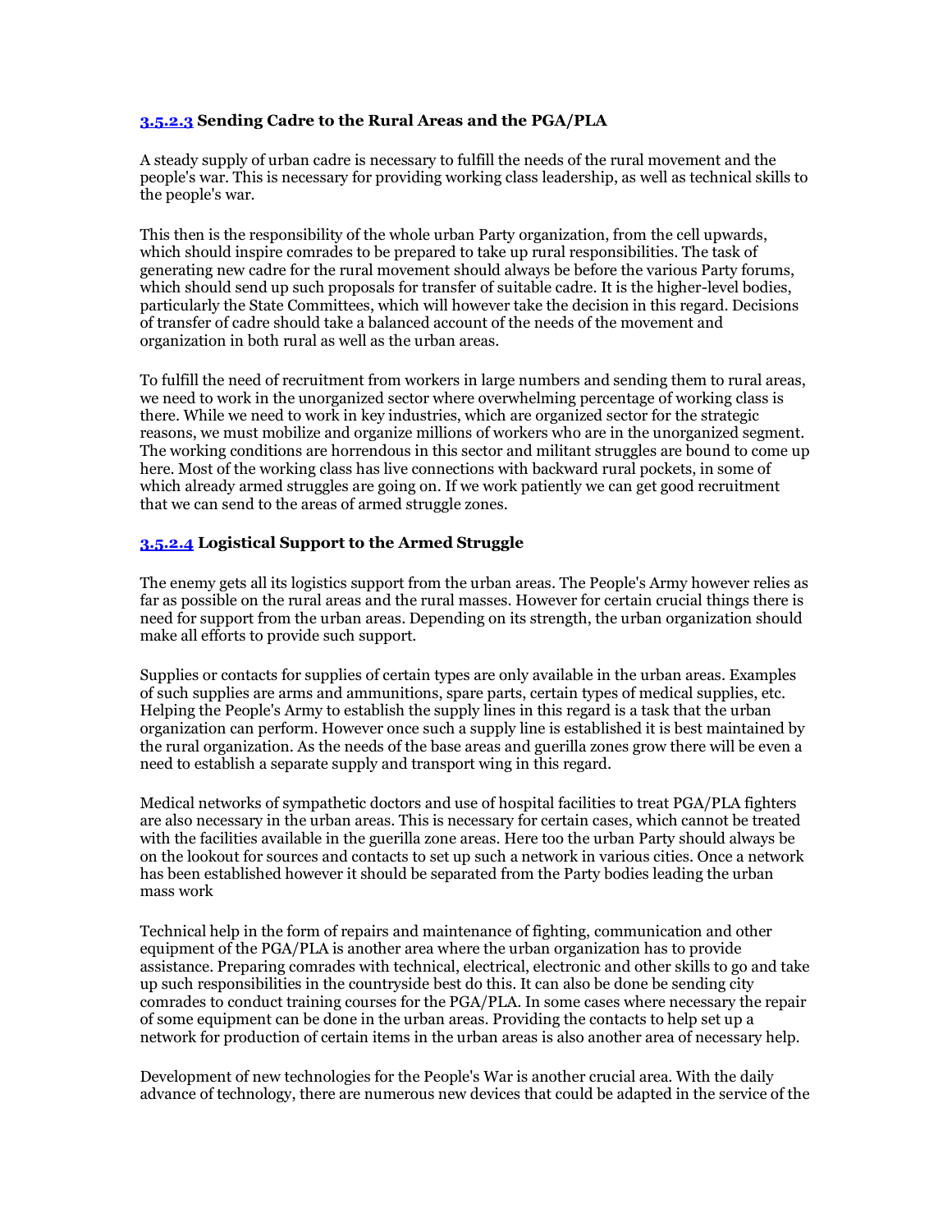### [3.5.2.3](#) Sending Cadre to the Rural Areas and the PGA/PLA

A steady supply of urban cadre is necessary to fulfill the needs of the rural movement and the people's war. This is necessary for providing working class leadership, as well as technical skills to the people's war.

This then is the responsibility of the whole urban Party organization, from the cell upwards, which should inspire comrades to be prepared to take up rural responsibilities. The task of generating new cadre for the rural movement should always be before the various Party forums, which should send up such proposals for transfer of suitable cadre. It is the higher-level bodies, particularly the State Committees, which will however take the decision in this regard. Decisions of transfer of cadre should take a balanced account of the needs of the movement and organization in both rural as well as the urban areas.

To fulfill the need of recruitment from workers in large numbers and sending them to rural areas, we need to work in the unorganized sector where overwhelming percentage of working class is there. While we need to work in key industries, which are organized sector for the strategic reasons, we must mobilize and organize millions of workers who are in the unorganized segment. The working conditions are horrendous in this sector and militant struggles are bound to come up here. Most of the working class has live connections with backward rural pockets, in some of which already armed struggles are going on. If we work patiently we can get good recruitment that we can send to the areas of armed struggle zones.

### [3.5.2.4](#) Logistical Support to the Armed Struggle

The enemy gets all its logistics support from the urban areas. The People's Army however relies as far as possible on the rural areas and the rural masses. However for certain crucial things there is need for support from the urban areas. Depending on its strength, the urban organization should make all efforts to provide such support.

Supplies or contacts for supplies of certain types are only available in the urban areas. Examples of such supplies are arms and ammunitions, spare parts, certain types of medical supplies, etc. Helping the People's Army to establish the supply lines in this regard is a task that the urban organization can perform. However once such a supply line is established it is best maintained by the rural organization. As the needs of the base areas and guerilla zones grow there will be even a need to establish a separate supply and transport wing in this regard.

Medical networks of sympathetic doctors and use of hospital facilities to treat PGA/PLA fighters are also necessary in the urban areas. This is necessary for certain cases, which cannot be treated with the facilities available in the guerilla zone areas. Here too the urban Party should always be on the lookout for sources and contacts to set up such a network in various cities. Once a network has been established however it should be separated from the Party bodies leading the urban mass work

Technical help in the form of repairs and maintenance of fighting, communication and other equipment of the PGA/PLA is another area where the urban organization has to provide assistance. Preparing comrades with technical, electrical, electronic and other skills to go and take up such responsibilities in the countryside best do this. It can also be done be sending city comrades to conduct training courses for the PGA/PLA. In some cases where necessary the repair of some equipment can be done in the urban areas. Providing the contacts to help set up a network for production of certain items in the urban areas is also another area of necessary help.

Development of new technologies for the People's War is another crucial area. With the daily advance of technology, there are numerous new devices that could be adapted in the service of the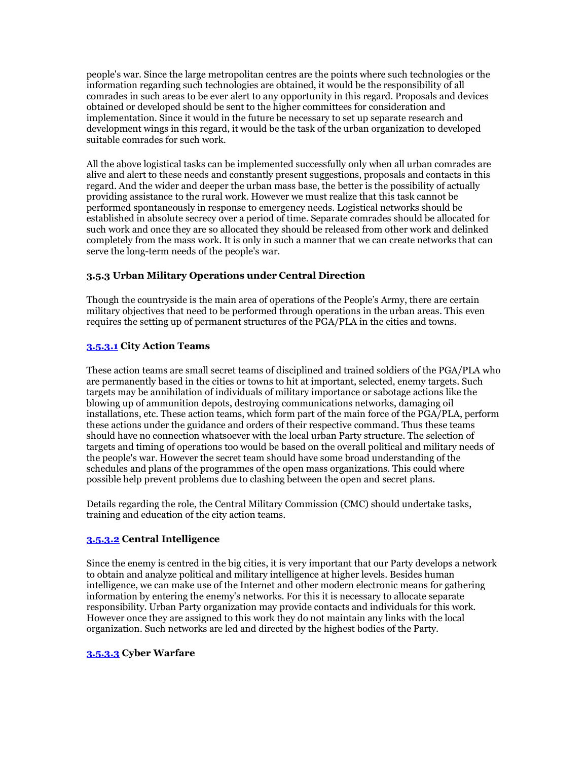people's war. Since the large metropolitan centres are the points where such technologies or the information regarding such technologies are obtained, it would be the responsibility of all comrades in such areas to be ever alert to any opportunity in this regard. Proposals and devices obtained or developed should be sent to the higher committees for consideration and implementation. Since it would in the future be necessary to set up separate research and development wings in this regard, it would be the task of the urban organization to developed suitable comrades for such work.

All the above logistical tasks can be implemented successfully only when all urban comrades are alive and alert to these needs and constantly present suggestions, proposals and contacts in this regard. And the wider and deeper the urban mass base, the better is the possibility of actually providing assistance to the rural work. However we must realize that this task cannot be performed spontaneously in response to emergency needs. Logistical networks should be established in absolute secrecy over a period of time. Separate comrades should be allocated for such work and once they are so allocated they should be released from other work and delinked completely from the mass work. It is only in such a manner that we can create networks that can serve the long-term needs of the people's war.

### 3.5.3 Urban Military Operations under Central Direction

Though the countryside is the main area of operations of the People's Army, there are certain military objectives that need to be performed through operations in the urban areas. This even requires the setting up of permanent structures of the PGA/PLA in the cities and towns.

#### 3.5.3.1 City Action Teams

These action teams are small secret teams of disciplined and trained soldiers of the PGA/PLA who are permanently based in the cities or towns to hit at important, selected, enemy targets. Such targets may be annihilation of individuals of military importance or sabotage actions like the blowing up of ammunition depots, destroying communications networks, damaging oil installations, etc. These action teams, which form part of the main force of the PGA/PLA, perform these actions under the guidance and orders of their respective command. Thus these teams should have no connection whatsoever with the local urban Party structure. The selection of targets and timing of operations too would be based on the overall political and military needs of the people's war. However the secret team should have some broad understanding of the schedules and plans of the programmes of the open mass organizations. This could where possible help prevent problems due to clashing between the open and secret plans.

Details regarding the role, the Central Military Commission (CMC) should undertake tasks, training and education of the city action teams.

#### 3.5.3.2 Central Intelligence

Since the enemy is centred in the big cities, it is very important that our Party develops a network to obtain and analyze political and military intelligence at higher levels. Besides human intelligence, we can make use of the Internet and other modern electronic means for gathering information by entering the enemy's networks. For this it is necessary to allocate separate responsibility. Urban Party organization may provide contacts and individuals for this work. However once they are assigned to this work they do not maintain any links with the local organization. Such networks are led and directed by the highest bodies of the Party.

#### 3.5.3.3 Cyber Warfare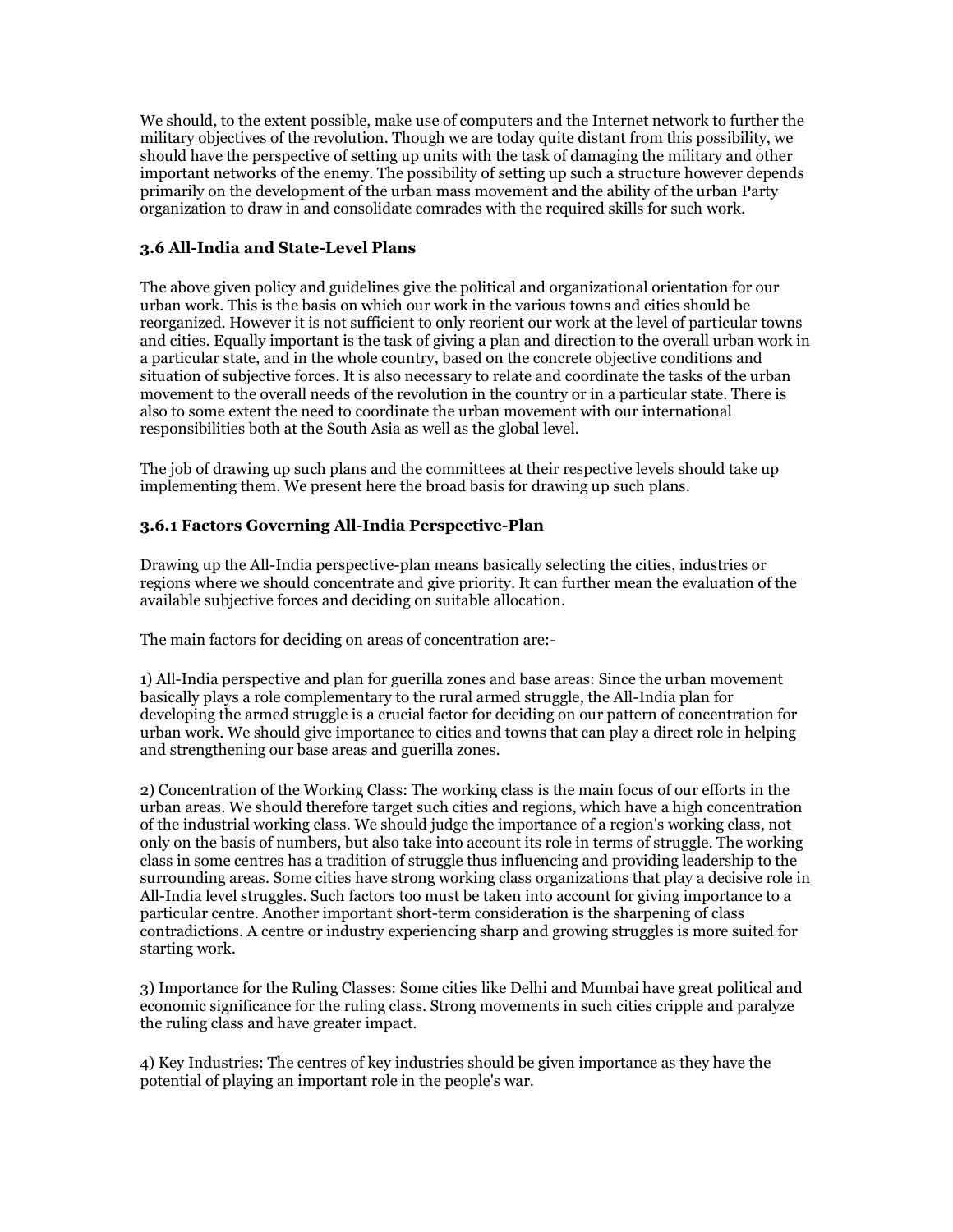We should, to the extent possible, make use of computers and the Internet network to further the military objectives of the revolution. Though we are today quite distant from this possibility, we should have the perspective of setting up units with the task of damaging the military and other important networks of the enemy. The possibility of setting up such a structure however depends primarily on the development of the urban mass movement and the ability of the urban Party organization to draw in and consolidate comrades with the required skills for such work.

### 3.6 All-India and State-Level Plans

The above given policy and guidelines give the political and organizational orientation for our urban work. This is the basis on which our work in the various towns and cities should be reorganized. However it is not sufficient to only reorient our work at the level of particular towns and cities. Equally important is the task of giving a plan and direction to the overall urban work in a particular state, and in the whole country, based on the concrete objective conditions and situation of subjective forces. It is also necessary to relate and coordinate the tasks of the urban movement to the overall needs of the revolution in the country or in a particular state. There is also to some extent the need to coordinate the urban movement with our international responsibilities both at the South Asia as well as the global level.

The job of drawing up such plans and the committees at their respective levels should take up implementing them. We present here the broad basis for drawing up such plans.

#### 3.6.1 Factors Governing All-India Perspective-Plan

Drawing up the All-India perspective-plan means basically selecting the cities, industries or regions where we should concentrate and give priority. It can further mean the evaluation of the available subjective forces and deciding on suitable allocation.

The main factors for deciding on areas of concentration are:-

1) All-India perspective and plan for guerilla zones and base areas: Since the urban movement basically plays a role complementary to the rural armed struggle, the All-India plan for developing the armed struggle is a crucial factor for deciding on our pattern of concentration for urban work. We should give importance to cities and towns that can play a direct role in helping and strengthening our base areas and guerilla zones.

2) Concentration of the Working Class: The working class is the main focus of our efforts in the urban areas. We should therefore target such cities and regions, which have a high concentration of the industrial working class. We should judge the importance of a region's working class, not only on the basis of numbers, but also take into account its role in terms of struggle. The working class in some centres has a tradition of struggle thus influencing and providing leadership to the surrounding areas. Some cities have strong working class organizations that play a decisive role in All-India level struggles. Such factors too must be taken into account for giving importance to a particular centre. Another important short-term consideration is the sharpening of class contradictions. A centre or industry experiencing sharp and growing struggles is more suited for starting work.

3) Importance for the Ruling Classes: Some cities like Delhi and Mumbai have great political and economic significance for the ruling class. Strong movements in such cities cripple and paralyze the ruling class and have greater impact.

4) Key Industries: The centres of key industries should be given importance as they have the potential of playing an important role in the people's war.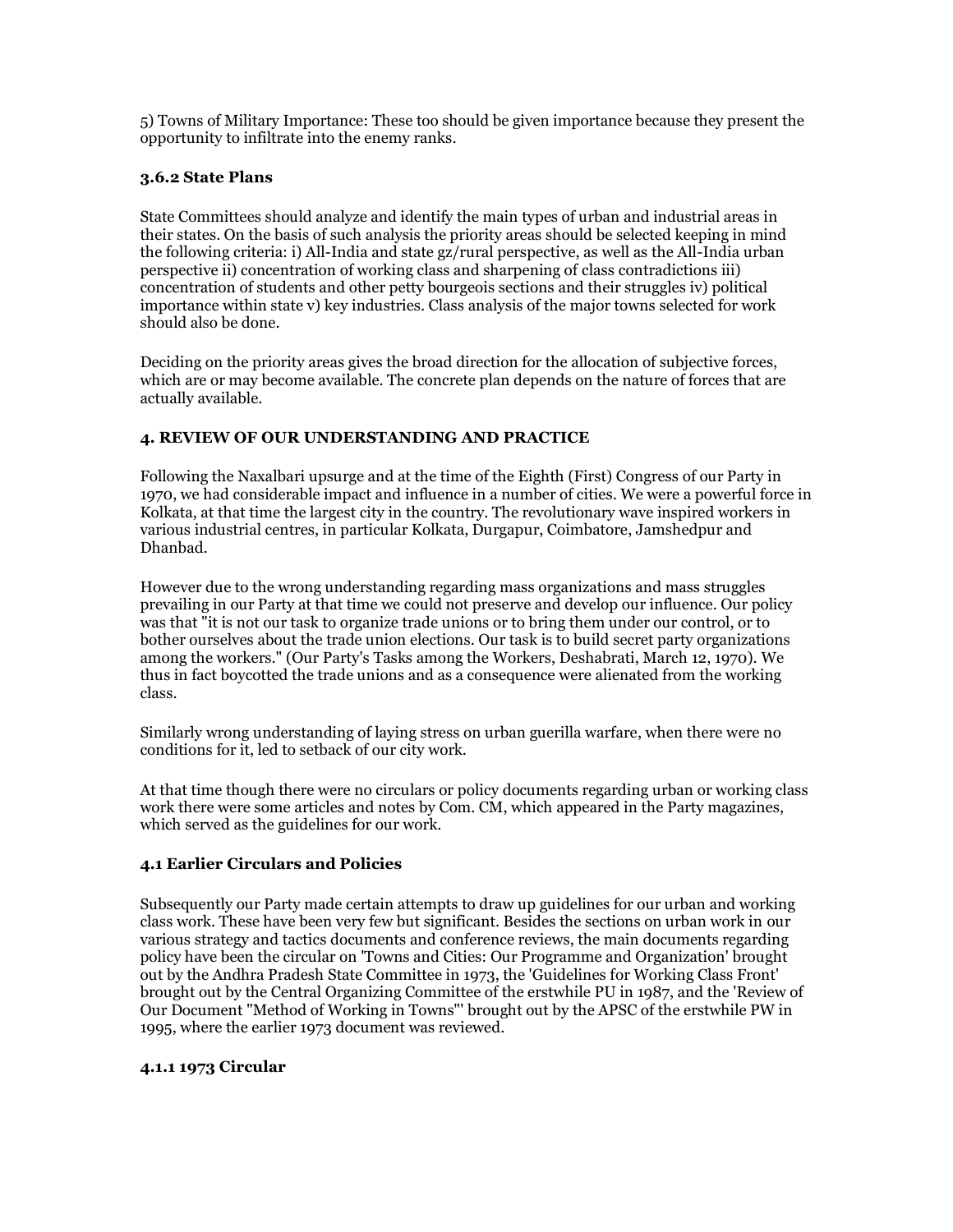5) Towns of Military Importance: These too should be given importance because they present the opportunity to infiltrate into the enemy ranks.

### 3.6.2 State Plans

State Committees should analyze and identify the main types of urban and industrial areas in their states. On the basis of such analysis the priority areas should be selected keeping in mind the following criteria: i) All-India and state gz/rural perspective, as well as the All-India urban perspective ii) concentration of working class and sharpening of class contradictions iii) concentration of students and other petty bourgeois sections and their struggles iv) political importance within state v) key industries. Class analysis of the major towns selected for work should also be done.

Deciding on the priority areas gives the broad direction for the allocation of subjective forces, which are or may become available. The concrete plan depends on the nature of forces that are actually available.

## 4. REVIEW OF OUR UNDERSTANDING AND PRACTICE

Following the Naxalbari upsurge and at the time of the Eighth (First) Congress of our Party in 1970, we had considerable impact and influence in a number of cities. We were a powerful force in Kolkata, at that time the largest city in the country. The revolutionary wave inspired workers in various industrial centres, in particular Kolkata, Durgapur, Coimbatore, Jamshedpur and Dhanbad.

However due to the wrong understanding regarding mass organizations and mass struggles prevailing in our Party at that time we could not preserve and develop our influence. Our policy was that "it is not our task to organize trade unions or to bring them under our control, or to bother ourselves about the trade union elections. Our task is to build secret party organizations among the workers." (Our Party's Tasks among the Workers, Deshabrati, March 12, 1970). We thus in fact boycotted the trade unions and as a consequence were alienated from the working class.

Similarly wrong understanding of laying stress on urban guerilla warfare, when there were no conditions for it, led to setback of our city work.

At that time though there were no circulars or policy documents regarding urban or working class work there were some articles and notes by Com. CM, which appeared in the Party magazines, which served as the guidelines for our work.

### 4.1 Earlier Circulars and Policies

Subsequently our Party made certain attempts to draw up guidelines for our urban and working class work. These have been very few but significant. Besides the sections on urban work in our various strategy and tactics documents and conference reviews, the main documents regarding policy have been the circular on 'Towns and Cities: Our Programme and Organization' brought out by the Andhra Pradesh State Committee in 1973, the 'Guidelines for Working Class Front' brought out by the Central Organizing Committee of the erstwhile PU in 1987, and the 'Review of Our Document "Method of Working in Towns"' brought out by the APSC of the erstwhile PW in 1995, where the earlier 1973 document was reviewed.

#### 4.1.1 1973 Circular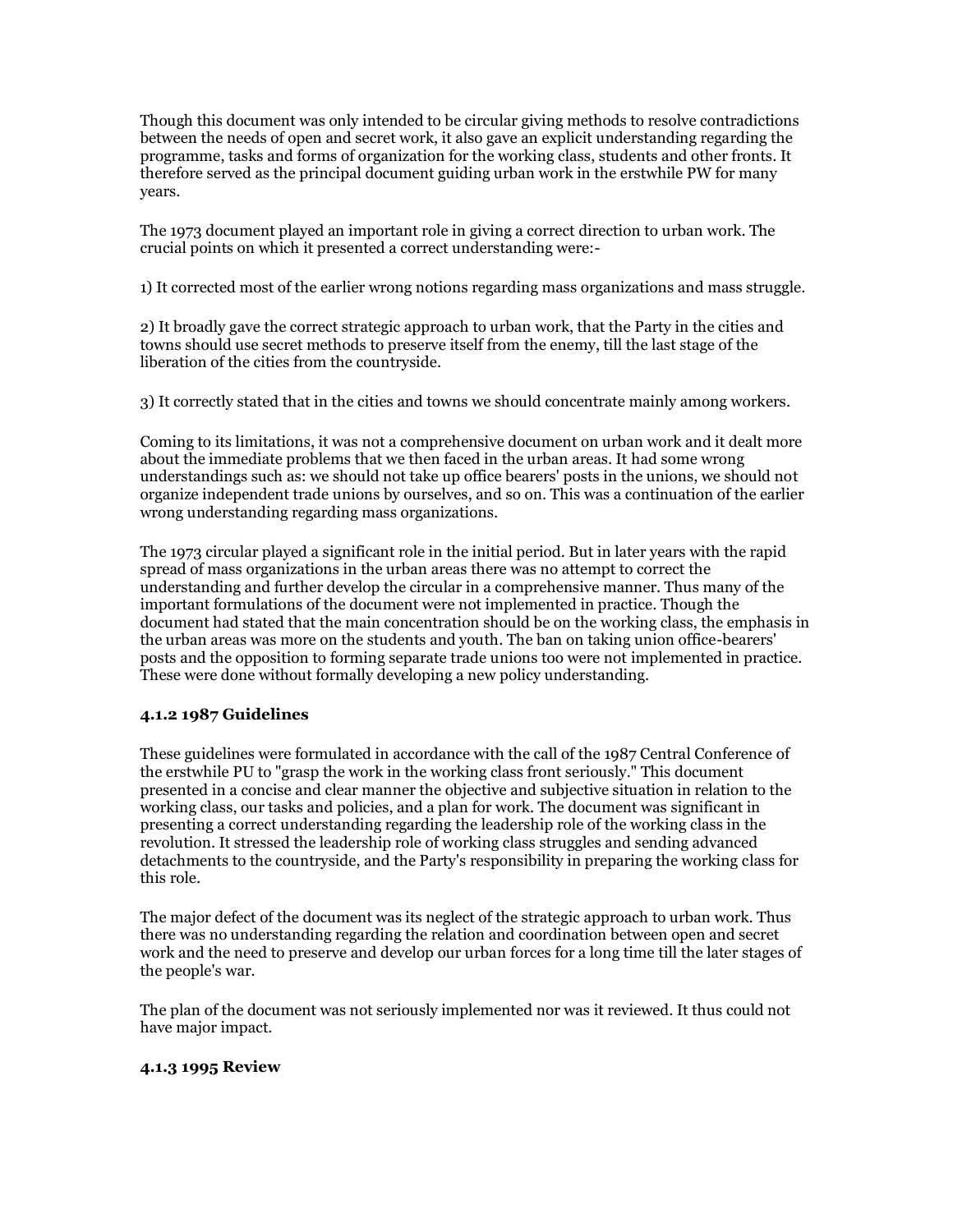Though this document was only intended to be circular giving methods to resolve contradictions between the needs of open and secret work, it also gave an explicit understanding regarding the programme, tasks and forms of organization for the working class, students and other fronts. It therefore served as the principal document guiding urban work in the erstwhile PW for many years.

The 1973 document played an important role in giving a correct direction to urban work. The crucial points on which it presented a correct understanding were:-

1) It corrected most of the earlier wrong notions regarding mass organizations and mass struggle.

2) It broadly gave the correct strategic approach to urban work, that the Party in the cities and towns should use secret methods to preserve itself from the enemy, till the last stage of the liberation of the cities from the countryside.

3) It correctly stated that in the cities and towns we should concentrate mainly among workers.

Coming to its limitations, it was not a comprehensive document on urban work and it dealt more about the immediate problems that we then faced in the urban areas. It had some wrong understandings such as: we should not take up office bearers' posts in the unions, we should not organize independent trade unions by ourselves, and so on. This was a continuation of the earlier wrong understanding regarding mass organizations.

The 1973 circular played a significant role in the initial period. But in later years with the rapid spread of mass organizations in the urban areas there was no attempt to correct the understanding and further develop the circular in a comprehensive manner. Thus many of the important formulations of the document were not implemented in practice. Though the document had stated that the main concentration should be on the working class, the emphasis in the urban areas was more on the students and youth. The ban on taking union office-bearers' posts and the opposition to forming separate trade unions too were not implemented in practice. These were done without formally developing a new policy understanding.

#### 4.1.2 1987 Guidelines

These guidelines were formulated in accordance with the call of the 1987 Central Conference of the erstwhile PU to "grasp the work in the working class front seriously." This document presented in a concise and clear manner the objective and subjective situation in relation to the working class, our tasks and policies, and a plan for work. The document was significant in presenting a correct understanding regarding the leadership role of the working class in the revolution. It stressed the leadership role of working class struggles and sending advanced detachments to the countryside, and the Party's responsibility in preparing the working class for this role.

The major defect of the document was its neglect of the strategic approach to urban work. Thus there was no understanding regarding the relation and coordination between open and secret work and the need to preserve and develop our urban forces for a long time till the later stages of the people's war.

The plan of the document was not seriously implemented nor was it reviewed. It thus could not have major impact.

#### 4.1.3 1995 Review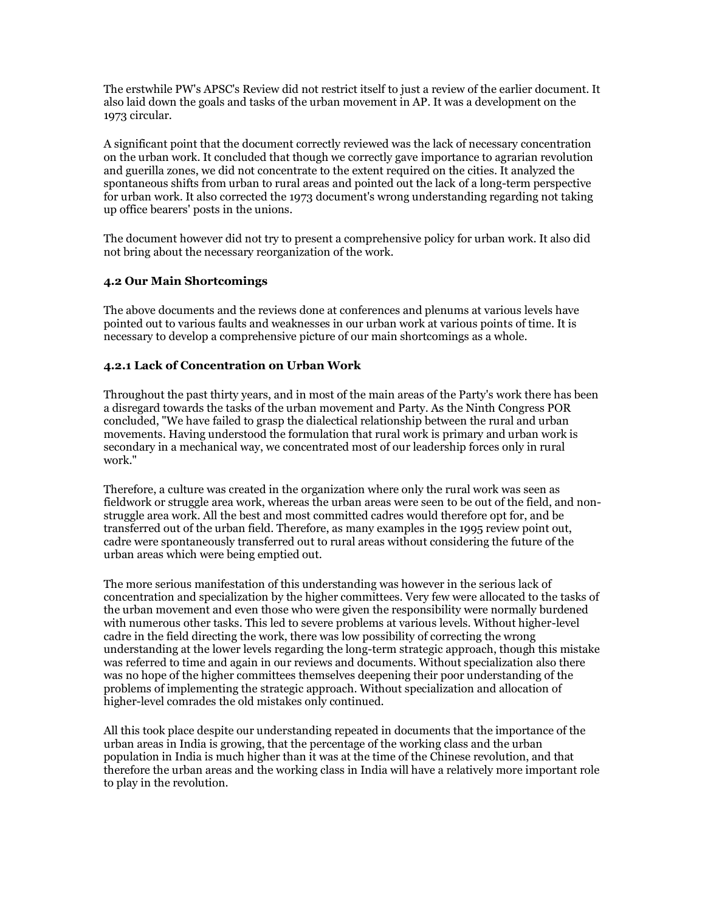The erstwhile PW's APSC's Review did not restrict itself to just a review of the earlier document. It also laid down the goals and tasks of the urban movement in AP. It was a development on the 1973 circular.

A significant point that the document correctly reviewed was the lack of necessary concentration on the urban work. It concluded that though we correctly gave importance to agrarian revolution and guerilla zones, we did not concentrate to the extent required on the cities. It analyzed the spontaneous shifts from urban to rural areas and pointed out the lack of a long-term perspective for urban work. It also corrected the 1973 document's wrong understanding regarding not taking up office bearers' posts in the unions.

The document however did not try to present a comprehensive policy for urban work. It also did not bring about the necessary reorganization of the work.

### 4.2 Our Main Shortcomings

The above documents and the reviews done at conferences and plenums at various levels have pointed out to various faults and weaknesses in our urban work at various points of time. It is necessary to develop a comprehensive picture of our main shortcomings as a whole.

#### 4.2.1 Lack of Concentration on Urban Work

Throughout the past thirty years, and in most of the main areas of the Party's work there has been a disregard towards the tasks of the urban movement and Party. As the Ninth Congress POR concluded, "We have failed to grasp the dialectical relationship between the rural and urban movements. Having understood the formulation that rural work is primary and urban work is secondary in a mechanical way, we concentrated most of our leadership forces only in rural work."

Therefore, a culture was created in the organization where only the rural work was seen as fieldwork or struggle area work, whereas the urban areas were seen to be out of the field, and non-struggle area work. All the best and most committed cadres would therefore opt for, and be transferred out of the urban field. Therefore, as many examples in the 1995 review point out, cadre were spontaneously transferred out to rural areas without considering the future of the urban areas which were being emptied out.

The more serious manifestation of this understanding was however in the serious lack of concentration and specialization by the higher committees. Very few were allocated to the tasks of the urban movement and even those who were given the responsibility were normally burdened with numerous other tasks. This led to severe problems at various levels. Without higher-level cadre in the field directing the work, there was low possibility of correcting the wrong understanding at the lower levels regarding the long-term strategic approach, though this mistake was referred to time and again in our reviews and documents. Without specialization also there was no hope of the higher committees themselves deepening their poor understanding of the problems of implementing the strategic approach. Without specialization and allocation of higher-level comrades the old mistakes only continued.

All this took place despite our understanding repeated in documents that the importance of the urban areas in India is growing, that the percentage of the working class and the urban population in India is much higher than it was at the time of the Chinese revolution, and that therefore the urban areas and the working class in India will have a relatively more important role to play in the revolution.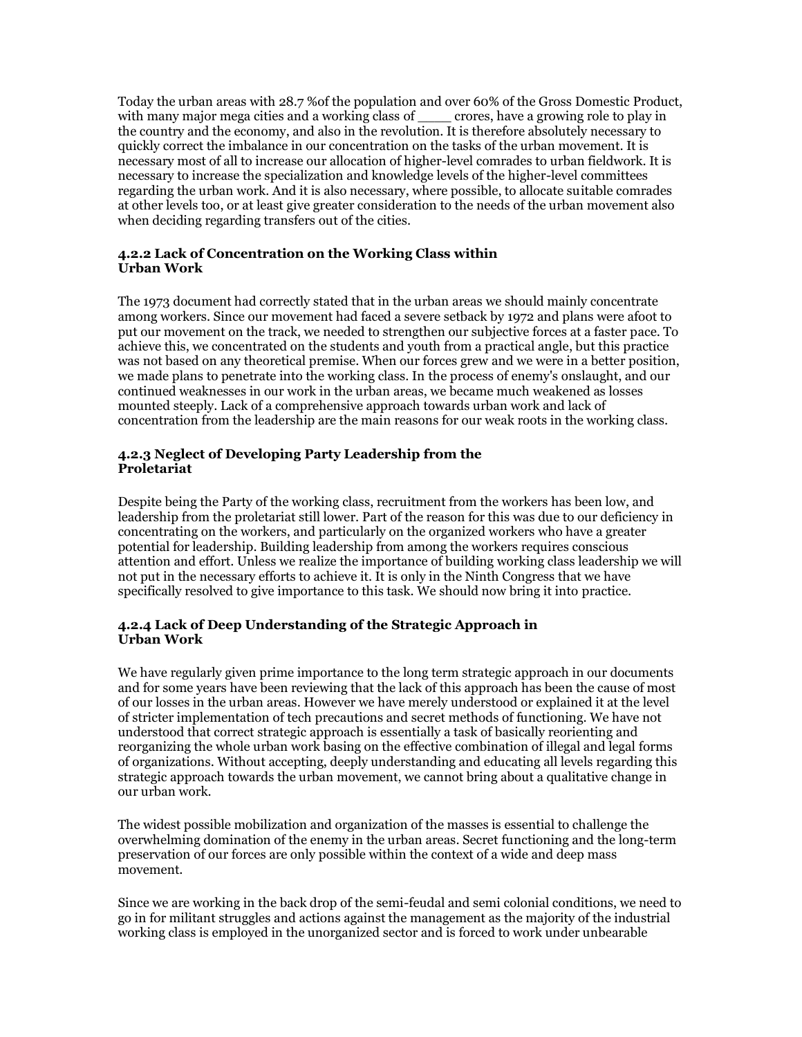Today the urban areas with 28.7 %of the population and over 60% of the Gross Domestic Product, with many major mega cities and a working class of ____ crores, have a growing role to play in the country and the economy, and also in the revolution. It is therefore absolutely necessary to quickly correct the imbalance in our concentration on the tasks of the urban movement. It is necessary most of all to increase our allocation of higher-level comrades to urban fieldwork. It is necessary to increase the specialization and knowledge levels of the higher-level committees regarding the urban work. And it is also necessary, where possible, to allocate suitable comrades at other levels too, or at least give greater consideration to the needs of the urban movement also when deciding regarding transfers out of the cities.

#### 4.2.2 Lack of Concentration on the Working Class within Urban Work

The 1973 document had correctly stated that in the urban areas we should mainly concentrate among workers. Since our movement had faced a severe setback by 1972 and plans were afoot to put our movement on the track, we needed to strengthen our subjective forces at a faster pace. To achieve this, we concentrated on the students and youth from a practical angle, but this practice was not based on any theoretical premise. When our forces grew and we were in a better position, we made plans to penetrate into the working class. In the process of enemy's onslaught, and our continued weaknesses in our work in the urban areas, we became much weakened as losses mounted steeply. Lack of a comprehensive approach towards urban work and lack of concentration from the leadership are the main reasons for our weak roots in the working class.

#### 4.2.3 Neglect of Developing Party Leadership from the Proletariat

Despite being the Party of the working class, recruitment from the workers has been low, and leadership from the proletariat still lower. Part of the reason for this was due to our deficiency in concentrating on the workers, and particularly on the organized workers who have a greater potential for leadership. Building leadership from among the workers requires conscious attention and effort. Unless we realize the importance of building working class leadership we will not put in the necessary efforts to achieve it. It is only in the Ninth Congress that we have specifically resolved to give importance to this task. We should now bring it into practice.

#### 4.2.4 Lack of Deep Understanding of the Strategic Approach in Urban Work

We have regularly given prime importance to the long term strategic approach in our documents and for some years have been reviewing that the lack of this approach has been the cause of most of our losses in the urban areas. However we have merely understood or explained it at the level of stricter implementation of tech precautions and secret methods of functioning. We have not understood that correct strategic approach is essentially a task of basically reorienting and reorganizing the whole urban work basing on the effective combination of illegal and legal forms of organizations. Without accepting, deeply understanding and educating all levels regarding this strategic approach towards the urban movement, we cannot bring about a qualitative change in our urban work.

The widest possible mobilization and organization of the masses is essential to challenge the overwhelming domination of the enemy in the urban areas. Secret functioning and the long-term preservation of our forces are only possible within the context of a wide and deep mass movement.

Since we are working in the back drop of the semi-feudal and semi colonial conditions, we need to go in for militant struggles and actions against the management as the majority of the industrial working class is employed in the unorganized sector and is forced to work under unbearable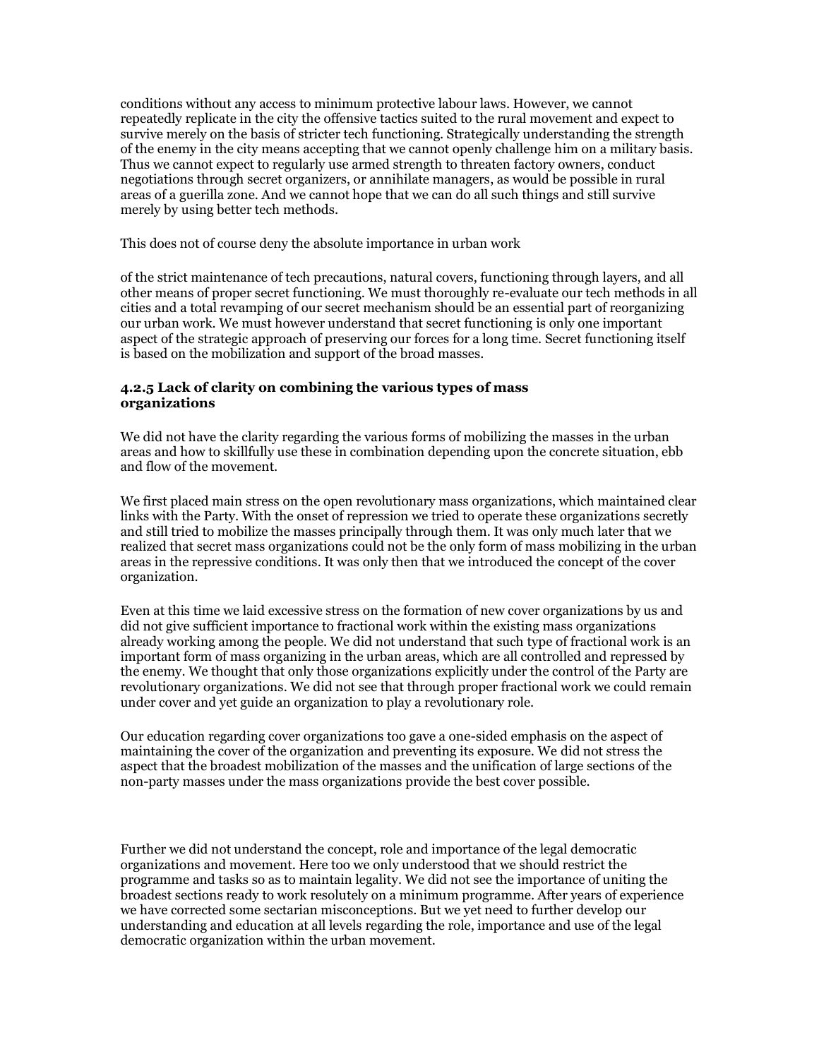conditions without any access to minimum protective labour laws. However, we cannot repeatedly replicate in the city the offensive tactics suited to the rural movement and expect to survive merely on the basis of stricter tech functioning. Strategically understanding the strength of the enemy in the city means accepting that we cannot openly challenge him on a military basis. Thus we cannot expect to regularly use armed strength to threaten factory owners, conduct negotiations through secret organizers, or annihilate managers, as would be possible in rural areas of a guerilla zone. And we cannot hope that we can do all such things and still survive merely by using better tech methods.

This does not of course deny the absolute importance in urban work

of the strict maintenance of tech precautions, natural covers, functioning through layers, and all other means of proper secret functioning. We must thoroughly re-evaluate our tech methods in all cities and a total revamping of our secret mechanism should be an essential part of reorganizing our urban work. We must however understand that secret functioning is only one important aspect of the strategic approach of preserving our forces for a long time. Secret functioning itself is based on the mobilization and support of the broad masses.

#### 4.2.5 Lack of clarity on combining the various types of mass organizations

We did not have the clarity regarding the various forms of mobilizing the masses in the urban areas and how to skillfully use these in combination depending upon the concrete situation, ebb and flow of the movement.

We first placed main stress on the open revolutionary mass organizations, which maintained clear links with the Party. With the onset of repression we tried to operate these organizations secretly and still tried to mobilize the masses principally through them. It was only much later that we realized that secret mass organizations could not be the only form of mass mobilizing in the urban areas in the repressive conditions. It was only then that we introduced the concept of the cover organization.

Even at this time we laid excessive stress on the formation of new cover organizations by us and did not give sufficient importance to fractional work within the existing mass organizations already working among the people. We did not understand that such type of fractional work is an important form of mass organizing in the urban areas, which are all controlled and repressed by the enemy. We thought that only those organizations explicitly under the control of the Party are revolutionary organizations. We did not see that through proper fractional work we could remain under cover and yet guide an organization to play a revolutionary role.

Our education regarding cover organizations too gave a one-sided emphasis on the aspect of maintaining the cover of the organization and preventing its exposure. We did not stress the aspect that the broadest mobilization of the masses and the unification of large sections of the non-party masses under the mass organizations provide the best cover possible.

Further we did not understand the concept, role and importance of the legal democratic organizations and movement. Here too we only understood that we should restrict the programme and tasks so as to maintain legality. We did not see the importance of uniting the broadest sections ready to work resolutely on a minimum programme. After years of experience we have corrected some sectarian misconceptions. But we yet need to further develop our understanding and education at all levels regarding the role, importance and use of the legal democratic organization within the urban movement.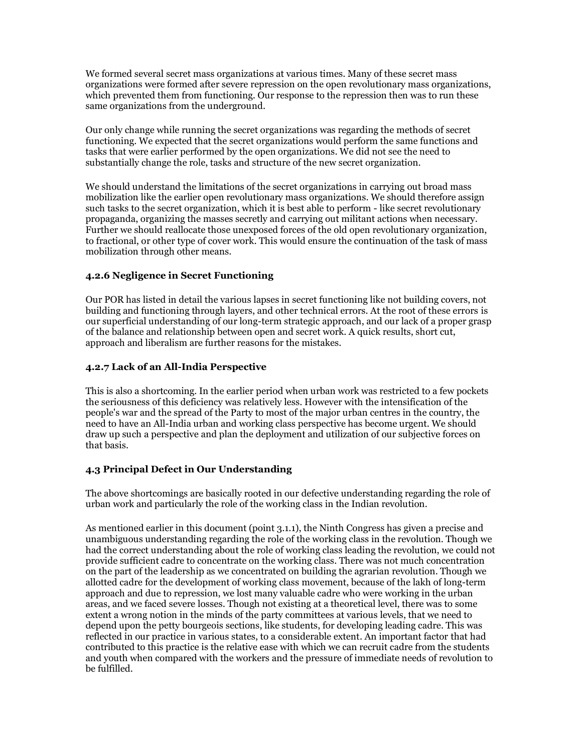We formed several secret mass organizations at various times. Many of these secret mass organizations were formed after severe repression on the open revolutionary mass organizations, which prevented them from functioning. Our response to the repression then was to run these same organizations from the underground.

Our only change while running the secret organizations was regarding the methods of secret functioning. We expected that the secret organizations would perform the same functions and tasks that were earlier performed by the open organizations. We did not see the need to substantially change the role, tasks and structure of the new secret organization.

We should understand the limitations of the secret organizations in carrying out broad mass mobilization like the earlier open revolutionary mass organizations. We should therefore assign such tasks to the secret organization, which it is best able to perform - like secret revolutionary propaganda, organizing the masses secretly and carrying out militant actions when necessary. Further we should reallocate those unexposed forces of the old open revolutionary organization, to fractional, or other type of cover work. This would ensure the continuation of the task of mass mobilization through other means.

#### 4.2.6 Negligence in Secret Functioning

Our POR has listed in detail the various lapses in secret functioning like not building covers, not building and functioning through layers, and other technical errors. At the root of these errors is our superficial understanding of our long-term strategic approach, and our lack of a proper grasp of the balance and relationship between open and secret work. A quick results, short cut, approach and liberalism are further reasons for the mistakes.

#### 4.2.7 Lack of an All-India Perspective

This is also a shortcoming. In the earlier period when urban work was restricted to a few pockets the seriousness of this deficiency was relatively less. However with the intensification of the people's war and the spread of the Party to most of the major urban centres in the country, the need to have an All-India urban and working class perspective has become urgent. We should draw up such a perspective and plan the deployment and utilization of our subjective forces on that basis.

### 4.3 Principal Defect in Our Understanding

The above shortcomings are basically rooted in our defective understanding regarding the role of urban work and particularly the role of the working class in the Indian revolution.

As mentioned earlier in this document (point 3.1.1), the Ninth Congress has given a precise and unambiguous understanding regarding the role of the working class in the revolution. Though we had the correct understanding about the role of working class leading the revolution, we could not provide sufficient cadre to concentrate on the working class. There was not much concentration on the part of the leadership as we concentrated on building the agrarian revolution. Though we allotted cadre for the development of working class movement, because of the lakh of long-term approach and due to repression, we lost many valuable cadre who were working in the urban areas, and we faced severe losses. Though not existing at a theoretical level, there was to some extent a wrong notion in the minds of the party committees at various levels, that we need to depend upon the petty bourgeois sections, like students, for developing leading cadre. This was reflected in our practice in various states, to a considerable extent. An important factor that had contributed to this practice is the relative ease with which we can recruit cadre from the students and youth when compared with the workers and the pressure of immediate needs of revolution to be fulfilled.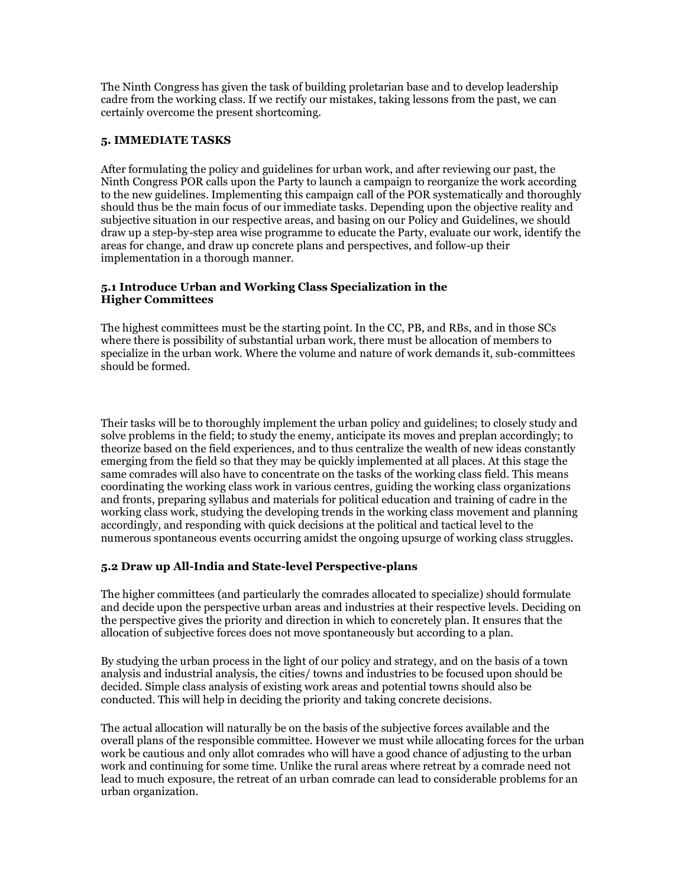The Ninth Congress has given the task of building proletarian base and to develop leadership cadre from the working class. If we rectify our mistakes, taking lessons from the past, we can certainly overcome the present shortcoming.

## 5. IMMEDIATE TASKS

After formulating the policy and guidelines for urban work, and after reviewing our past, the Ninth Congress POR calls upon the Party to launch a campaign to reorganize the work according to the new guidelines. Implementing this campaign call of the POR systematically and thoroughly should thus be the main focus of our immediate tasks. Depending upon the objective reality and subjective situation in our respective areas, and basing on our Policy and Guidelines, we should draw up a step-by-step area wise programme to educate the Party, evaluate our work, identify the areas for change, and draw up concrete plans and perspectives, and follow-up their implementation in a thorough manner.

### 5.1 Introduce Urban and Working Class Specialization in the Higher Committees

The highest committees must be the starting point. In the CC, PB, and RBs, and in those SCs where there is possibility of substantial urban work, there must be allocation of members to specialize in the urban work. Where the volume and nature of work demands it, sub-committees should be formed.

Their tasks will be to thoroughly implement the urban policy and guidelines; to closely study and solve problems in the field; to study the enemy, anticipate its moves and preplan accordingly; to theorize based on the field experiences, and to thus centralize the wealth of new ideas constantly emerging from the field so that they may be quickly implemented at all places. At this stage the same comrades will also have to concentrate on the tasks of the working class field. This means coordinating the working class work in various centres, guiding the working class organizations and fronts, preparing syllabus and materials for political education and training of cadre in the working class work, studying the developing trends in the working class movement and planning accordingly, and responding with quick decisions at the political and tactical level to the numerous spontaneous events occurring amidst the ongoing upsurge of working class struggles.

### 5.2 Draw up All-India and State-level Perspective-plans

The higher committees (and particularly the comrades allocated to specialize) should formulate and decide upon the perspective urban areas and industries at their respective levels. Deciding on the perspective gives the priority and direction in which to concretely plan. It ensures that the allocation of subjective forces does not move spontaneously but according to a plan.

By studying the urban process in the light of our policy and strategy, and on the basis of a town analysis and industrial analysis, the cities/ towns and industries to be focused upon should be decided. Simple class analysis of existing work areas and potential towns should also be conducted. This will help in deciding the priority and taking concrete decisions.

The actual allocation will naturally be on the basis of the subjective forces available and the overall plans of the responsible committee. However we must while allocating forces for the urban work be cautious and only allot comrades who will have a good chance of adjusting to the urban work and continuing for some time. Unlike the rural areas where retreat by a comrade need not lead to much exposure, the retreat of an urban comrade can lead to considerable problems for an urban organization.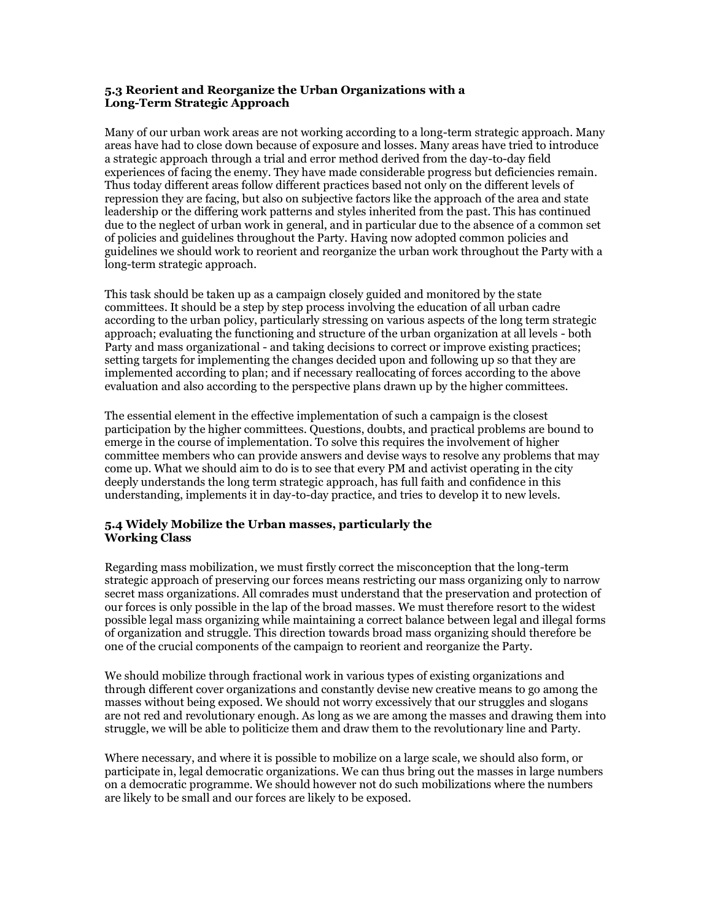### 5.3 Reorient and Reorganize the Urban Organizations with a Long-Term Strategic Approach

Many of our urban work areas are not working according to a long-term strategic approach. Many areas have had to close down because of exposure and losses. Many areas have tried to introduce a strategic approach through a trial and error method derived from the day-to-day field experiences of facing the enemy. They have made considerable progress but deficiencies remain. Thus today different areas follow different practices based not only on the different levels of repression they are facing, but also on subjective factors like the approach of the area and state leadership or the differing work patterns and styles inherited from the past. This has continued due to the neglect of urban work in general, and in particular due to the absence of a common set of policies and guidelines throughout the Party. Having now adopted common policies and guidelines we should work to reorient and reorganize the urban work throughout the Party with a long-term strategic approach.

This task should be taken up as a campaign closely guided and monitored by the state committees. It should be a step by step process involving the education of all urban cadre according to the urban policy, particularly stressing on various aspects of the long term strategic approach; evaluating the functioning and structure of the urban organization at all levels - both Party and mass organizational - and taking decisions to correct or improve existing practices; setting targets for implementing the changes decided upon and following up so that they are implemented according to plan; and if necessary reallocating of forces according to the above evaluation and also according to the perspective plans drawn up by the higher committees.

The essential element in the effective implementation of such a campaign is the closest participation by the higher committees. Questions, doubts, and practical problems are bound to emerge in the course of implementation. To solve this requires the involvement of higher committee members who can provide answers and devise ways to resolve any problems that may come up. What we should aim to do is to see that every PM and activist operating in the city deeply understands the long term strategic approach, has full faith and confidence in this understanding, implements it in day-to-day practice, and tries to develop it to new levels.

### 5.4 Widely Mobilize the Urban masses, particularly the Working Class

Regarding mass mobilization, we must firstly correct the misconception that the long-term strategic approach of preserving our forces means restricting our mass organizing only to narrow secret mass organizations. All comrades must understand that the preservation and protection of our forces is only possible in the lap of the broad masses. We must therefore resort to the widest possible legal mass organizing while maintaining a correct balance between legal and illegal forms of organization and struggle. This direction towards broad mass organizing should therefore be one of the crucial components of the campaign to reorient and reorganize the Party.

We should mobilize through fractional work in various types of existing organizations and through different cover organizations and constantly devise new creative means to go among the masses without being exposed. We should not worry excessively that our struggles and slogans are not red and revolutionary enough. As long as we are among the masses and drawing them into struggle, we will be able to politicize them and draw them to the revolutionary line and Party.

Where necessary, and where it is possible to mobilize on a large scale, we should also form, or participate in, legal democratic organizations. We can thus bring out the masses in large numbers on a democratic programme. We should however not do such mobilizations where the numbers are likely to be small and our forces are likely to be exposed.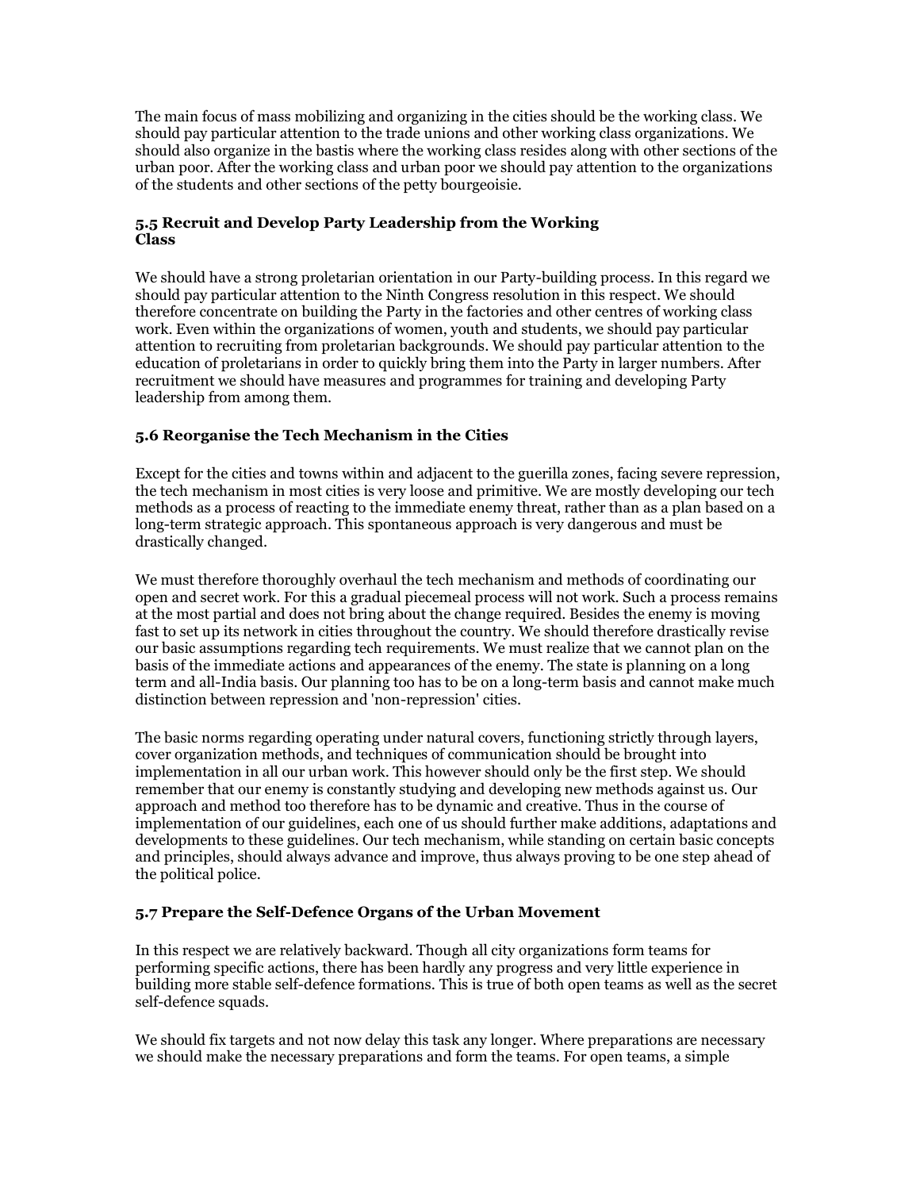The main focus of mass mobilizing and organizing in the cities should be the working class. We should pay particular attention to the trade unions and other working class organizations. We should also organize in the bastis where the working class resides along with other sections of the urban poor. After the working class and urban poor we should pay attention to the organizations of the students and other sections of the petty bourgeoisie.

### 5.5 Recruit and Develop Party Leadership from the Working Class

We should have a strong proletarian orientation in our Party-building process. In this regard we should pay particular attention to the Ninth Congress resolution in this respect. We should therefore concentrate on building the Party in the factories and other centres of working class work. Even within the organizations of women, youth and students, we should pay particular attention to recruiting from proletarian backgrounds. We should pay particular attention to the education of proletarians in order to quickly bring them into the Party in larger numbers. After recruitment we should have measures and programmes for training and developing Party leadership from among them.

### 5.6 Reorganise the Tech Mechanism in the Cities

Except for the cities and towns within and adjacent to the guerilla zones, facing severe repression, the tech mechanism in most cities is very loose and primitive. We are mostly developing our tech methods as a process of reacting to the immediate enemy threat, rather than as a plan based on a long-term strategic approach. This spontaneous approach is very dangerous and must be drastically changed.

We must therefore thoroughly overhaul the tech mechanism and methods of coordinating our open and secret work. For this a gradual piecemeal process will not work. Such a process remains at the most partial and does not bring about the change required. Besides the enemy is moving fast to set up its network in cities throughout the country. We should therefore drastically revise our basic assumptions regarding tech requirements. We must realize that we cannot plan on the basis of the immediate actions and appearances of the enemy. The state is planning on a long term and all-India basis. Our planning too has to be on a long-term basis and cannot make much distinction between repression and 'non-repression' cities.

The basic norms regarding operating under natural covers, functioning strictly through layers, cover organization methods, and techniques of communication should be brought into implementation in all our urban work. This however should only be the first step. We should remember that our enemy is constantly studying and developing new methods against us. Our approach and method too therefore has to be dynamic and creative. Thus in the course of implementation of our guidelines, each one of us should further make additions, adaptations and developments to these guidelines. Our tech mechanism, while standing on certain basic concepts and principles, should always advance and improve, thus always proving to be one step ahead of the political police.

### 5.7 Prepare the Self-Defence Organs of the Urban Movement

In this respect we are relatively backward. Though all city organizations form teams for performing specific actions, there has been hardly any progress and very little experience in building more stable self-defence formations. This is true of both open teams as well as the secret self-defence squads.

We should fix targets and not now delay this task any longer. Where preparations are necessary we should make the necessary preparations and form the teams. For open teams, a simple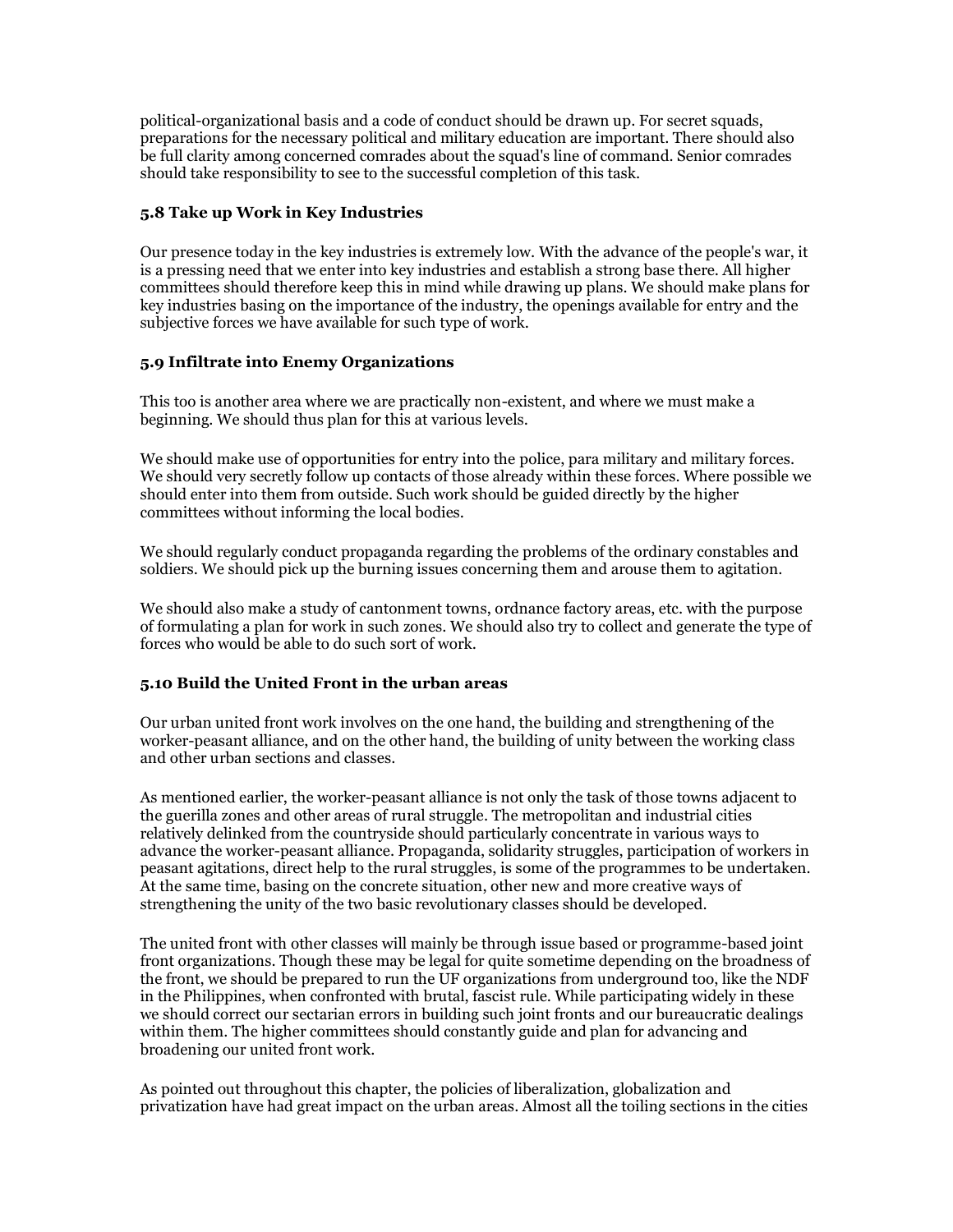political-organizational basis and a code of conduct should be drawn up. For secret squads, preparations for the necessary political and military education are important. There should also be full clarity among concerned comrades about the squad's line of command. Senior comrades should take responsibility to see to the successful completion of this task.

### 5.8 Take up Work in Key Industries

Our presence today in the key industries is extremely low. With the advance of the people's war, it is a pressing need that we enter into key industries and establish a strong base there. All higher committees should therefore keep this in mind while drawing up plans. We should make plans for key industries basing on the importance of the industry, the openings available for entry and the subjective forces we have available for such type of work.

### 5.9 Infiltrate into Enemy Organizations

This too is another area where we are practically non-existent, and where we must make a beginning. We should thus plan for this at various levels.

We should make use of opportunities for entry into the police, para military and military forces. We should very secretly follow up contacts of those already within these forces. Where possible we should enter into them from outside. Such work should be guided directly by the higher committees without informing the local bodies.

We should regularly conduct propaganda regarding the problems of the ordinary constables and soldiers. We should pick up the burning issues concerning them and arouse them to agitation.

We should also make a study of cantonment towns, ordnance factory areas, etc. with the purpose of formulating a plan for work in such zones. We should also try to collect and generate the type of forces who would be able to do such sort of work.

### 5.10 Build the United Front in the urban areas

Our urban united front work involves on the one hand, the building and strengthening of the worker-peasant alliance, and on the other hand, the building of unity between the working class and other urban sections and classes.

As mentioned earlier, the worker-peasant alliance is not only the task of those towns adjacent to the guerilla zones and other areas of rural struggle. The metropolitan and industrial cities relatively delinked from the countryside should particularly concentrate in various ways to advance the worker-peasant alliance. Propaganda, solidarity struggles, participation of workers in peasant agitations, direct help to the rural struggles, is some of the programmes to be undertaken. At the same time, basing on the concrete situation, other new and more creative ways of strengthening the unity of the two basic revolutionary classes should be developed.

The united front with other classes will mainly be through issue based or programme-based joint front organizations. Though these may be legal for quite sometime depending on the broadness of the front, we should be prepared to run the UF organizations from underground too, like the NDF in the Philippines, when confronted with brutal, fascist rule. While participating widely in these we should correct our sectarian errors in building such joint fronts and our bureaucratic dealings within them. The higher committees should constantly guide and plan for advancing and broadening our united front work.

As pointed out throughout this chapter, the policies of liberalization, globalization and privatization have had great impact on the urban areas. Almost all the toiling sections in the cities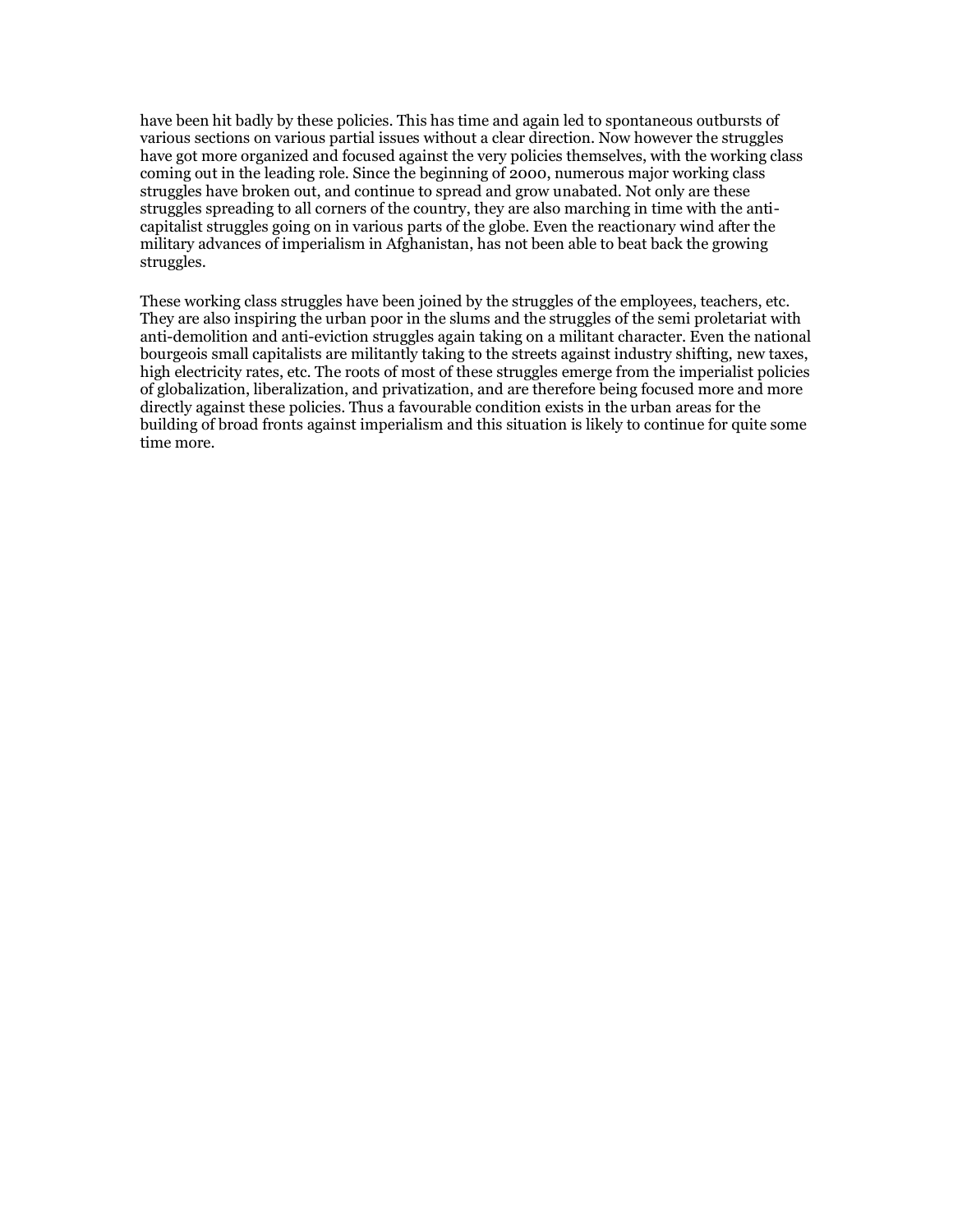have been hit badly by these policies. This has time and again led to spontaneous outbursts of various sections on various partial issues without a clear direction. Now however the struggles have got more organized and focused against the very policies themselves, with the working class coming out in the leading role. Since the beginning of 2000, numerous major working class struggles have broken out, and continue to spread and grow unabated. Not only are these struggles spreading to all corners of the country, they are also marching in time with the anti-capitalist struggles going on in various parts of the globe. Even the reactionary wind after the military advances of imperialism in Afghanistan, has not been able to beat back the growing struggles.

These working class struggles have been joined by the struggles of the employees, teachers, etc. They are also inspiring the urban poor in the slums and the struggles of the semi proletariat with anti-demolition and anti-eviction struggles again taking on a militant character. Even the national bourgeois small capitalists are militantly taking to the streets against industry shifting, new taxes, high electricity rates, etc. The roots of most of these struggles emerge from the imperialist policies of globalization, liberalization, and privatization, and are therefore being focused more and more directly against these policies. Thus a favourable condition exists in the urban areas for the building of broad fronts against imperialism and this situation is likely to continue for quite some time more.